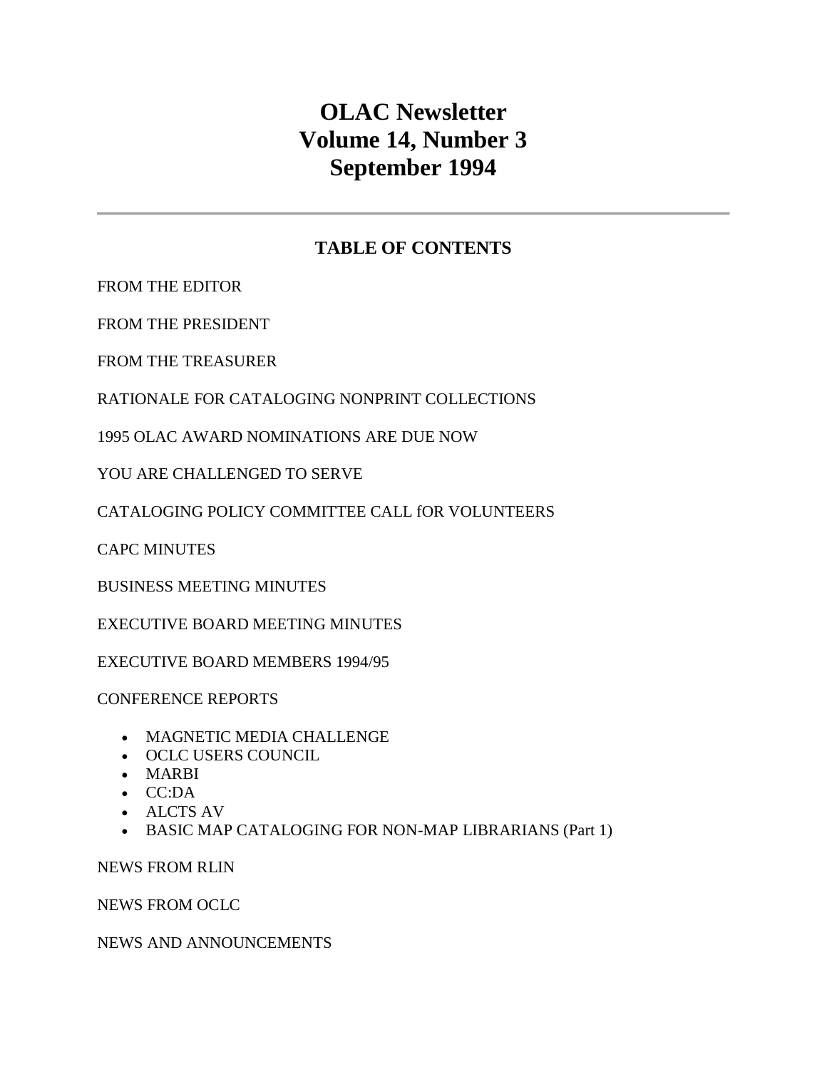# OLAC Newsletter
# Volume 14, Number 3
# September 1994

---

## TABLE OF CONTENTS

FROM THE EDITOR

FROM THE PRESIDENT

FROM THE TREASURER

RATIONALE FOR CATALOGING NONPRINT COLLECTIONS

1995 OLAC AWARD NOMINATIONS ARE DUE NOW

YOU ARE CHALLENGED TO SERVE

CATALOGING POLICY COMMITTEE CALL fOR VOLUNTEERS

CAPC MINUTES

BUSINESS MEETING MINUTES

EXECUTIVE BOARD MEETING MINUTES

EXECUTIVE BOARD MEMBERS 1994/95

CONFERENCE REPORTS

- MAGNETIC MEDIA CHALLENGE
- OCLC USERS COUNCIL
- MARBI
- CC:DA
- ALCTS AV
- BASIC MAP CATALOGING FOR NON-MAP LIBRARIANS (Part 1)

NEWS FROM RLIN

NEWS FROM OCLC

NEWS AND ANNOUNCEMENTS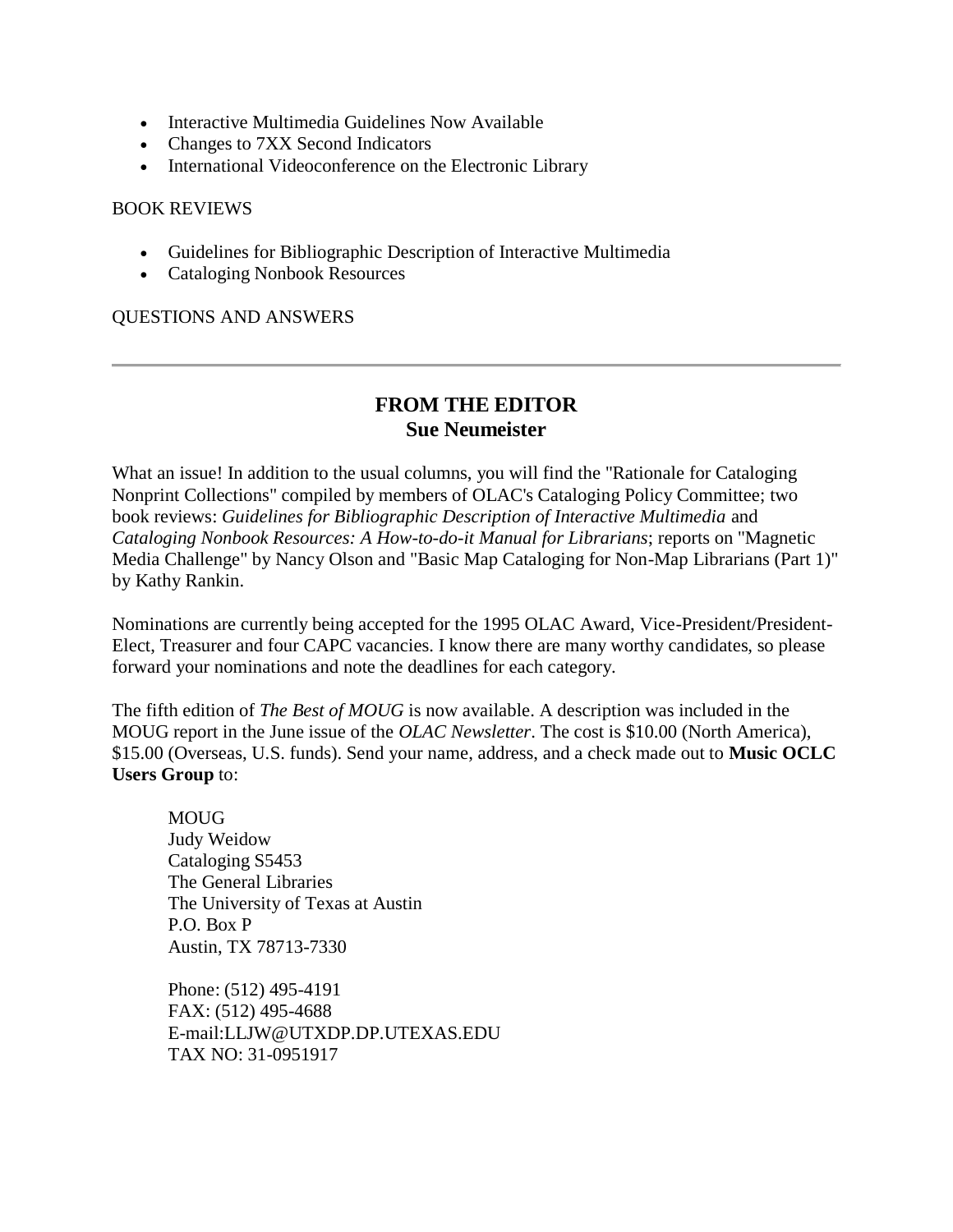- Interactive Multimedia Guidelines Now Available
- Changes to 7XX Second Indicators
- International Videoconference on the Electronic Library

BOOK REVIEWS

- Guidelines for Bibliographic Description of Interactive Multimedia
- Cataloging Nonbook Resources

QUESTIONS AND ANSWERS

---

## FROM THE EDITOR
### Sue Neumeister

What an issue! In addition to the usual columns, you will find the "Rationale for Cataloging Nonprint Collections" compiled by members of OLAC's Cataloging Policy Committee; two book reviews: *Guidelines for Bibliographic Description of Interactive Multimedia* and *Cataloging Nonbook Resources: A How-to-do-it Manual for Librarians*; reports on "Magnetic Media Challenge" by Nancy Olson and "Basic Map Cataloging for Non-Map Librarians (Part 1)" by Kathy Rankin.

Nominations are currently being accepted for the 1995 OLAC Award, Vice-President/President-Elect, Treasurer and four CAPC vacancies. I know there are many worthy candidates, so please forward your nominations and note the deadlines for each category.

The fifth edition of *The Best of MOUG* is now available. A description was included in the MOUG report in the June issue of the *OLAC Newsletter*. The cost is $10.00 (North America), $15.00 (Overseas, U.S. funds). Send your name, address, and a check made out to **Music OCLC Users Group** to:

> MOUG
> Judy Weidow
> Cataloging S5453
> The General Libraries
> The University of Texas at Austin
> P.O. Box P
> Austin, TX 78713-7330
>
> Phone: (512) 495-4191
> FAX: (512) 495-4688
> E-mail:LLJW@UTXDP.DP.UTEXAS.EDU
> TAX NO: 31-0951917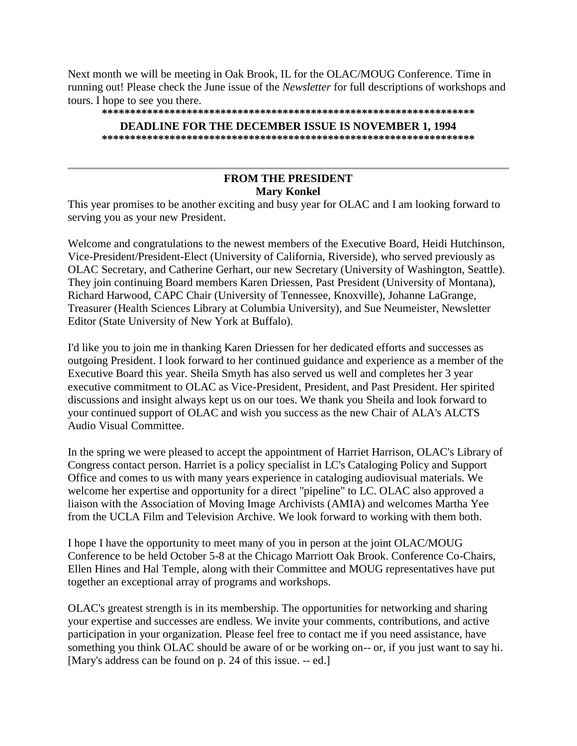Next month we will be meeting in Oak Brook, IL for the OLAC/MOUG Conference. Time in running out! Please check the June issue of the *Newsletter* for full descriptions of workshops and tours. I hope to see you there.

**\*\*\*\*\*\*\*\*\*\*\*\*\*\*\*\*\*\*\*\*\*\*\*\*\*\*\*\*\*\*\*\*\*\*\*\*\*\*\*\*\*\*\*\*\*\*\*\*\*\*\*\*\*\*\*\*\*\*\*\*\*\*\*\*\*\*\***

**DEADLINE FOR THE DECEMBER ISSUE IS NOVEMBER 1, 1994**

**\*\*\*\*\*\*\*\*\*\*\*\*\*\*\*\*\*\*\*\*\*\*\*\*\*\*\*\*\*\*\*\*\*\*\*\*\*\*\*\*\*\*\*\*\*\*\*\*\*\*\*\*\*\*\*\*\*\*\*\*\*\*\*\*\*\*\***

---

## FROM THE PRESIDENT
**Mary Konkel**

This year promises to be another exciting and busy year for OLAC and I am looking forward to serving you as your new President.

Welcome and congratulations to the newest members of the Executive Board, Heidi Hutchinson, Vice-President/President-Elect (University of California, Riverside), who served previously as OLAC Secretary, and Catherine Gerhart, our new Secretary (University of Washington, Seattle). They join continuing Board members Karen Driessen, Past President (University of Montana), Richard Harwood, CAPC Chair (University of Tennessee, Knoxville), Johanne LaGrange, Treasurer (Health Sciences Library at Columbia University), and Sue Neumeister, Newsletter Editor (State University of New York at Buffalo).

I'd like you to join me in thanking Karen Driessen for her dedicated efforts and successes as outgoing President. I look forward to her continued guidance and experience as a member of the Executive Board this year. Sheila Smyth has also served us well and completes her 3 year executive commitment to OLAC as Vice-President, President, and Past President. Her spirited discussions and insight always kept us on our toes. We thank you Sheila and look forward to your continued support of OLAC and wish you success as the new Chair of ALA's ALCTS Audio Visual Committee.

In the spring we were pleased to accept the appointment of Harriet Harrison, OLAC's Library of Congress contact person. Harriet is a policy specialist in LC's Cataloging Policy and Support Office and comes to us with many years experience in cataloging audiovisual materials. We welcome her expertise and opportunity for a direct "pipeline" to LC. OLAC also approved a liaison with the Association of Moving Image Archivists (AMIA) and welcomes Martha Yee from the UCLA Film and Television Archive. We look forward to working with them both.

I hope I have the opportunity to meet many of you in person at the joint OLAC/MOUG Conference to be held October 5-8 at the Chicago Marriott Oak Brook. Conference Co-Chairs, Ellen Hines and Hal Temple, along with their Committee and MOUG representatives have put together an exceptional array of programs and workshops.

OLAC's greatest strength is in its membership. The opportunities for networking and sharing your expertise and successes are endless. We invite your comments, contributions, and active participation in your organization. Please feel free to contact me if you need assistance, have something you think OLAC should be aware of or be working on-- or, if you just want to say hi. [Mary's address can be found on p. 24 of this issue. -- ed.]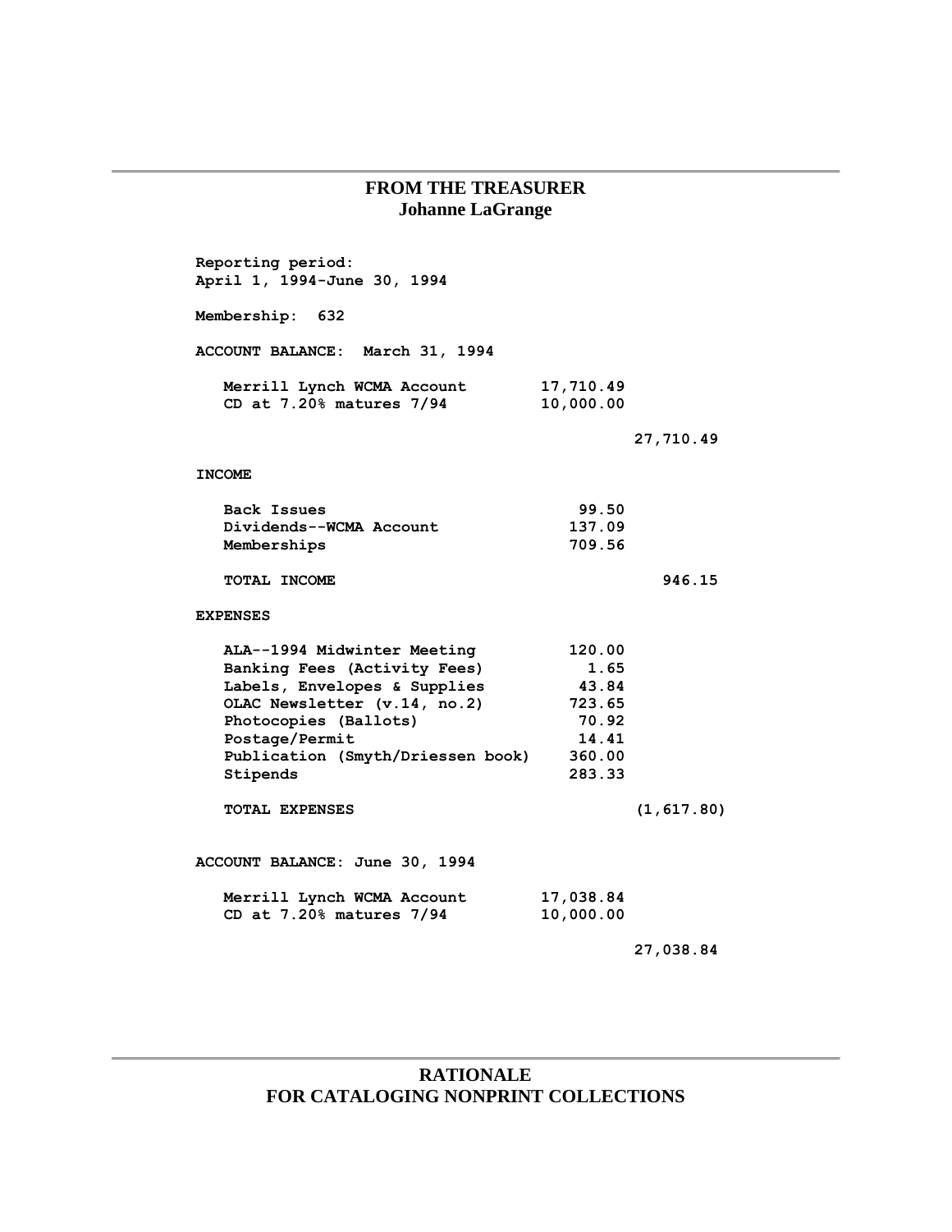## FROM THE TREASURER
### Johanne LaGrange

**Reporting period:**
**April 1, 1994-June 30, 1994**

**Membership: 632**

**ACCOUNT BALANCE: March 31, 1994**

| | | |
|---|---|---|
| Merrill Lynch WCMA Account | 17,710.49 | |
| CD at 7.20% matures 7/94 | 10,000.00 | |
| | | 27,710.49 |

**INCOME**

| | | |
|---|---|---|
| Back Issues | 99.50 | |
| Dividends--WCMA Account | 137.09 | |
| Memberships | 709.56 | |
| **TOTAL INCOME** | | 946.15 |

**EXPENSES**

| | | |
|---|---|---|
| ALA--1994 Midwinter Meeting | 120.00 | |
| Banking Fees (Activity Fees) | 1.65 | |
| Labels, Envelopes & Supplies | 43.84 | |
| OLAC Newsletter (v.14, no.2) | 723.65 | |
| Photocopies (Ballots) | 70.92 | |
| Postage/Permit | 14.41 | |
| Publication (Smyth/Driessen book) | 360.00 | |
| Stipends | 283.33 | |
| **TOTAL EXPENSES** | | (1,617.80) |

**ACCOUNT BALANCE: June 30, 1994**

| | | |
|---|---|---|
| Merrill Lynch WCMA Account | 17,038.84 | |
| CD at 7.20% matures 7/94 | 10,000.00 | |
| | | 27,038.84 |

## RATIONALE FOR CATALOGING NONPRINT COLLECTIONS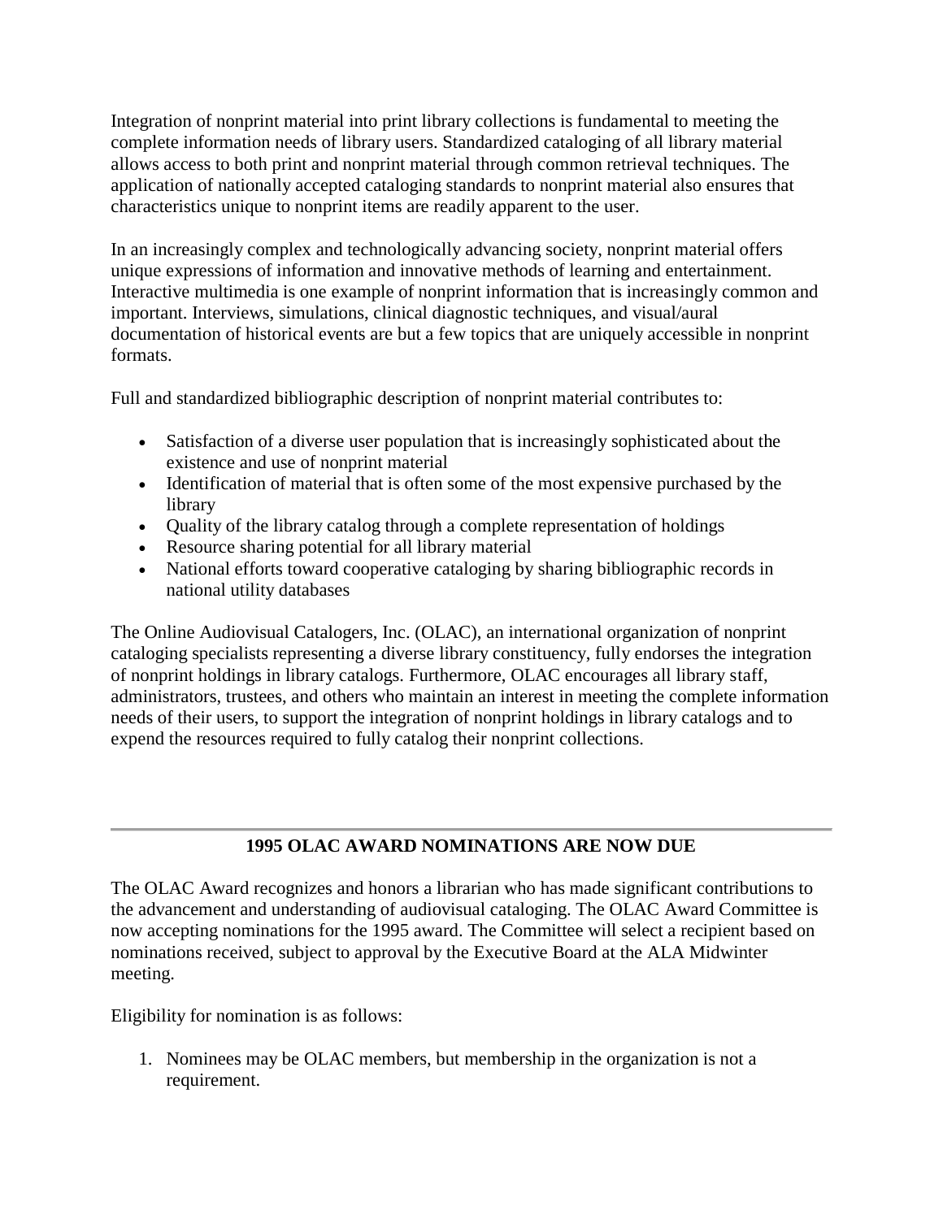Integration of nonprint material into print library collections is fundamental to meeting the complete information needs of library users. Standardized cataloging of all library material allows access to both print and nonprint material through common retrieval techniques. The application of nationally accepted cataloging standards to nonprint material also ensures that characteristics unique to nonprint items are readily apparent to the user.

In an increasingly complex and technologically advancing society, nonprint material offers unique expressions of information and innovative methods of learning and entertainment. Interactive multimedia is one example of nonprint information that is increasingly common and important. Interviews, simulations, clinical diagnostic techniques, and visual/aural documentation of historical events are but a few topics that are uniquely accessible in nonprint formats.

Full and standardized bibliographic description of nonprint material contributes to:

- Satisfaction of a diverse user population that is increasingly sophisticated about the existence and use of nonprint material
- Identification of material that is often some of the most expensive purchased by the library
- Quality of the library catalog through a complete representation of holdings
- Resource sharing potential for all library material
- National efforts toward cooperative cataloging by sharing bibliographic records in national utility databases

The Online Audiovisual Catalogers, Inc. (OLAC), an international organization of nonprint cataloging specialists representing a diverse library constituency, fully endorses the integration of nonprint holdings in library catalogs. Furthermore, OLAC encourages all library staff, administrators, trustees, and others who maintain an interest in meeting the complete information needs of their users, to support the integration of nonprint holdings in library catalogs and to expend the resources required to fully catalog their nonprint collections.

---

## 1995 OLAC AWARD NOMINATIONS ARE NOW DUE

The OLAC Award recognizes and honors a librarian who has made significant contributions to the advancement and understanding of audiovisual cataloging. The OLAC Award Committee is now accepting nominations for the 1995 award. The Committee will select a recipient based on nominations received, subject to approval by the Executive Board at the ALA Midwinter meeting.

Eligibility for nomination is as follows:

1. Nominees may be OLAC members, but membership in the organization is not a requirement.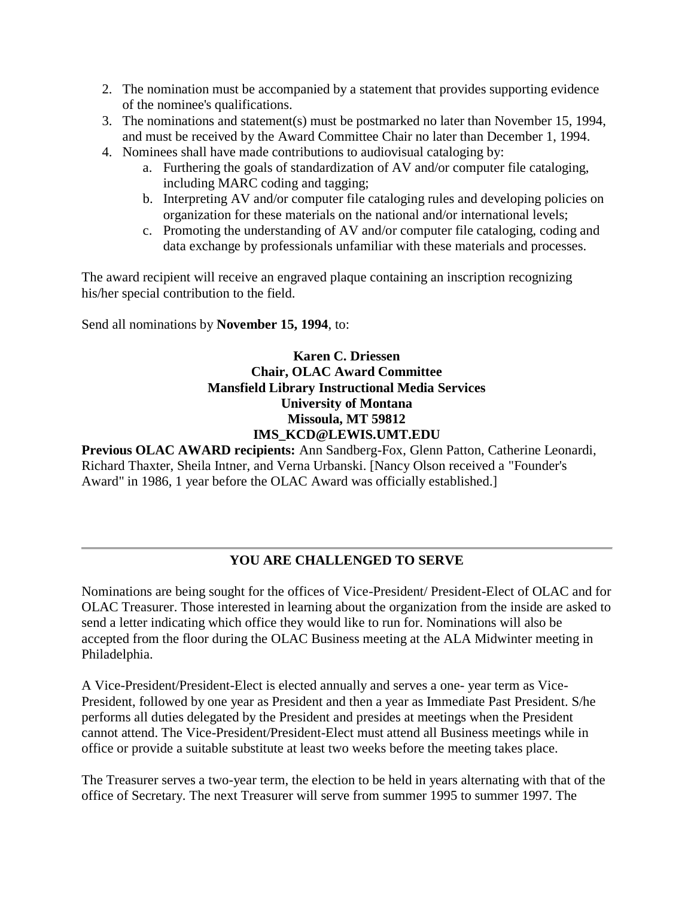2. The nomination must be accompanied by a statement that provides supporting evidence of the nominee's qualifications.
3. The nominations and statement(s) must be postmarked no later than November 15, 1994, and must be received by the Award Committee Chair no later than December 1, 1994.
4. Nominees shall have made contributions to audiovisual cataloging by:
    a. Furthering the goals of standardization of AV and/or computer file cataloging, including MARC coding and tagging;
    b. Interpreting AV and/or computer file cataloging rules and developing policies on organization for these materials on the national and/or international levels;
    c. Promoting the understanding of AV and/or computer file cataloging, coding and data exchange by professionals unfamiliar with these materials and processes.

The award recipient will receive an engraved plaque containing an inscription recognizing his/her special contribution to the field.

Send all nominations by **November 15, 1994**, to:

**Karen C. Driessen**
**Chair, OLAC Award Committee**
**Mansfield Library Instructional Media Services**
**University of Montana**
**Missoula, MT 59812**
**IMS_KCD@LEWIS.UMT.EDU**

**Previous OLAC AWARD recipients:** Ann Sandberg-Fox, Glenn Patton, Catherine Leonardi, Richard Thaxter, Sheila Intner, and Verna Urbanski. [Nancy Olson received a "Founder's Award" in 1986, 1 year before the OLAC Award was officially established.]

---

## YOU ARE CHALLENGED TO SERVE

Nominations are being sought for the offices of Vice-President/ President-Elect of OLAC and for OLAC Treasurer. Those interested in learning about the organization from the inside are asked to send a letter indicating which office they would like to run for. Nominations will also be accepted from the floor during the OLAC Business meeting at the ALA Midwinter meeting in Philadelphia.

A Vice-President/President-Elect is elected annually and serves a one- year term as Vice-President, followed by one year as President and then a year as Immediate Past President. S/he performs all duties delegated by the President and presides at meetings when the President cannot attend. The Vice-President/President-Elect must attend all Business meetings while in office or provide a suitable substitute at least two weeks before the meeting takes place.

The Treasurer serves a two-year term, the election to be held in years alternating with that of the office of Secretary. The next Treasurer will serve from summer 1995 to summer 1997. The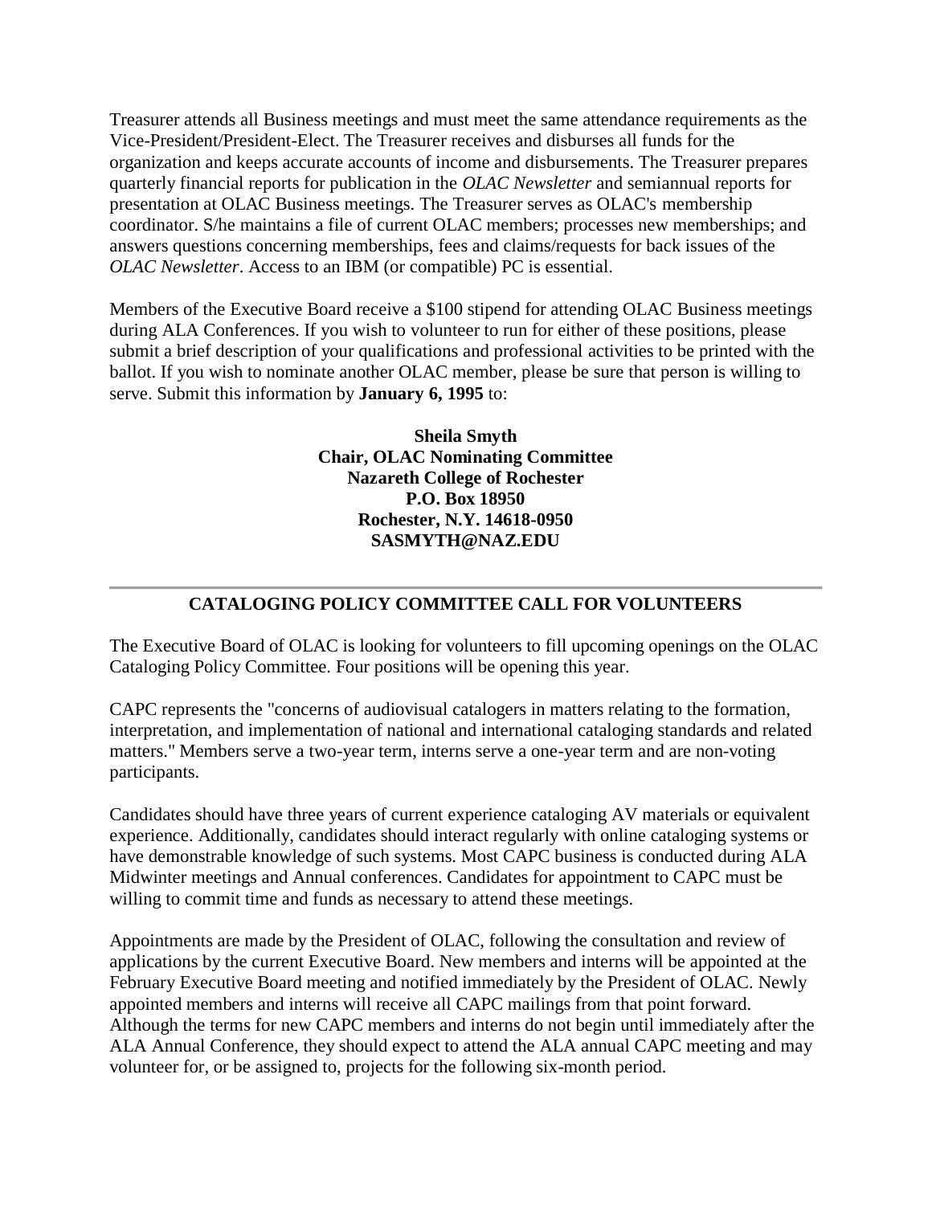Treasurer attends all Business meetings and must meet the same attendance requirements as the Vice-President/President-Elect. The Treasurer receives and disburses all funds for the organization and keeps accurate accounts of income and disbursements. The Treasurer prepares quarterly financial reports for publication in the *OLAC Newsletter* and semiannual reports for presentation at OLAC Business meetings. The Treasurer serves as OLAC's membership coordinator. S/he maintains a file of current OLAC members; processes new memberships; and answers questions concerning memberships, fees and claims/requests for back issues of the *OLAC Newsletter*. Access to an IBM (or compatible) PC is essential.

Members of the Executive Board receive a $100 stipend for attending OLAC Business meetings during ALA Conferences. If you wish to volunteer to run for either of these positions, please submit a brief description of your qualifications and professional activities to be printed with the ballot. If you wish to nominate another OLAC member, please be sure that person is willing to serve. Submit this information by **January 6, 1995** to:

**Sheila Smyth**
**Chair, OLAC Nominating Committee**
**Nazareth College of Rochester**
**P.O. Box 18950**
**Rochester, N.Y. 14618-0950**
**SASMYTH@NAZ.EDU**

---

## CATALOGING POLICY COMMITTEE CALL FOR VOLUNTEERS

The Executive Board of OLAC is looking for volunteers to fill upcoming openings on the OLAC Cataloging Policy Committee. Four positions will be opening this year.

CAPC represents the "concerns of audiovisual catalogers in matters relating to the formation, interpretation, and implementation of national and international cataloging standards and related matters." Members serve a two-year term, interns serve a one-year term and are non-voting participants.

Candidates should have three years of current experience cataloging AV materials or equivalent experience. Additionally, candidates should interact regularly with online cataloging systems or have demonstrable knowledge of such systems. Most CAPC business is conducted during ALA Midwinter meetings and Annual conferences. Candidates for appointment to CAPC must be willing to commit time and funds as necessary to attend these meetings.

Appointments are made by the President of OLAC, following the consultation and review of applications by the current Executive Board. New members and interns will be appointed at the February Executive Board meeting and notified immediately by the President of OLAC. Newly appointed members and interns will receive all CAPC mailings from that point forward. Although the terms for new CAPC members and interns do not begin until immediately after the ALA Annual Conference, they should expect to attend the ALA annual CAPC meeting and may volunteer for, or be assigned to, projects for the following six-month period.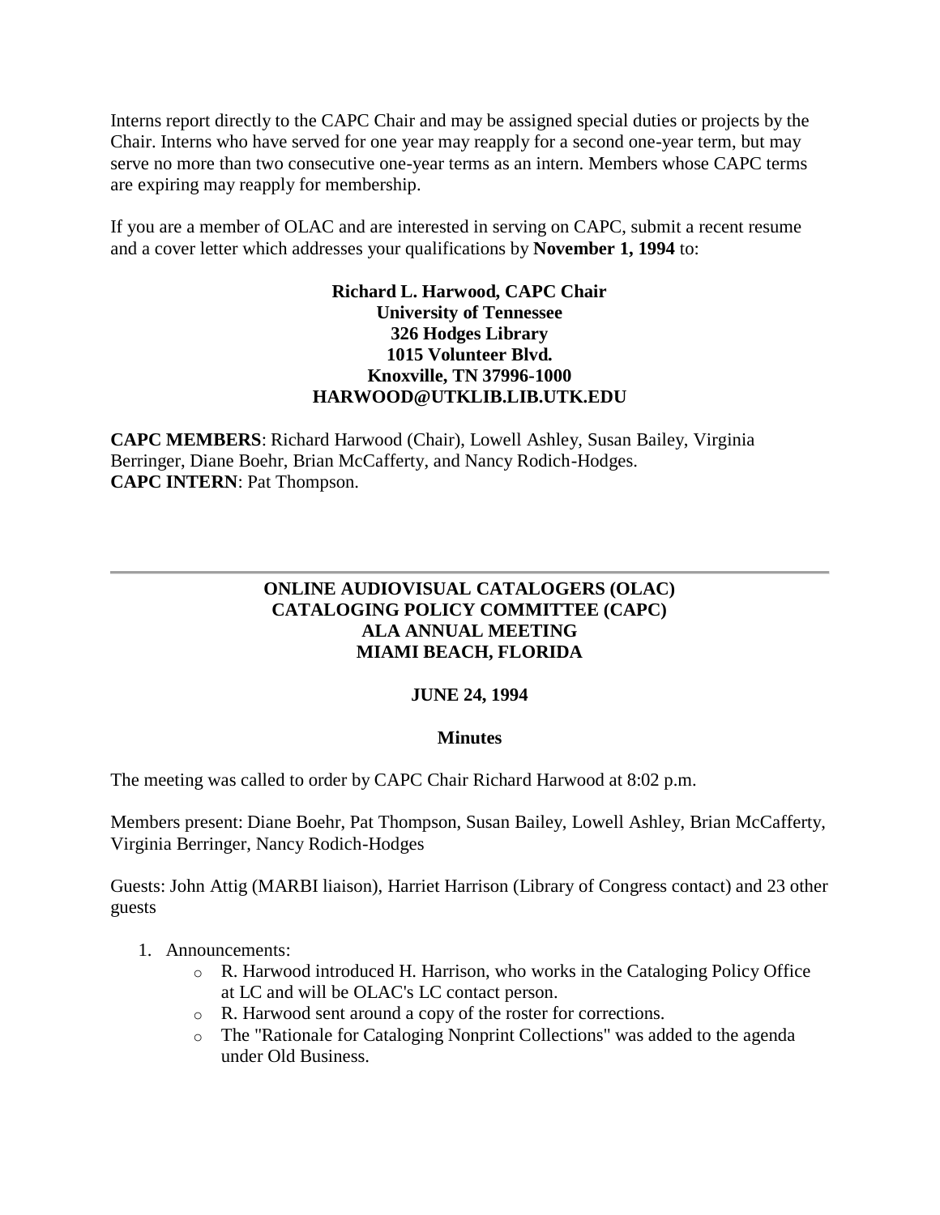Interns report directly to the CAPC Chair and may be assigned special duties or projects by the Chair. Interns who have served for one year may reapply for a second one-year term, but may serve no more than two consecutive one-year terms as an intern. Members whose CAPC terms are expiring may reapply for membership.

If you are a member of OLAC and are interested in serving on CAPC, submit a recent resume and a cover letter which addresses your qualifications by **November 1, 1994** to:

**Richard L. Harwood, CAPC Chair**
**University of Tennessee**
**326 Hodges Library**
**1015 Volunteer Blvd.**
**Knoxville, TN 37996-1000**
**HARWOOD@UTKLIB.LIB.UTK.EDU**

**CAPC MEMBERS**: Richard Harwood (Chair), Lowell Ashley, Susan Bailey, Virginia Berringer, Diane Boehr, Brian McCafferty, and Nancy Rodich-Hodges.
**CAPC INTERN**: Pat Thompson.

---

## ONLINE AUDIOVISUAL CATALOGERS (OLAC) CATALOGING POLICY COMMITTEE (CAPC) ALA ANNUAL MEETING MIAMI BEACH, FLORIDA

**JUNE 24, 1994**

**Minutes**

The meeting was called to order by CAPC Chair Richard Harwood at 8:02 p.m.

Members present: Diane Boehr, Pat Thompson, Susan Bailey, Lowell Ashley, Brian McCafferty, Virginia Berringer, Nancy Rodich-Hodges

Guests: John Attig (MARBI liaison), Harriet Harrison (Library of Congress contact) and 23 other guests

1. Announcements:
   - R. Harwood introduced H. Harrison, who works in the Cataloging Policy Office at LC and will be OLAC's LC contact person.
   - R. Harwood sent around a copy of the roster for corrections.
   - The "Rationale for Cataloging Nonprint Collections" was added to the agenda under Old Business.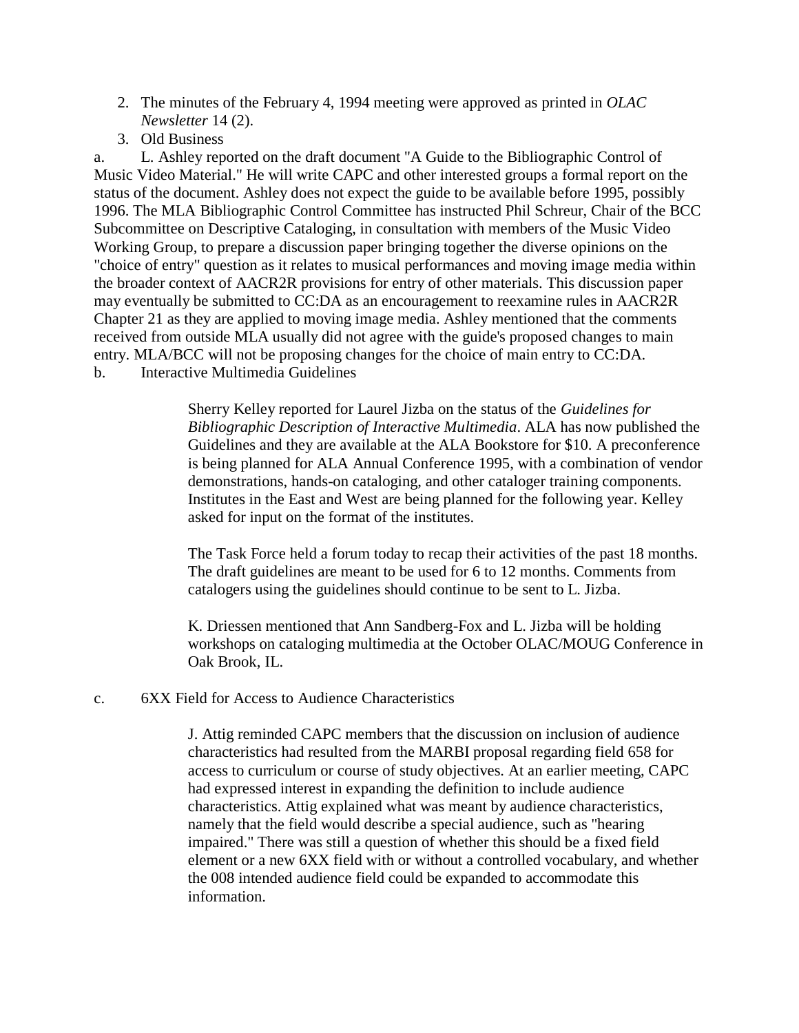2. The minutes of the February 4, 1994 meeting were approved as printed in *OLAC Newsletter* 14 (2).
3. Old Business

a. L. Ashley reported on the draft document "A Guide to the Bibliographic Control of Music Video Material." He will write CAPC and other interested groups a formal report on the status of the document. Ashley does not expect the guide to be available before 1995, possibly 1996. The MLA Bibliographic Control Committee has instructed Phil Schreur, Chair of the BCC Subcommittee on Descriptive Cataloging, in consultation with members of the Music Video Working Group, to prepare a discussion paper bringing together the diverse opinions on the "choice of entry" question as it relates to musical performances and moving image media within the broader context of AACR2R provisions for entry of other materials. This discussion paper may eventually be submitted to CC:DA as an encouragement to reexamine rules in AACR2R Chapter 21 as they are applied to moving image media. Ashley mentioned that the comments received from outside MLA usually did not agree with the guide's proposed changes to main entry. MLA/BCC will not be proposing changes for the choice of main entry to CC:DA.

b. Interactive Multimedia Guidelines

> Sherry Kelley reported for Laurel Jizba on the status of the *Guidelines for Bibliographic Description of Interactive Multimedia*. ALA has now published the Guidelines and they are available at the ALA Bookstore for $10. A preconference is being planned for ALA Annual Conference 1995, with a combination of vendor demonstrations, hands-on cataloging, and other cataloger training components. Institutes in the East and West are being planned for the following year. Kelley asked for input on the format of the institutes.
>
> The Task Force held a forum today to recap their activities of the past 18 months. The draft guidelines are meant to be used for 6 to 12 months. Comments from catalogers using the guidelines should continue to be sent to L. Jizba.
>
> K. Driessen mentioned that Ann Sandberg-Fox and L. Jizba will be holding workshops on cataloging multimedia at the October OLAC/MOUG Conference in Oak Brook, IL.

c. 6XX Field for Access to Audience Characteristics

> J. Attig reminded CAPC members that the discussion on inclusion of audience characteristics had resulted from the MARBI proposal regarding field 658 for access to curriculum or course of study objectives. At an earlier meeting, CAPC had expressed interest in expanding the definition to include audience characteristics. Attig explained what was meant by audience characteristics, namely that the field would describe a special audience, such as "hearing impaired." There was still a question of whether this should be a fixed field element or a new 6XX field with or without a controlled vocabulary, and whether the 008 intended audience field could be expanded to accommodate this information.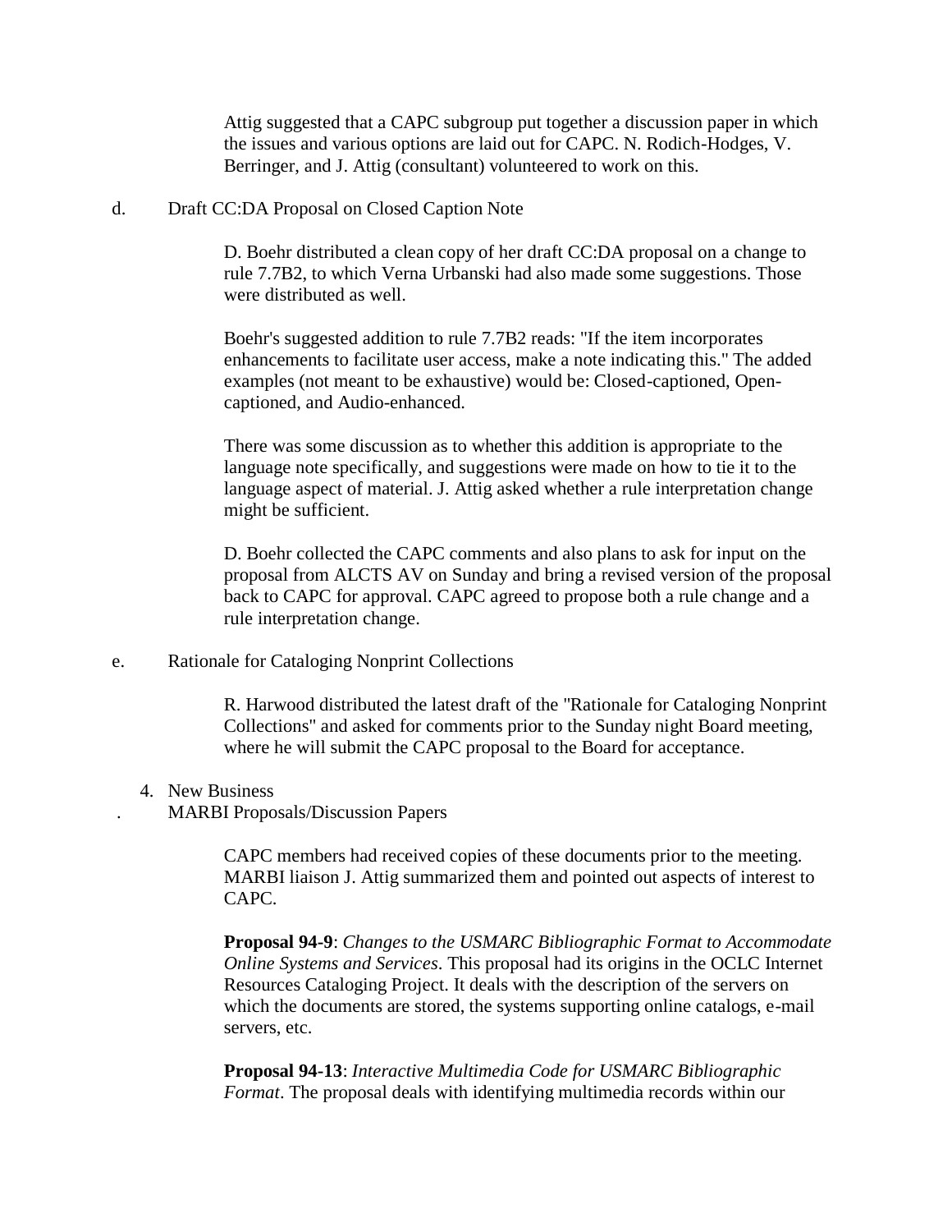Attig suggested that a CAPC subgroup put together a discussion paper in which the issues and various options are laid out for CAPC. N. Rodich-Hodges, V. Berringer, and J. Attig (consultant) volunteered to work on this.

d. Draft CC:DA Proposal on Closed Caption Note

D. Boehr distributed a clean copy of her draft CC:DA proposal on a change to rule 7.7B2, to which Verna Urbanski had also made some suggestions. Those were distributed as well.

Boehr's suggested addition to rule 7.7B2 reads: "If the item incorporates enhancements to facilitate user access, make a note indicating this." The added examples (not meant to be exhaustive) would be: Closed-captioned, Open-captioned, and Audio-enhanced.

There was some discussion as to whether this addition is appropriate to the language note specifically, and suggestions were made on how to tie it to the language aspect of material. J. Attig asked whether a rule interpretation change might be sufficient.

D. Boehr collected the CAPC comments and also plans to ask for input on the proposal from ALCTS AV on Sunday and bring a revised version of the proposal back to CAPC for approval. CAPC agreed to propose both a rule change and a rule interpretation change.

e. Rationale for Cataloging Nonprint Collections

R. Harwood distributed the latest draft of the "Rationale for Cataloging Nonprint Collections" and asked for comments prior to the Sunday night Board meeting, where he will submit the CAPC proposal to the Board for acceptance.

4. New Business

. MARBI Proposals/Discussion Papers

CAPC members had received copies of these documents prior to the meeting. MARBI liaison J. Attig summarized them and pointed out aspects of interest to CAPC.

**Proposal 94-9**: *Changes to the USMARC Bibliographic Format to Accommodate Online Systems and Services*. This proposal had its origins in the OCLC Internet Resources Cataloging Project. It deals with the description of the servers on which the documents are stored, the systems supporting online catalogs, e-mail servers, etc.

**Proposal 94-13**: *Interactive Multimedia Code for USMARC Bibliographic Format*. The proposal deals with identifying multimedia records within our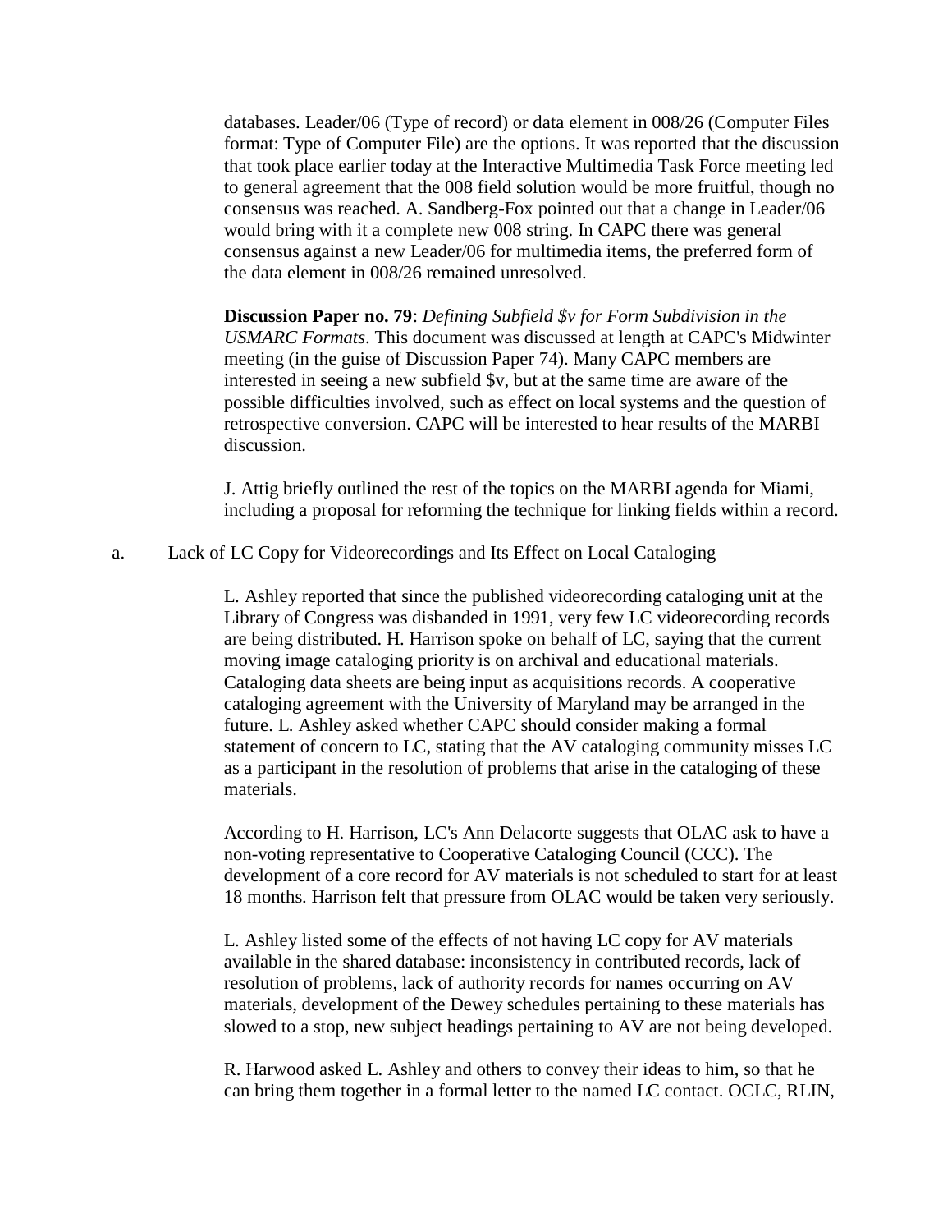databases. Leader/06 (Type of record) or data element in 008/26 (Computer Files format: Type of Computer File) are the options. It was reported that the discussion that took place earlier today at the Interactive Multimedia Task Force meeting led to general agreement that the 008 field solution would be more fruitful, though no consensus was reached. A. Sandberg-Fox pointed out that a change in Leader/06 would bring with it a complete new 008 string. In CAPC there was general consensus against a new Leader/06 for multimedia items, the preferred form of the data element in 008/26 remained unresolved.

**Discussion Paper no. 79**: *Defining Subfield $v for Form Subdivision in the USMARC Formats*. This document was discussed at length at CAPC's Midwinter meeting (in the guise of Discussion Paper 74). Many CAPC members are interested in seeing a new subfield $v, but at the same time are aware of the possible difficulties involved, such as effect on local systems and the question of retrospective conversion. CAPC will be interested to hear results of the MARBI discussion.

J. Attig briefly outlined the rest of the topics on the MARBI agenda for Miami, including a proposal for reforming the technique for linking fields within a record.

a. Lack of LC Copy for Videorecordings and Its Effect on Local Cataloging

L. Ashley reported that since the published videorecording cataloging unit at the Library of Congress was disbanded in 1991, very few LC videorecording records are being distributed. H. Harrison spoke on behalf of LC, saying that the current moving image cataloging priority is on archival and educational materials. Cataloging data sheets are being input as acquisitions records. A cooperative cataloging agreement with the University of Maryland may be arranged in the future. L. Ashley asked whether CAPC should consider making a formal statement of concern to LC, stating that the AV cataloging community misses LC as a participant in the resolution of problems that arise in the cataloging of these materials.

According to H. Harrison, LC's Ann Delacorte suggests that OLAC ask to have a non-voting representative to Cooperative Cataloging Council (CCC). The development of a core record for AV materials is not scheduled to start for at least 18 months. Harrison felt that pressure from OLAC would be taken very seriously.

L. Ashley listed some of the effects of not having LC copy for AV materials available in the shared database: inconsistency in contributed records, lack of resolution of problems, lack of authority records for names occurring on AV materials, development of the Dewey schedules pertaining to these materials has slowed to a stop, new subject headings pertaining to AV are not being developed.

R. Harwood asked L. Ashley and others to convey their ideas to him, so that he can bring them together in a formal letter to the named LC contact. OCLC, RLIN,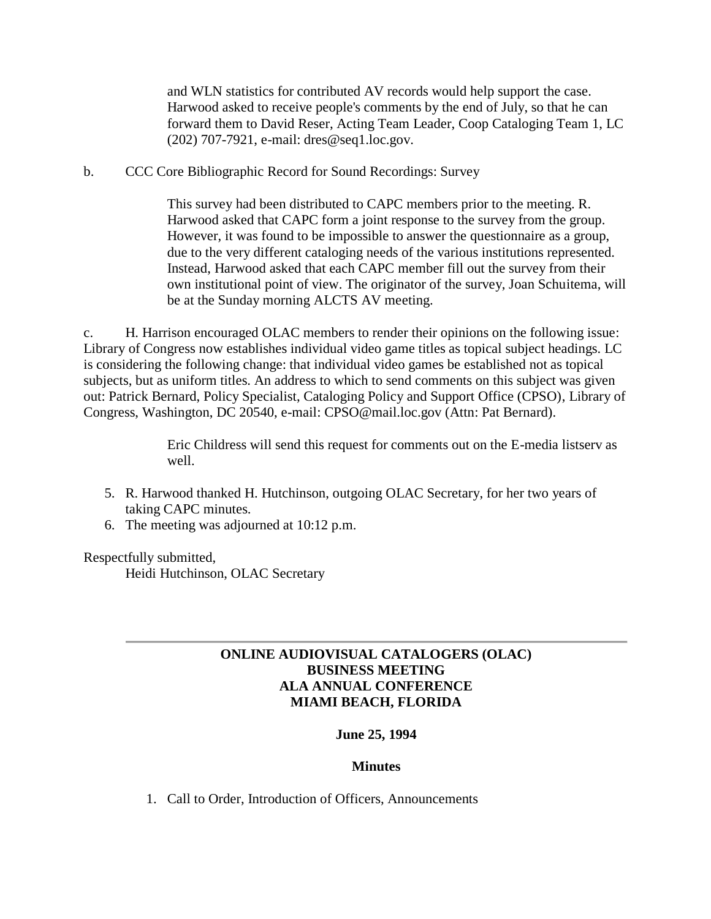and WLN statistics for contributed AV records would help support the case. Harwood asked to receive people's comments by the end of July, so that he can forward them to David Reser, Acting Team Leader, Coop Cataloging Team 1, LC (202) 707-7921, e-mail: dres@seq1.loc.gov.

b. CCC Core Bibliographic Record for Sound Recordings: Survey

> This survey had been distributed to CAPC members prior to the meeting. R. Harwood asked that CAPC form a joint response to the survey from the group. However, it was found to be impossible to answer the questionnaire as a group, due to the very different cataloging needs of the various institutions represented. Instead, Harwood asked that each CAPC member fill out the survey from their own institutional point of view. The originator of the survey, Joan Schuitema, will be at the Sunday morning ALCTS AV meeting.

c. H. Harrison encouraged OLAC members to render their opinions on the following issue: Library of Congress now establishes individual video game titles as topical subject headings. LC is considering the following change: that individual video games be established not as topical subjects, but as uniform titles. An address to which to send comments on this subject was given out: Patrick Bernard, Policy Specialist, Cataloging Policy and Support Office (CPSO), Library of Congress, Washington, DC 20540, e-mail: CPSO@mail.loc.gov (Attn: Pat Bernard).

> Eric Childress will send this request for comments out on the E-media listserv as well.

5. R. Harwood thanked H. Hutchinson, outgoing OLAC Secretary, for her two years of taking CAPC minutes.
6. The meeting was adjourned at 10:12 p.m.

Respectfully submitted,
Heidi Hutchinson, OLAC Secretary

---

## ONLINE AUDIOVISUAL CATALOGERS (OLAC) BUSINESS MEETING ALA ANNUAL CONFERENCE MIAMI BEACH, FLORIDA

**June 25, 1994**

**Minutes**

1. Call to Order, Introduction of Officers, Announcements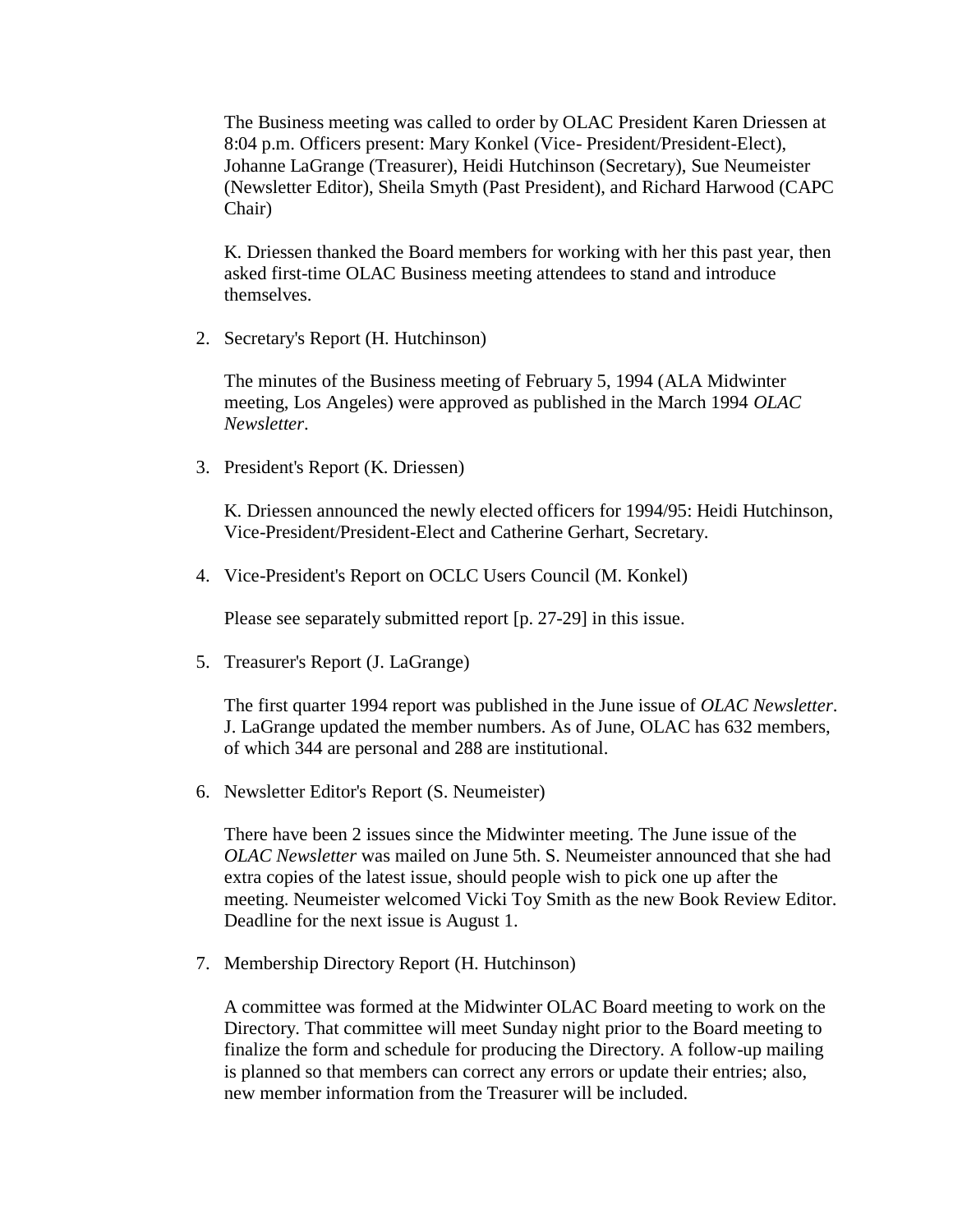The Business meeting was called to order by OLAC President Karen Driessen at 8:04 p.m. Officers present: Mary Konkel (Vice- President/President-Elect), Johanne LaGrange (Treasurer), Heidi Hutchinson (Secretary), Sue Neumeister (Newsletter Editor), Sheila Smyth (Past President), and Richard Harwood (CAPC Chair)

K. Driessen thanked the Board members for working with her this past year, then asked first-time OLAC Business meeting attendees to stand and introduce themselves.

2. Secretary's Report (H. Hutchinson)

   The minutes of the Business meeting of February 5, 1994 (ALA Midwinter meeting, Los Angeles) were approved as published in the March 1994 *OLAC Newsletter*.

3. President's Report (K. Driessen)

   K. Driessen announced the newly elected officers for 1994/95: Heidi Hutchinson, Vice-President/President-Elect and Catherine Gerhart, Secretary.

4. Vice-President's Report on OCLC Users Council (M. Konkel)

   Please see separately submitted report [p. 27-29] in this issue.

5. Treasurer's Report (J. LaGrange)

   The first quarter 1994 report was published in the June issue of *OLAC Newsletter*. J. LaGrange updated the member numbers. As of June, OLAC has 632 members, of which 344 are personal and 288 are institutional.

6. Newsletter Editor's Report (S. Neumeister)

   There have been 2 issues since the Midwinter meeting. The June issue of the *OLAC Newsletter* was mailed on June 5th. S. Neumeister announced that she had extra copies of the latest issue, should people wish to pick one up after the meeting. Neumeister welcomed Vicki Toy Smith as the new Book Review Editor. Deadline for the next issue is August 1.

7. Membership Directory Report (H. Hutchinson)

   A committee was formed at the Midwinter OLAC Board meeting to work on the Directory. That committee will meet Sunday night prior to the Board meeting to finalize the form and schedule for producing the Directory. A follow-up mailing is planned so that members can correct any errors or update their entries; also, new member information from the Treasurer will be included.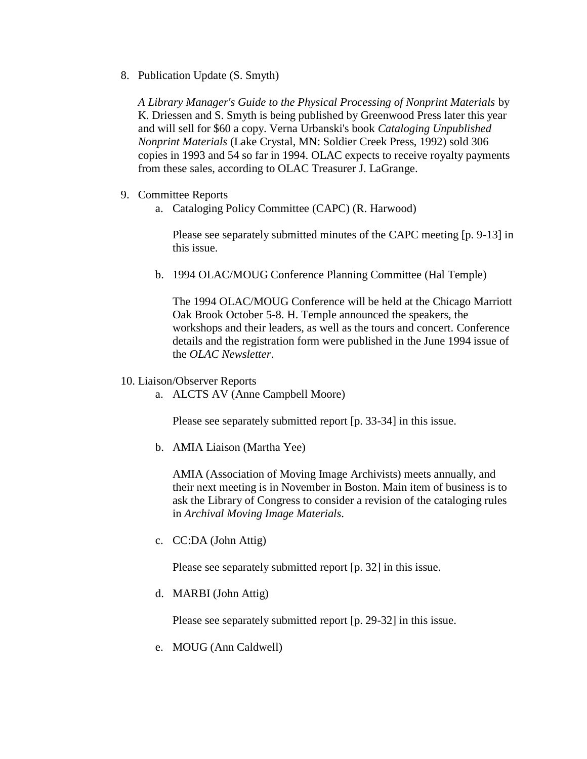8. Publication Update (S. Smyth)

   *A Library Manager's Guide to the Physical Processing of Nonprint Materials* by K. Driessen and S. Smyth is being published by Greenwood Press later this year and will sell for $60 a copy. Verna Urbanski's book *Cataloging Unpublished Nonprint Materials* (Lake Crystal, MN: Soldier Creek Press, 1992) sold 306 copies in 1993 and 54 so far in 1994. OLAC expects to receive royalty payments from these sales, according to OLAC Treasurer J. LaGrange.

9. Committee Reports
   a. Cataloging Policy Committee (CAPC) (R. Harwood)

      Please see separately submitted minutes of the CAPC meeting [p. 9-13] in this issue.

   b. 1994 OLAC/MOUG Conference Planning Committee (Hal Temple)

      The 1994 OLAC/MOUG Conference will be held at the Chicago Marriott Oak Brook October 5-8. H. Temple announced the speakers, the workshops and their leaders, as well as the tours and concert. Conference details and the registration form were published in the June 1994 issue of the *OLAC Newsletter*.

10. Liaison/Observer Reports
    a. ALCTS AV (Anne Campbell Moore)

       Please see separately submitted report [p. 33-34] in this issue.

    b. AMIA Liaison (Martha Yee)

       AMIA (Association of Moving Image Archivists) meets annually, and their next meeting is in November in Boston. Main item of business is to ask the Library of Congress to consider a revision of the cataloging rules in *Archival Moving Image Materials*.

    c. CC:DA (John Attig)

       Please see separately submitted report [p. 32] in this issue.

    d. MARBI (John Attig)

       Please see separately submitted report [p. 29-32] in this issue.

    e. MOUG (Ann Caldwell)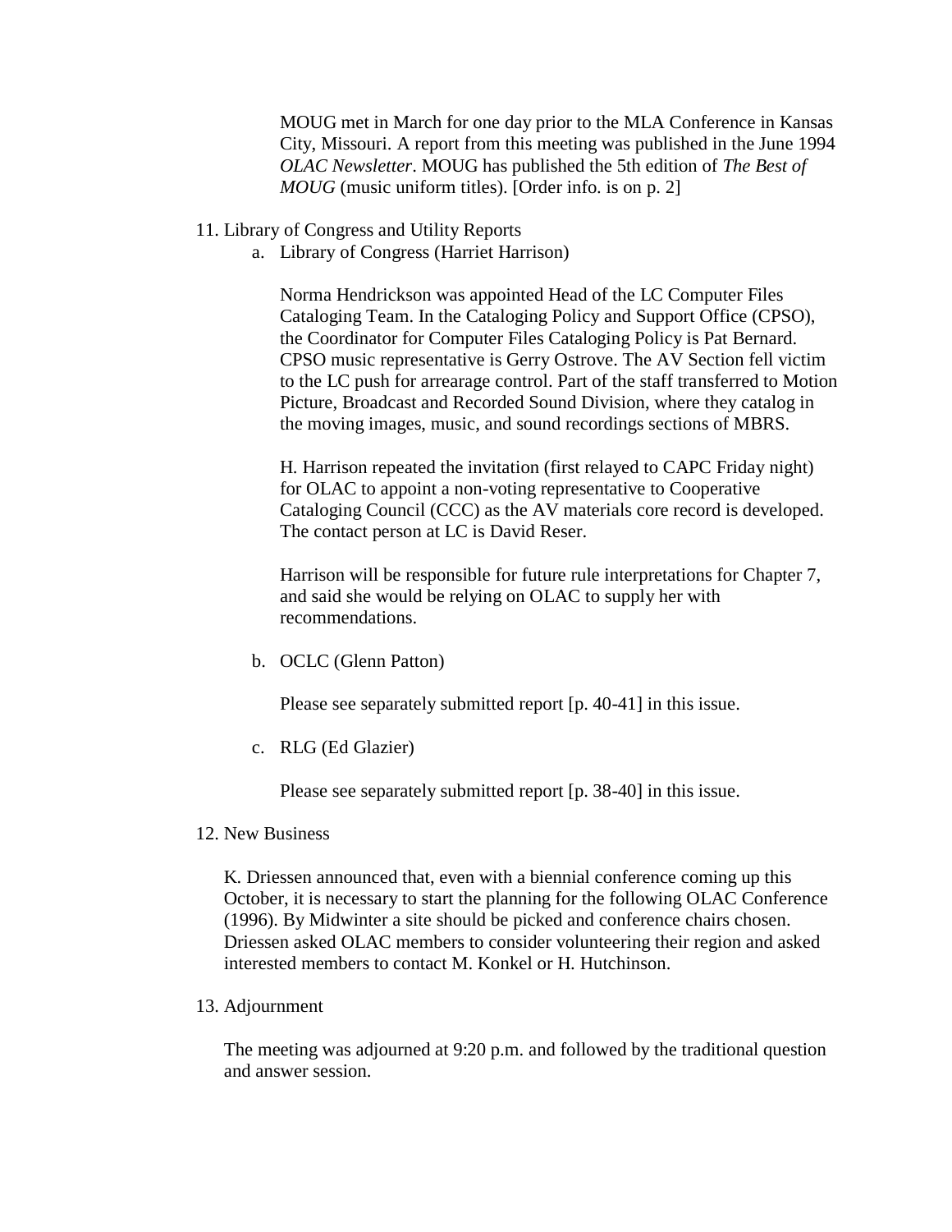MOUG met in March for one day prior to the MLA Conference in Kansas City, Missouri. A report from this meeting was published in the June 1994 *OLAC Newsletter*. MOUG has published the 5th edition of *The Best of MOUG* (music uniform titles). [Order info. is on p. 2]

11. Library of Congress and Utility Reports
    a. Library of Congress (Harriet Harrison)

       Norma Hendrickson was appointed Head of the LC Computer Files Cataloging Team. In the Cataloging Policy and Support Office (CPSO), the Coordinator for Computer Files Cataloging Policy is Pat Bernard. CPSO music representative is Gerry Ostrove. The AV Section fell victim to the LC push for arrearage control. Part of the staff transferred to Motion Picture, Broadcast and Recorded Sound Division, where they catalog in the moving images, music, and sound recordings sections of MBRS.

       H. Harrison repeated the invitation (first relayed to CAPC Friday night) for OLAC to appoint a non-voting representative to Cooperative Cataloging Council (CCC) as the AV materials core record is developed. The contact person at LC is David Reser.

       Harrison will be responsible for future rule interpretations for Chapter 7, and said she would be relying on OLAC to supply her with recommendations.

    b. OCLC (Glenn Patton)

       Please see separately submitted report [p. 40-41] in this issue.

    c. RLG (Ed Glazier)

       Please see separately submitted report [p. 38-40] in this issue.

12. New Business

    K. Driessen announced that, even with a biennial conference coming up this October, it is necessary to start the planning for the following OLAC Conference (1996). By Midwinter a site should be picked and conference chairs chosen. Driessen asked OLAC members to consider volunteering their region and asked interested members to contact M. Konkel or H. Hutchinson.

13. Adjournment

    The meeting was adjourned at 9:20 p.m. and followed by the traditional question and answer session.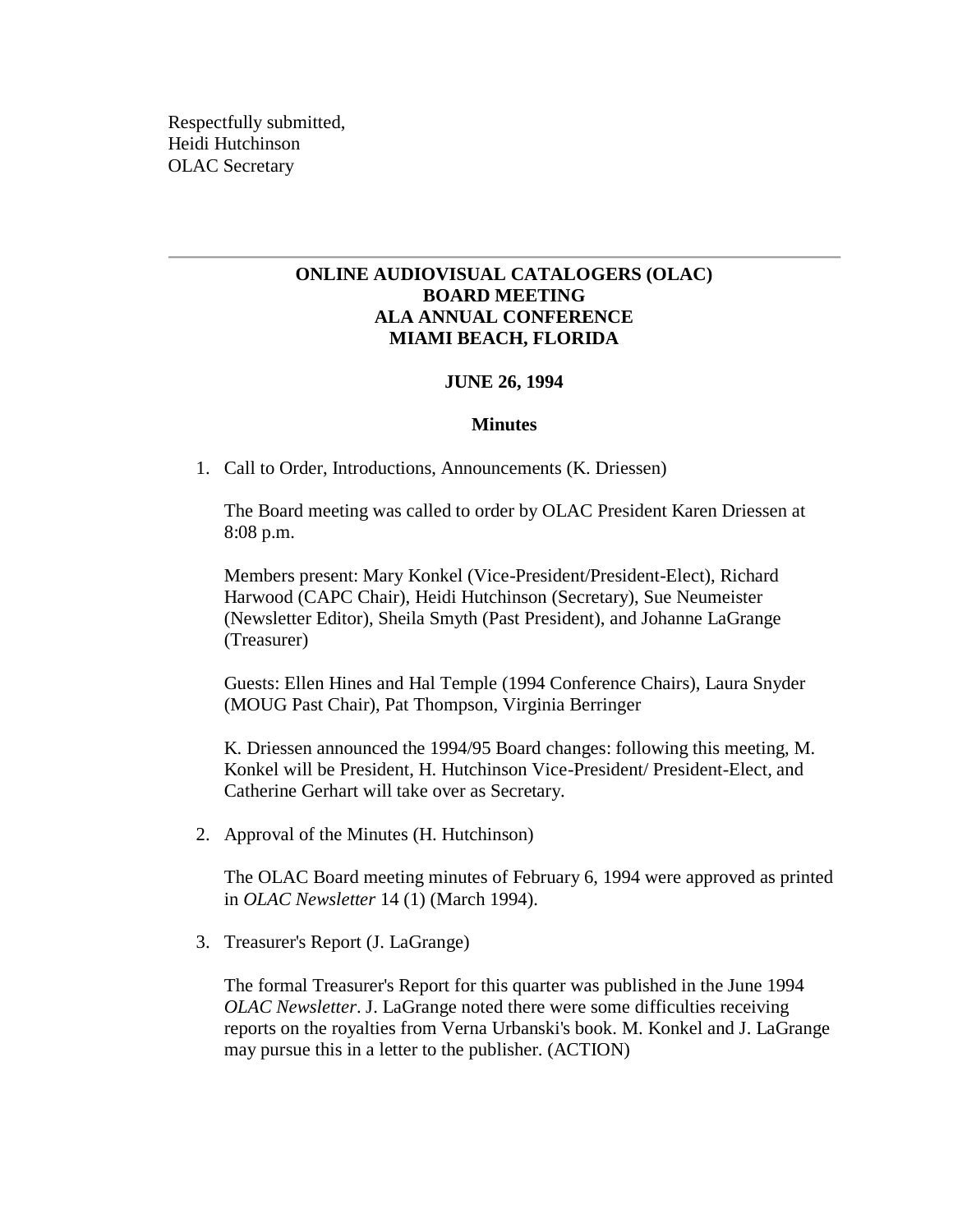Respectfully submitted,
Heidi Hutchinson
OLAC Secretary

---

**ONLINE AUDIOVISUAL CATALOGERS (OLAC)**
**BOARD MEETING**
**ALA ANNUAL CONFERENCE**
**MIAMI BEACH, FLORIDA**

**JUNE 26, 1994**

**Minutes**

1. Call to Order, Introductions, Announcements (K. Driessen)

   The Board meeting was called to order by OLAC President Karen Driessen at 8:08 p.m.

   Members present: Mary Konkel (Vice-President/President-Elect), Richard Harwood (CAPC Chair), Heidi Hutchinson (Secretary), Sue Neumeister (Newsletter Editor), Sheila Smyth (Past President), and Johanne LaGrange (Treasurer)

   Guests: Ellen Hines and Hal Temple (1994 Conference Chairs), Laura Snyder (MOUG Past Chair), Pat Thompson, Virginia Berringer

   K. Driessen announced the 1994/95 Board changes: following this meeting, M. Konkel will be President, H. Hutchinson Vice-President/ President-Elect, and Catherine Gerhart will take over as Secretary.

2. Approval of the Minutes (H. Hutchinson)

   The OLAC Board meeting minutes of February 6, 1994 were approved as printed in *OLAC Newsletter* 14 (1) (March 1994).

3. Treasurer's Report (J. LaGrange)

   The formal Treasurer's Report for this quarter was published in the June 1994 *OLAC Newsletter*. J. LaGrange noted there were some difficulties receiving reports on the royalties from Verna Urbanski's book. M. Konkel and J. LaGrange may pursue this in a letter to the publisher. (ACTION)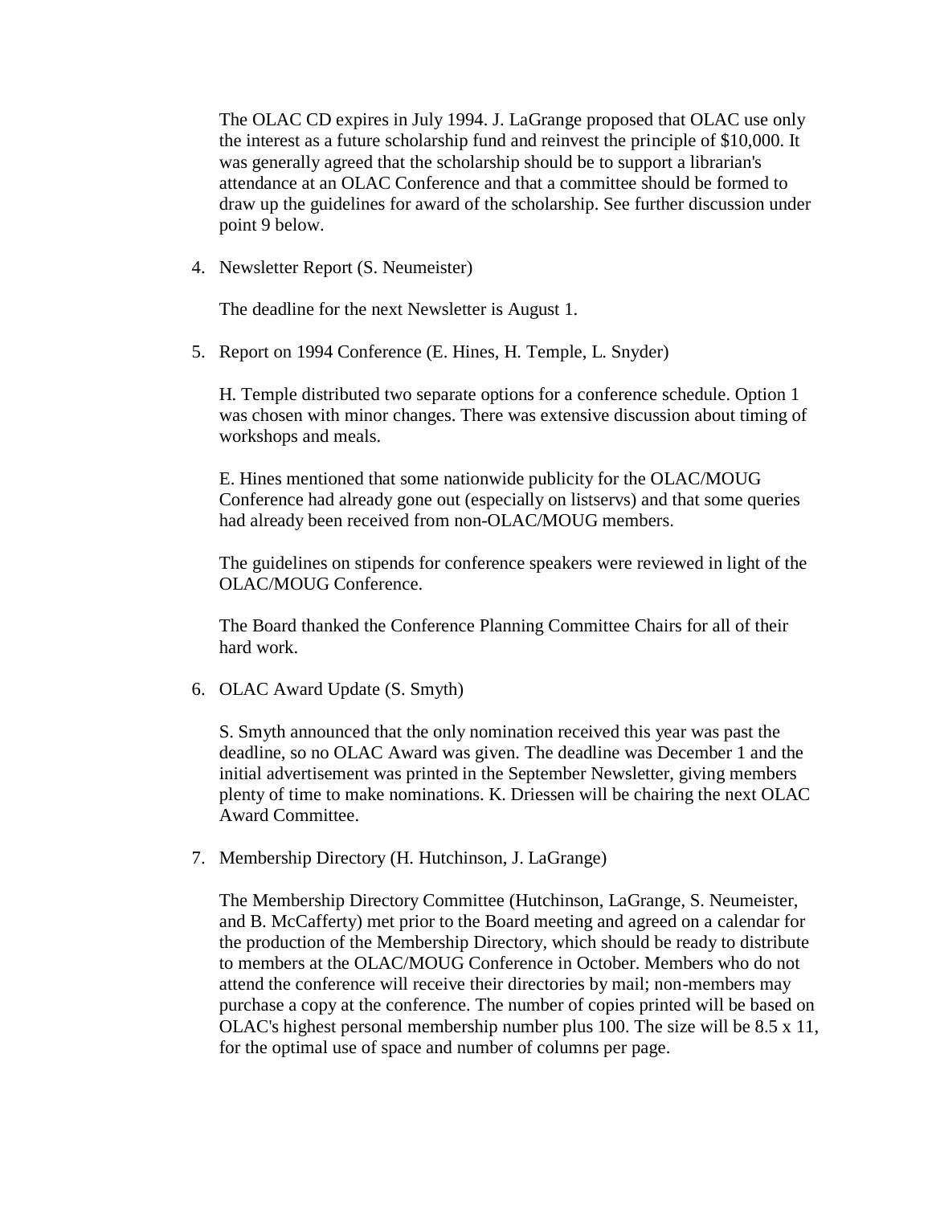The OLAC CD expires in July 1994. J. LaGrange proposed that OLAC use only the interest as a future scholarship fund and reinvest the principle of $10,000. It was generally agreed that the scholarship should be to support a librarian's attendance at an OLAC Conference and that a committee should be formed to draw up the guidelines for award of the scholarship. See further discussion under point 9 below.

4. Newsletter Report (S. Neumeister)

   The deadline for the next Newsletter is August 1.

5. Report on 1994 Conference (E. Hines, H. Temple, L. Snyder)

   H. Temple distributed two separate options for a conference schedule. Option 1 was chosen with minor changes. There was extensive discussion about timing of workshops and meals.

   E. Hines mentioned that some nationwide publicity for the OLAC/MOUG Conference had already gone out (especially on listservs) and that some queries had already been received from non-OLAC/MOUG members.

   The guidelines on stipends for conference speakers were reviewed in light of the OLAC/MOUG Conference.

   The Board thanked the Conference Planning Committee Chairs for all of their hard work.

6. OLAC Award Update (S. Smyth)

   S. Smyth announced that the only nomination received this year was past the deadline, so no OLAC Award was given. The deadline was December 1 and the initial advertisement was printed in the September Newsletter, giving members plenty of time to make nominations. K. Driessen will be chairing the next OLAC Award Committee.

7. Membership Directory (H. Hutchinson, J. LaGrange)

   The Membership Directory Committee (Hutchinson, LaGrange, S. Neumeister, and B. McCafferty) met prior to the Board meeting and agreed on a calendar for the production of the Membership Directory, which should be ready to distribute to members at the OLAC/MOUG Conference in October. Members who do not attend the conference will receive their directories by mail; non-members may purchase a copy at the conference. The number of copies printed will be based on OLAC's highest personal membership number plus 100. The size will be 8.5 x 11, for the optimal use of space and number of columns per page.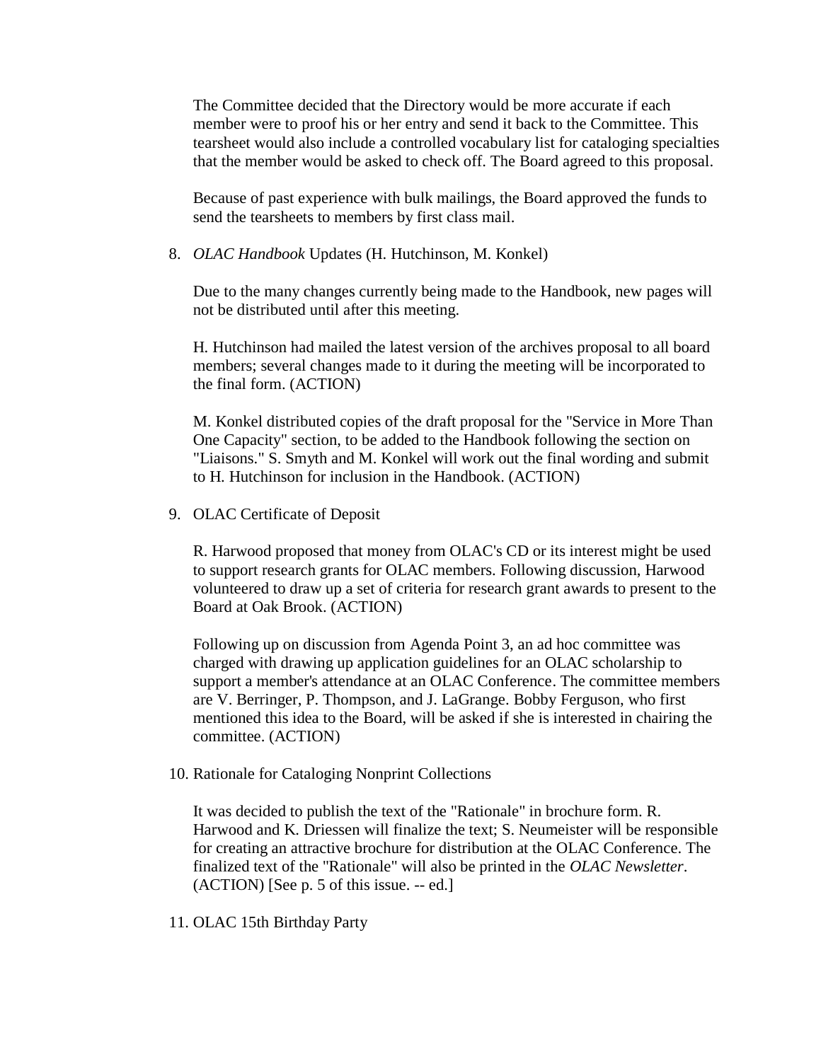The Committee decided that the Directory would be more accurate if each member were to proof his or her entry and send it back to the Committee. This tearsheet would also include a controlled vocabulary list for cataloging specialties that the member would be asked to check off. The Board agreed to this proposal.

Because of past experience with bulk mailings, the Board approved the funds to send the tearsheets to members by first class mail.

8. *OLAC Handbook* Updates (H. Hutchinson, M. Konkel)

   Due to the many changes currently being made to the Handbook, new pages will not be distributed until after this meeting.

   H. Hutchinson had mailed the latest version of the archives proposal to all board members; several changes made to it during the meeting will be incorporated to the final form. (ACTION)

   M. Konkel distributed copies of the draft proposal for the "Service in More Than One Capacity" section, to be added to the Handbook following the section on "Liaisons." S. Smyth and M. Konkel will work out the final wording and submit to H. Hutchinson for inclusion in the Handbook. (ACTION)

9. OLAC Certificate of Deposit

   R. Harwood proposed that money from OLAC's CD or its interest might be used to support research grants for OLAC members. Following discussion, Harwood volunteered to draw up a set of criteria for research grant awards to present to the Board at Oak Brook. (ACTION)

   Following up on discussion from Agenda Point 3, an ad hoc committee was charged with drawing up application guidelines for an OLAC scholarship to support a member's attendance at an OLAC Conference. The committee members are V. Berringer, P. Thompson, and J. LaGrange. Bobby Ferguson, who first mentioned this idea to the Board, will be asked if she is interested in chairing the committee. (ACTION)

10. Rationale for Cataloging Nonprint Collections

    It was decided to publish the text of the "Rationale" in brochure form. R. Harwood and K. Driessen will finalize the text; S. Neumeister will be responsible for creating an attractive brochure for distribution at the OLAC Conference. The finalized text of the "Rationale" will also be printed in the *OLAC Newsletter*. (ACTION) [See p. 5 of this issue. -- ed.]

11. OLAC 15th Birthday Party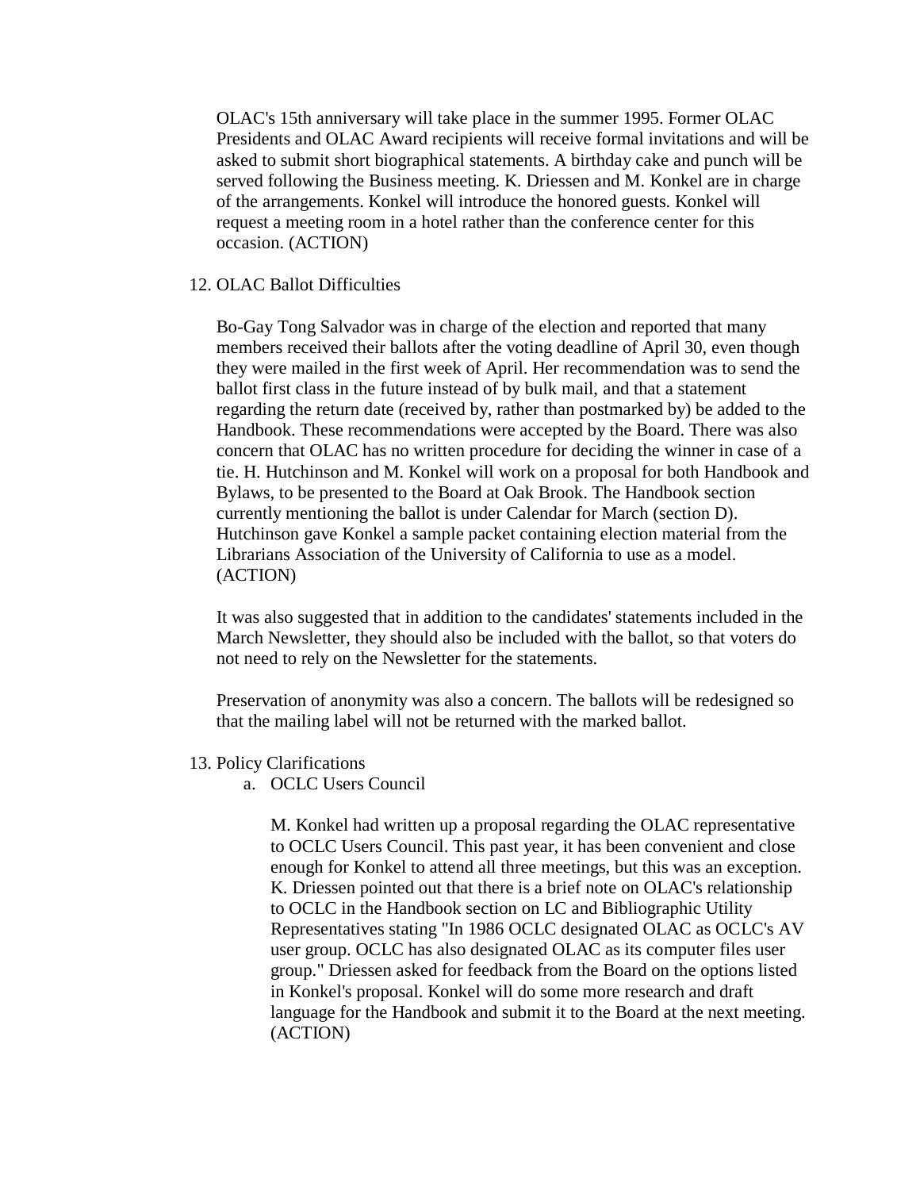OLAC's 15th anniversary will take place in the summer 1995. Former OLAC Presidents and OLAC Award recipients will receive formal invitations and will be asked to submit short biographical statements. A birthday cake and punch will be served following the Business meeting. K. Driessen and M. Konkel are in charge of the arrangements. Konkel will introduce the honored guests. Konkel will request a meeting room in a hotel rather than the conference center for this occasion. (ACTION)

12. OLAC Ballot Difficulties

    Bo-Gay Tong Salvador was in charge of the election and reported that many members received their ballots after the voting deadline of April 30, even though they were mailed in the first week of April. Her recommendation was to send the ballot first class in the future instead of by bulk mail, and that a statement regarding the return date (received by, rather than postmarked by) be added to the Handbook. These recommendations were accepted by the Board. There was also concern that OLAC has no written procedure for deciding the winner in case of a tie. H. Hutchinson and M. Konkel will work on a proposal for both Handbook and Bylaws, to be presented to the Board at Oak Brook. The Handbook section currently mentioning the ballot is under Calendar for March (section D). Hutchinson gave Konkel a sample packet containing election material from the Librarians Association of the University of California to use as a model. (ACTION)

    It was also suggested that in addition to the candidates' statements included in the March Newsletter, they should also be included with the ballot, so that voters do not need to rely on the Newsletter for the statements.

    Preservation of anonymity was also a concern. The ballots will be redesigned so that the mailing label will not be returned with the marked ballot.

13. Policy Clarifications
    a. OCLC Users Council

       M. Konkel had written up a proposal regarding the OLAC representative to OCLC Users Council. This past year, it has been convenient and close enough for Konkel to attend all three meetings, but this was an exception. K. Driessen pointed out that there is a brief note on OLAC's relationship to OCLC in the Handbook section on LC and Bibliographic Utility Representatives stating "In 1986 OCLC designated OLAC as OCLC's AV user group. OCLC has also designated OLAC as its computer files user group." Driessen asked for feedback from the Board on the options listed in Konkel's proposal. Konkel will do some more research and draft language for the Handbook and submit it to the Board at the next meeting. (ACTION)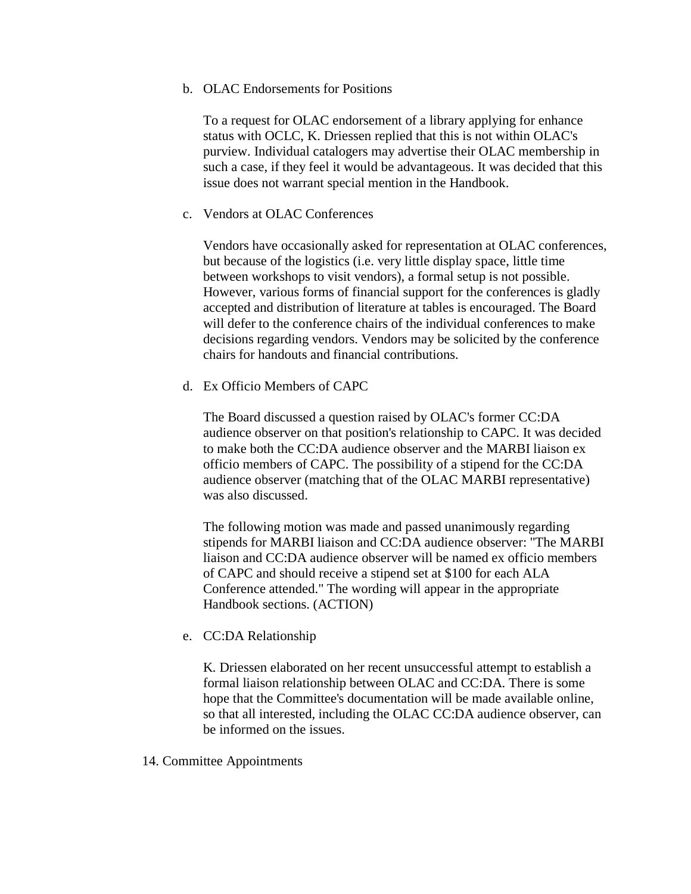b. OLAC Endorsements for Positions

   To a request for OLAC endorsement of a library applying for enhance status with OCLC, K. Driessen replied that this is not within OLAC's purview. Individual catalogers may advertise their OLAC membership in such a case, if they feel it would be advantageous. It was decided that this issue does not warrant special mention in the Handbook.

c. Vendors at OLAC Conferences

   Vendors have occasionally asked for representation at OLAC conferences, but because of the logistics (i.e. very little display space, little time between workshops to visit vendors), a formal setup is not possible. However, various forms of financial support for the conferences is gladly accepted and distribution of literature at tables is encouraged. The Board will defer to the conference chairs of the individual conferences to make decisions regarding vendors. Vendors may be solicited by the conference chairs for handouts and financial contributions.

d. Ex Officio Members of CAPC

   The Board discussed a question raised by OLAC's former CC:DA audience observer on that position's relationship to CAPC. It was decided to make both the CC:DA audience observer and the MARBI liaison ex officio members of CAPC. The possibility of a stipend for the CC:DA audience observer (matching that of the OLAC MARBI representative) was also discussed.

   The following motion was made and passed unanimously regarding stipends for MARBI liaison and CC:DA audience observer: "The MARBI liaison and CC:DA audience observer will be named ex officio members of CAPC and should receive a stipend set at $100 for each ALA Conference attended." The wording will appear in the appropriate Handbook sections. (ACTION)

e. CC:DA Relationship

   K. Driessen elaborated on her recent unsuccessful attempt to establish a formal liaison relationship between OLAC and CC:DA. There is some hope that the Committee's documentation will be made available online, so that all interested, including the OLAC CC:DA audience observer, can be informed on the issues.

14. Committee Appointments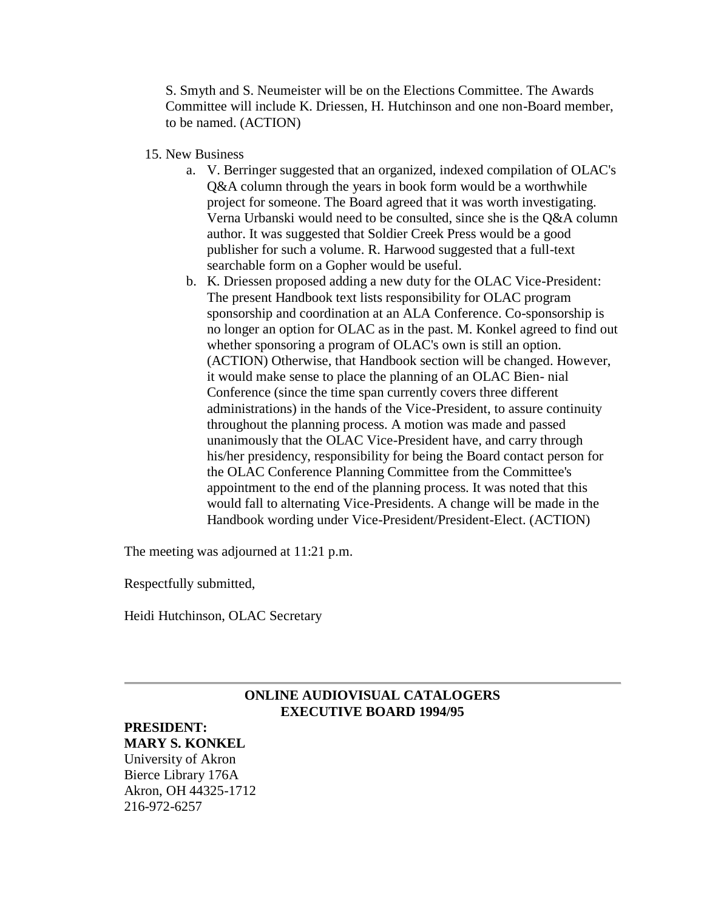S. Smyth and S. Neumeister will be on the Elections Committee. The Awards Committee will include K. Driessen, H. Hutchinson and one non-Board member, to be named. (ACTION)

15. New Business
    a. V. Berringer suggested that an organized, indexed compilation of OLAC's Q&A column through the years in book form would be a worthwhile project for someone. The Board agreed that it was worth investigating. Verna Urbanski would need to be consulted, since she is the Q&A column author. It was suggested that Soldier Creek Press would be a good publisher for such a volume. R. Harwood suggested that a full-text searchable form on a Gopher would be useful.
    b. K. Driessen proposed adding a new duty for the OLAC Vice-President: The present Handbook text lists responsibility for OLAC program sponsorship and coordination at an ALA Conference. Co-sponsorship is no longer an option for OLAC as in the past. M. Konkel agreed to find out whether sponsoring a program of OLAC's own is still an option. (ACTION) Otherwise, that Handbook section will be changed. However, it would make sense to place the planning of an OLAC Bien- nial Conference (since the time span currently covers three different administrations) in the hands of the Vice-President, to assure continuity throughout the planning process. A motion was made and passed unanimously that the OLAC Vice-President have, and carry through his/her presidency, responsibility for being the Board contact person for the OLAC Conference Planning Committee from the Committee's appointment to the end of the planning process. It was noted that this would fall to alternating Vice-Presidents. A change will be made in the Handbook wording under Vice-President/President-Elect. (ACTION)

The meeting was adjourned at 11:21 p.m.

Respectfully submitted,

Heidi Hutchinson, OLAC Secretary

---

## ONLINE AUDIOVISUAL CATALOGERS EXECUTIVE BOARD 1994/95

**PRESIDENT:**
**MARY S. KONKEL**
University of Akron
Bierce Library 176A
Akron, OH 44325-1712
216-972-6257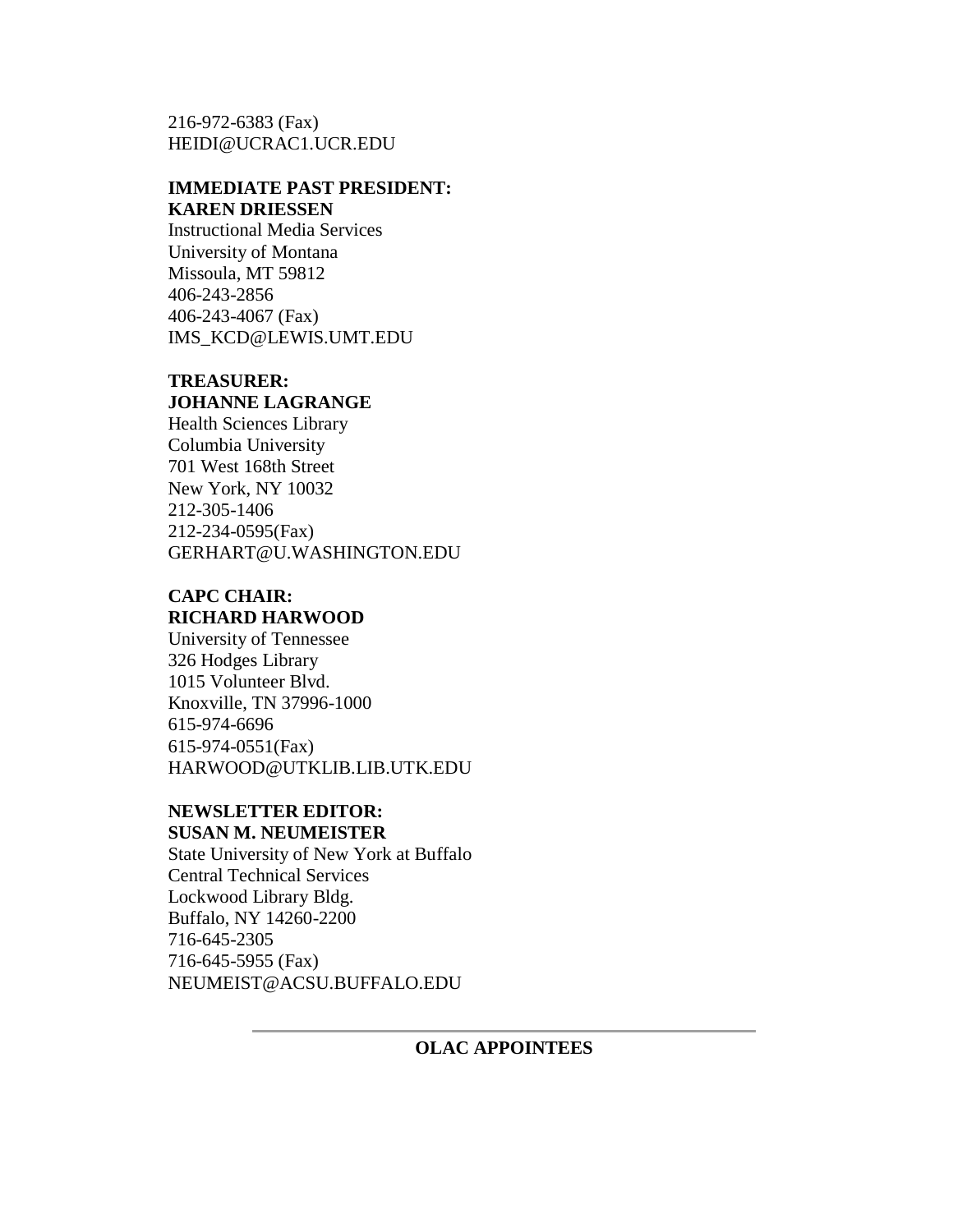216-972-6383 (Fax)
HEIDI@UCRAC1.UCR.EDU

**IMMEDIATE PAST PRESIDENT:**
**KAREN DRIESSEN**
Instructional Media Services
University of Montana
Missoula, MT 59812
406-243-2856
406-243-4067 (Fax)
IMS_KCD@LEWIS.UMT.EDU

**TREASURER:**
**JOHANNE LAGRANGE**
Health Sciences Library
Columbia University
701 West 168th Street
New York, NY 10032
212-305-1406
212-234-0595(Fax)
GERHART@U.WASHINGTON.EDU

**CAPC CHAIR:**
**RICHARD HARWOOD**
University of Tennessee
326 Hodges Library
1015 Volunteer Blvd.
Knoxville, TN 37996-1000
615-974-6696
615-974-0551(Fax)
HARWOOD@UTKLIB.LIB.UTK.EDU

**NEWSLETTER EDITOR:**
**SUSAN M. NEUMEISTER**
State University of New York at Buffalo
Central Technical Services
Lockwood Library Bldg.
Buffalo, NY 14260-2200
716-645-2305
716-645-5955 (Fax)
NEUMEIST@ACSU.BUFFALO.EDU

---

## OLAC APPOINTEES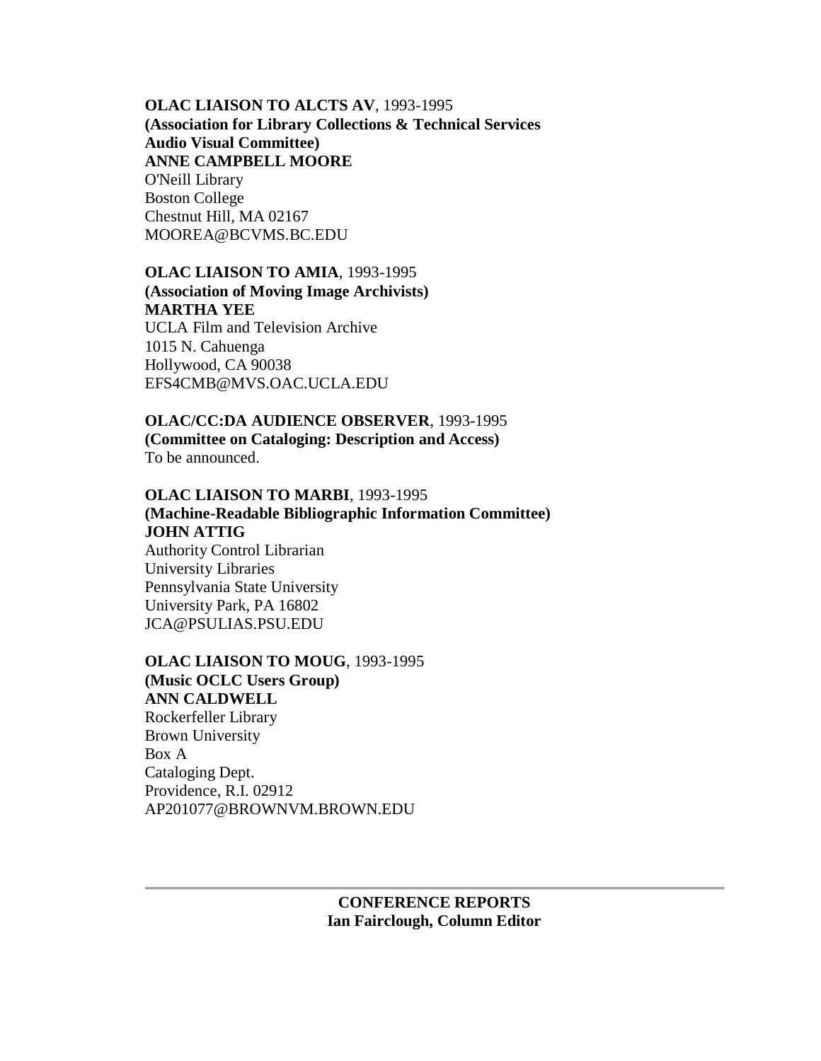**OLAC LIAISON TO ALCTS AV**, 1993-1995
**(Association for Library Collections & Technical Services Audio Visual Committee)**
**ANNE CAMPBELL MOORE**
O'Neill Library
Boston College
Chestnut Hill, MA 02167
MOOREA@BCVMS.BC.EDU

**OLAC LIAISON TO AMIA**, 1993-1995
**(Association of Moving Image Archivists)**
**MARTHA YEE**
UCLA Film and Television Archive
1015 N. Cahuenga
Hollywood, CA 90038
EFS4CMB@MVS.OAC.UCLA.EDU

**OLAC/CC:DA AUDIENCE OBSERVER**, 1993-1995
**(Committee on Cataloging: Description and Access)**
To be announced.

**OLAC LIAISON TO MARBI**, 1993-1995
**(Machine-Readable Bibliographic Information Committee)**
**JOHN ATTIG**
Authority Control Librarian
University Libraries
Pennsylvania State University
University Park, PA 16802
JCA@PSULIAS.PSU.EDU

**OLAC LIAISON TO MOUG**, 1993-1995
**(Music OCLC Users Group)**
**ANN CALDWELL**
Rockerfeller Library
Brown University
Box A
Cataloging Dept.
Providence, R.I. 02912
AP201077@BROWNVM.BROWN.EDU

---

## CONFERENCE REPORTS
**Ian Fairclough, Column Editor**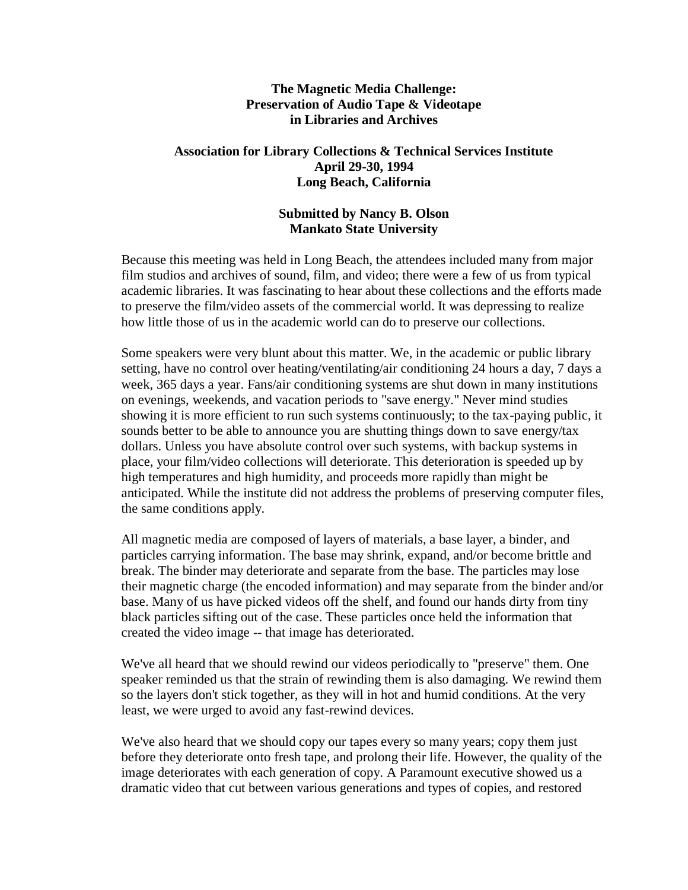**The Magnetic Media Challenge:**
**Preservation of Audio Tape & Videotape**
**in Libraries and Archives**

**Association for Library Collections & Technical Services Institute**
**April 29-30, 1994**
**Long Beach, California**

**Submitted by Nancy B. Olson**
**Mankato State University**

Because this meeting was held in Long Beach, the attendees included many from major film studios and archives of sound, film, and video; there were a few of us from typical academic libraries. It was fascinating to hear about these collections and the efforts made to preserve the film/video assets of the commercial world. It was depressing to realize how little those of us in the academic world can do to preserve our collections.

Some speakers were very blunt about this matter. We, in the academic or public library setting, have no control over heating/ventilating/air conditioning 24 hours a day, 7 days a week, 365 days a year. Fans/air conditioning systems are shut down in many institutions on evenings, weekends, and vacation periods to "save energy." Never mind studies showing it is more efficient to run such systems continuously; to the tax-paying public, it sounds better to be able to announce you are shutting things down to save energy/tax dollars. Unless you have absolute control over such systems, with backup systems in place, your film/video collections will deteriorate. This deterioration is speeded up by high temperatures and high humidity, and proceeds more rapidly than might be anticipated. While the institute did not address the problems of preserving computer files, the same conditions apply.

All magnetic media are composed of layers of materials, a base layer, a binder, and particles carrying information. The base may shrink, expand, and/or become brittle and break. The binder may deteriorate and separate from the base. The particles may lose their magnetic charge (the encoded information) and may separate from the binder and/or base. Many of us have picked videos off the shelf, and found our hands dirty from tiny black particles sifting out of the case. These particles once held the information that created the video image -- that image has deteriorated.

We've all heard that we should rewind our videos periodically to "preserve" them. One speaker reminded us that the strain of rewinding them is also damaging. We rewind them so the layers don't stick together, as they will in hot and humid conditions. At the very least, we were urged to avoid any fast-rewind devices.

We've also heard that we should copy our tapes every so many years; copy them just before they deteriorate onto fresh tape, and prolong their life. However, the quality of the image deteriorates with each generation of copy. A Paramount executive showed us a dramatic video that cut between various generations and types of copies, and restored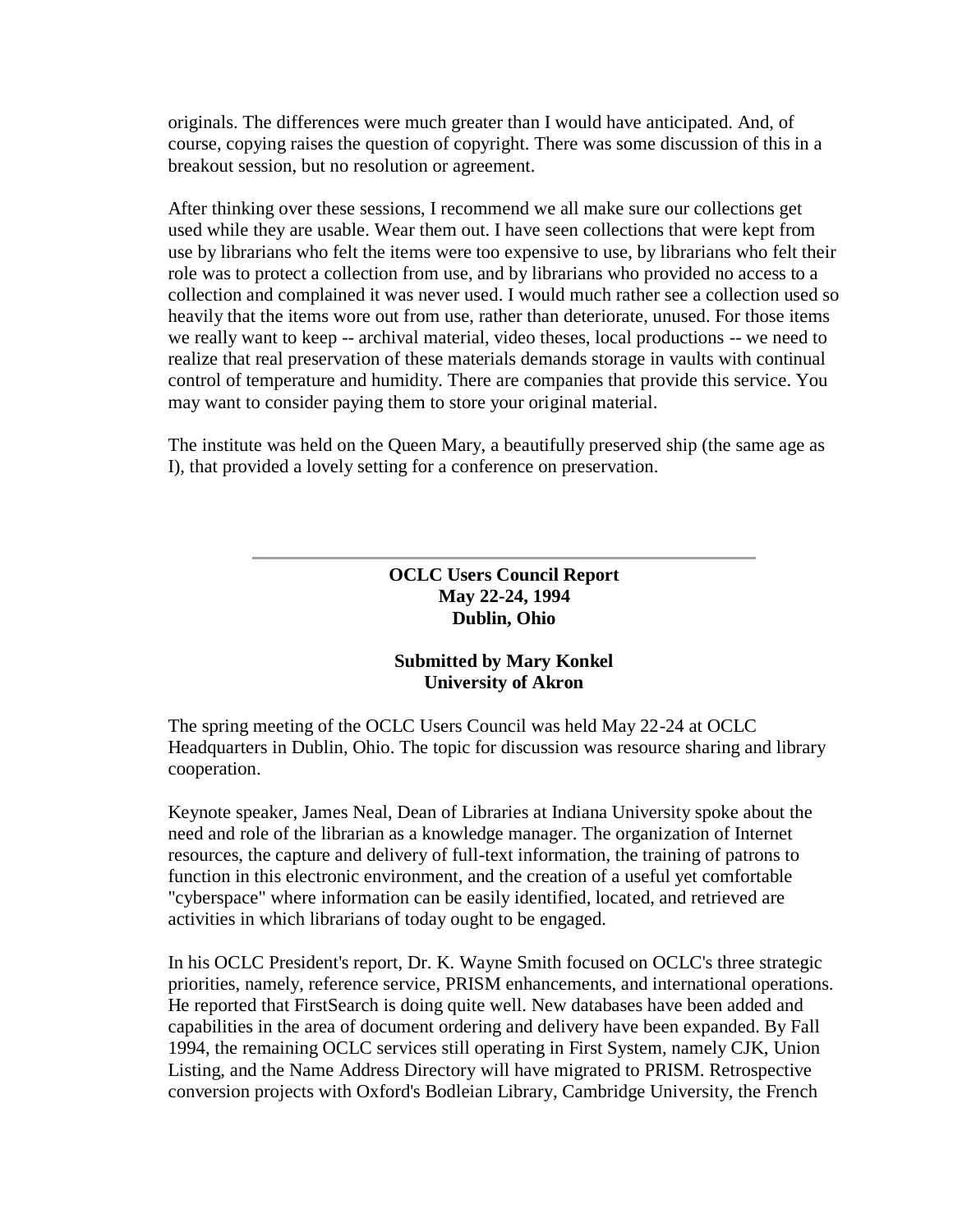originals. The differences were much greater than I would have anticipated. And, of course, copying raises the question of copyright. There was some discussion of this in a breakout session, but no resolution or agreement.

After thinking over these sessions, I recommend we all make sure our collections get used while they are usable. Wear them out. I have seen collections that were kept from use by librarians who felt the items were too expensive to use, by librarians who felt their role was to protect a collection from use, and by librarians who provided no access to a collection and complained it was never used. I would much rather see a collection used so heavily that the items wore out from use, rather than deteriorate, unused. For those items we really want to keep -- archival material, video theses, local productions -- we need to realize that real preservation of these materials demands storage in vaults with continual control of temperature and humidity. There are companies that provide this service. You may want to consider paying them to store your original material.

The institute was held on the Queen Mary, a beautifully preserved ship (the same age as I), that provided a lovely setting for a conference on preservation.

---

**OCLC Users Council Report**
**May 22-24, 1994**
**Dublin, Ohio**

**Submitted by Mary Konkel**
**University of Akron**

The spring meeting of the OCLC Users Council was held May 22-24 at OCLC Headquarters in Dublin, Ohio. The topic for discussion was resource sharing and library cooperation.

Keynote speaker, James Neal, Dean of Libraries at Indiana University spoke about the need and role of the librarian as a knowledge manager. The organization of Internet resources, the capture and delivery of full-text information, the training of patrons to function in this electronic environment, and the creation of a useful yet comfortable "cyberspace" where information can be easily identified, located, and retrieved are activities in which librarians of today ought to be engaged.

In his OCLC President's report, Dr. K. Wayne Smith focused on OCLC's three strategic priorities, namely, reference service, PRISM enhancements, and international operations. He reported that FirstSearch is doing quite well. New databases have been added and capabilities in the area of document ordering and delivery have been expanded. By Fall 1994, the remaining OCLC services still operating in First System, namely CJK, Union Listing, and the Name Address Directory will have migrated to PRISM. Retrospective conversion projects with Oxford's Bodleian Library, Cambridge University, the French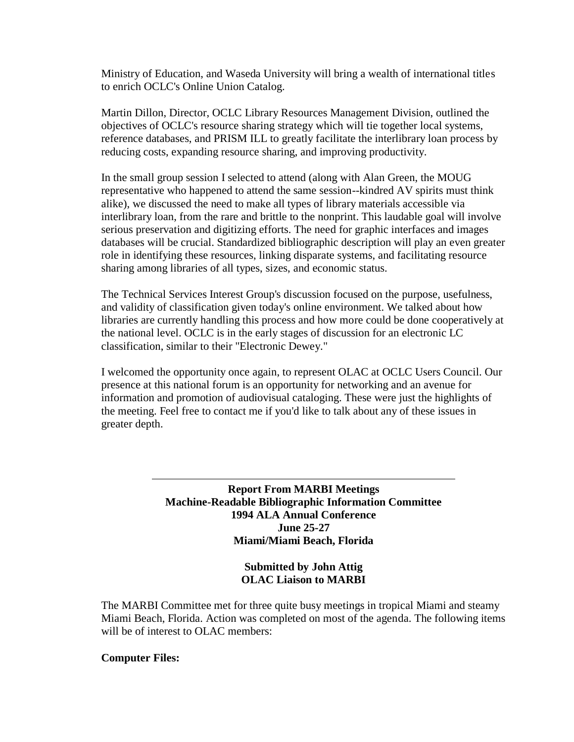Ministry of Education, and Waseda University will bring a wealth of international titles to enrich OCLC's Online Union Catalog.

Martin Dillon, Director, OCLC Library Resources Management Division, outlined the objectives of OCLC's resource sharing strategy which will tie together local systems, reference databases, and PRISM ILL to greatly facilitate the interlibrary loan process by reducing costs, expanding resource sharing, and improving productivity.

In the small group session I selected to attend (along with Alan Green, the MOUG representative who happened to attend the same session--kindred AV spirits must think alike), we discussed the need to make all types of library materials accessible via interlibrary loan, from the rare and brittle to the nonprint. This laudable goal will involve serious preservation and digitizing efforts. The need for graphic interfaces and images databases will be crucial. Standardized bibliographic description will play an even greater role in identifying these resources, linking disparate systems, and facilitating resource sharing among libraries of all types, sizes, and economic status.

The Technical Services Interest Group's discussion focused on the purpose, usefulness, and validity of classification given today's online environment. We talked about how libraries are currently handling this process and how more could be done cooperatively at the national level. OCLC is in the early stages of discussion for an electronic LC classification, similar to their "Electronic Dewey."

I welcomed the opportunity once again, to represent OLAC at OCLC Users Council. Our presence at this national forum is an opportunity for networking and an avenue for information and promotion of audiovisual cataloging. These were just the highlights of the meeting. Feel free to contact me if you'd like to talk about any of these issues in greater depth.

---

**Report From MARBI Meetings**
**Machine-Readable Bibliographic Information Committee**
**1994 ALA Annual Conference**
**June 25-27**
**Miami/Miami Beach, Florida**

**Submitted by John Attig**
**OLAC Liaison to MARBI**

The MARBI Committee met for three quite busy meetings in tropical Miami and steamy Miami Beach, Florida. Action was completed on most of the agenda. The following items will be of interest to OLAC members:

**Computer Files:**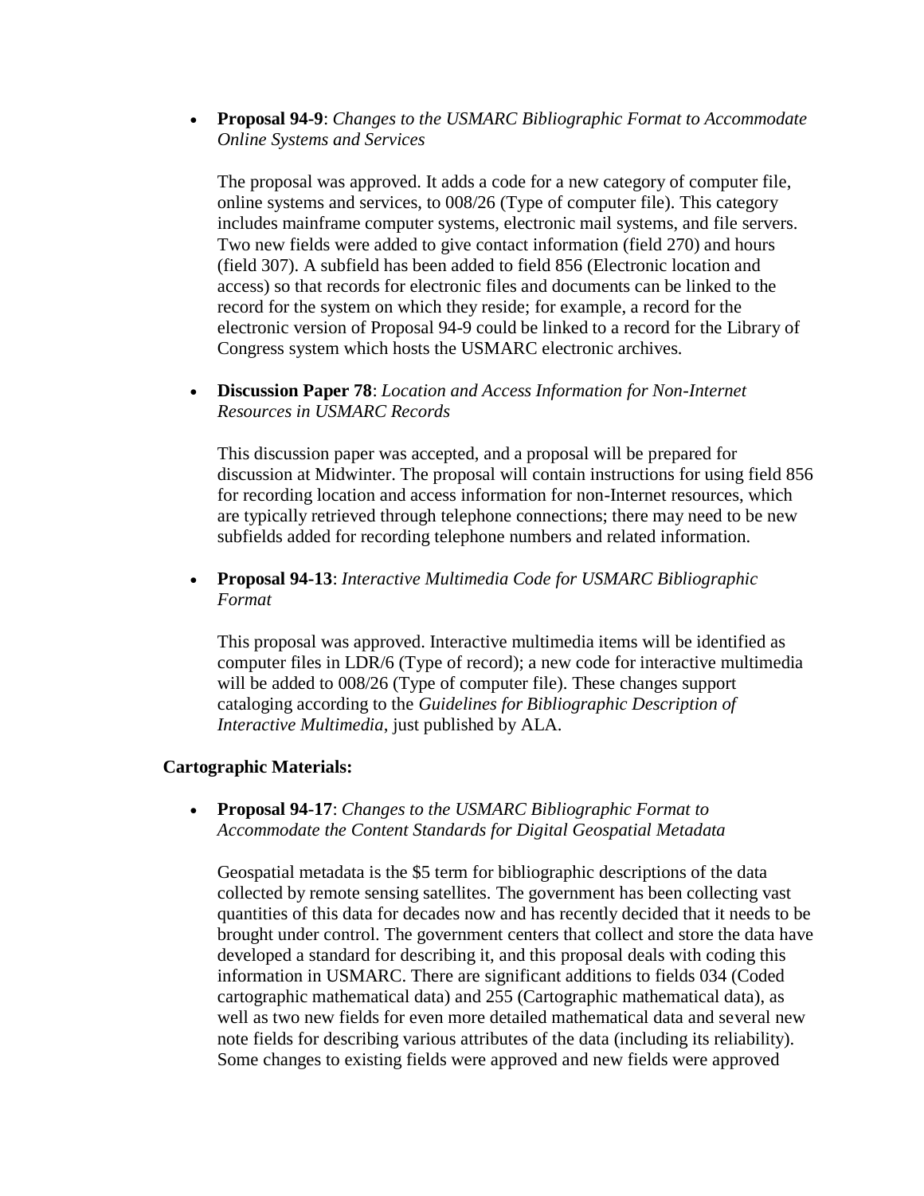- **Proposal 94-9**: *Changes to the USMARC Bibliographic Format to Accommodate Online Systems and Services*

  The proposal was approved. It adds a code for a new category of computer file, online systems and services, to 008/26 (Type of computer file). This category includes mainframe computer systems, electronic mail systems, and file servers. Two new fields were added to give contact information (field 270) and hours (field 307). A subfield has been added to field 856 (Electronic location and access) so that records for electronic files and documents can be linked to the record for the system on which they reside; for example, a record for the electronic version of Proposal 94-9 could be linked to a record for the Library of Congress system which hosts the USMARC electronic archives.

- **Discussion Paper 78**: *Location and Access Information for Non-Internet Resources in USMARC Records*

  This discussion paper was accepted, and a proposal will be prepared for discussion at Midwinter. The proposal will contain instructions for using field 856 for recording location and access information for non-Internet resources, which are typically retrieved through telephone connections; there may need to be new subfields added for recording telephone numbers and related information.

- **Proposal 94-13**: *Interactive Multimedia Code for USMARC Bibliographic Format*

  This proposal was approved. Interactive multimedia items will be identified as computer files in LDR/6 (Type of record); a new code for interactive multimedia will be added to 008/26 (Type of computer file). These changes support cataloging according to the *Guidelines for Bibliographic Description of Interactive Multimedia*, just published by ALA.

**Cartographic Materials:**

- **Proposal 94-17**: *Changes to the USMARC Bibliographic Format to Accommodate the Content Standards for Digital Geospatial Metadata*

  Geospatial metadata is the $5 term for bibliographic descriptions of the data collected by remote sensing satellites. The government has been collecting vast quantities of this data for decades now and has recently decided that it needs to be brought under control. The government centers that collect and store the data have developed a standard for describing it, and this proposal deals with coding this information in USMARC. There are significant additions to fields 034 (Coded cartographic mathematical data) and 255 (Cartographic mathematical data), as well as two new fields for even more detailed mathematical data and several new note fields for describing various attributes of the data (including its reliability). Some changes to existing fields were approved and new fields were approved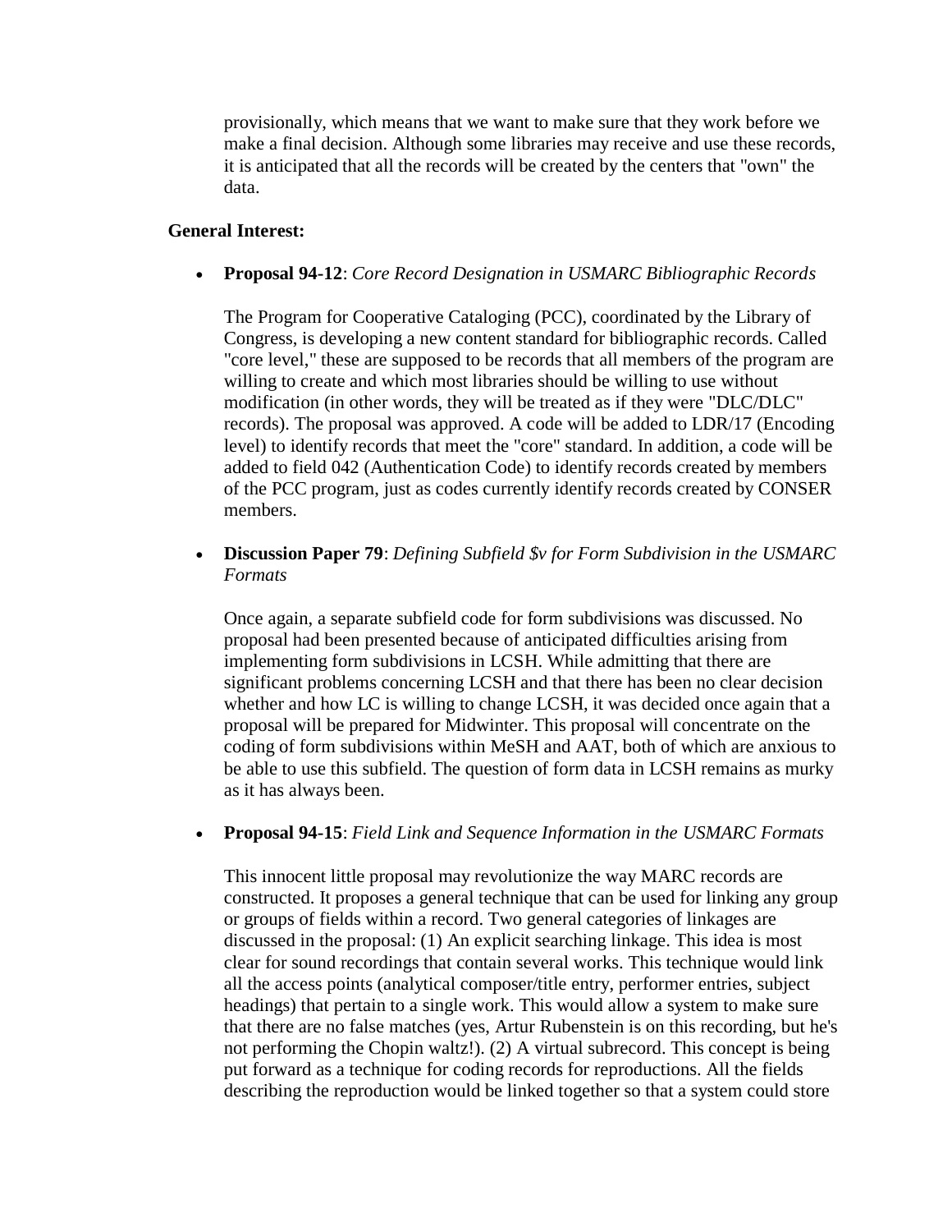provisionally, which means that we want to make sure that they work before we make a final decision. Although some libraries may receive and use these records, it is anticipated that all the records will be created by the centers that "own" the data.

**General Interest:**

- **Proposal 94-12**: *Core Record Designation in USMARC Bibliographic Records*

  The Program for Cooperative Cataloging (PCC), coordinated by the Library of Congress, is developing a new content standard for bibliographic records. Called "core level," these are supposed to be records that all members of the program are willing to create and which most libraries should be willing to use without modification (in other words, they will be treated as if they were "DLC/DLC" records). The proposal was approved. A code will be added to LDR/17 (Encoding level) to identify records that meet the "core" standard. In addition, a code will be added to field 042 (Authentication Code) to identify records created by members of the PCC program, just as codes currently identify records created by CONSER members.

- **Discussion Paper 79**: *Defining Subfield $v for Form Subdivision in the USMARC Formats*

  Once again, a separate subfield code for form subdivisions was discussed. No proposal had been presented because of anticipated difficulties arising from implementing form subdivisions in LCSH. While admitting that there are significant problems concerning LCSH and that there has been no clear decision whether and how LC is willing to change LCSH, it was decided once again that a proposal will be prepared for Midwinter. This proposal will concentrate on the coding of form subdivisions within MeSH and AAT, both of which are anxious to be able to use this subfield. The question of form data in LCSH remains as murky as it has always been.

- **Proposal 94-15**: *Field Link and Sequence Information in the USMARC Formats*

  This innocent little proposal may revolutionize the way MARC records are constructed. It proposes a general technique that can be used for linking any group or groups of fields within a record. Two general categories of linkages are discussed in the proposal: (1) An explicit searching linkage. This idea is most clear for sound recordings that contain several works. This technique would link all the access points (analytical composer/title entry, performer entries, subject headings) that pertain to a single work. This would allow a system to make sure that there are no false matches (yes, Artur Rubenstein is on this recording, but he's not performing the Chopin waltz!). (2) A virtual subrecord. This concept is being put forward as a technique for coding records for reproductions. All the fields describing the reproduction would be linked together so that a system could store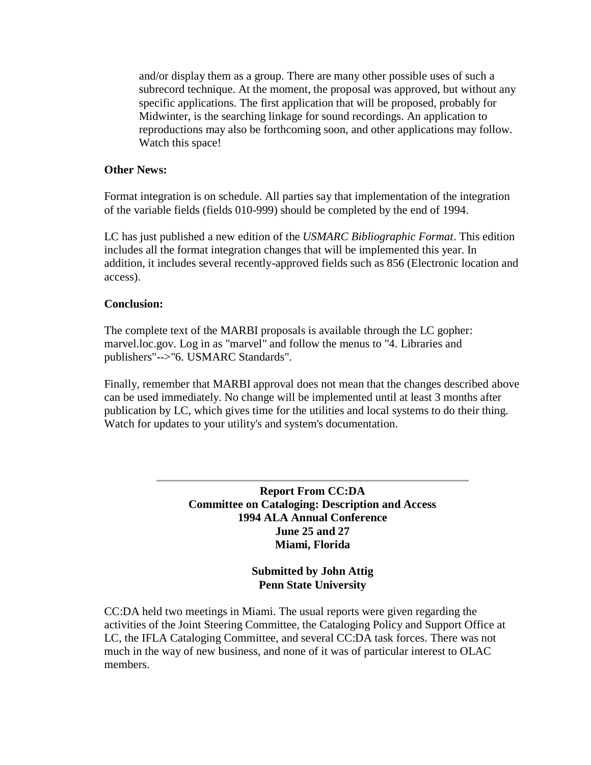and/or display them as a group. There are many other possible uses of such a subrecord technique. At the moment, the proposal was approved, but without any specific applications. The first application that will be proposed, probably for Midwinter, is the searching linkage for sound recordings. An application to reproductions may also be forthcoming soon, and other applications may follow. Watch this space!

**Other News:**

Format integration is on schedule. All parties say that implementation of the integration of the variable fields (fields 010-999) should be completed by the end of 1994.

LC has just published a new edition of the *USMARC Bibliographic Format*. This edition includes all the format integration changes that will be implemented this year. In addition, it includes several recently-approved fields such as 856 (Electronic location and access).

**Conclusion:**

The complete text of the MARBI proposals is available through the LC gopher: marvel.loc.gov. Log in as "marvel" and follow the menus to "4. Libraries and publishers"-->"6. USMARC Standards".

Finally, remember that MARBI approval does not mean that the changes described above can be used immediately. No change will be implemented until at least 3 months after publication by LC, which gives time for the utilities and local systems to do their thing. Watch for updates to your utility's and system's documentation.

---

## Report From CC:DA
## Committee on Cataloging: Description and Access
## 1994 ALA Annual Conference
## June 25 and 27
## Miami, Florida

**Submitted by John Attig**
**Penn State University**

CC:DA held two meetings in Miami. The usual reports were given regarding the activities of the Joint Steering Committee, the Cataloging Policy and Support Office at LC, the IFLA Cataloging Committee, and several CC:DA task forces. There was not much in the way of new business, and none of it was of particular interest to OLAC members.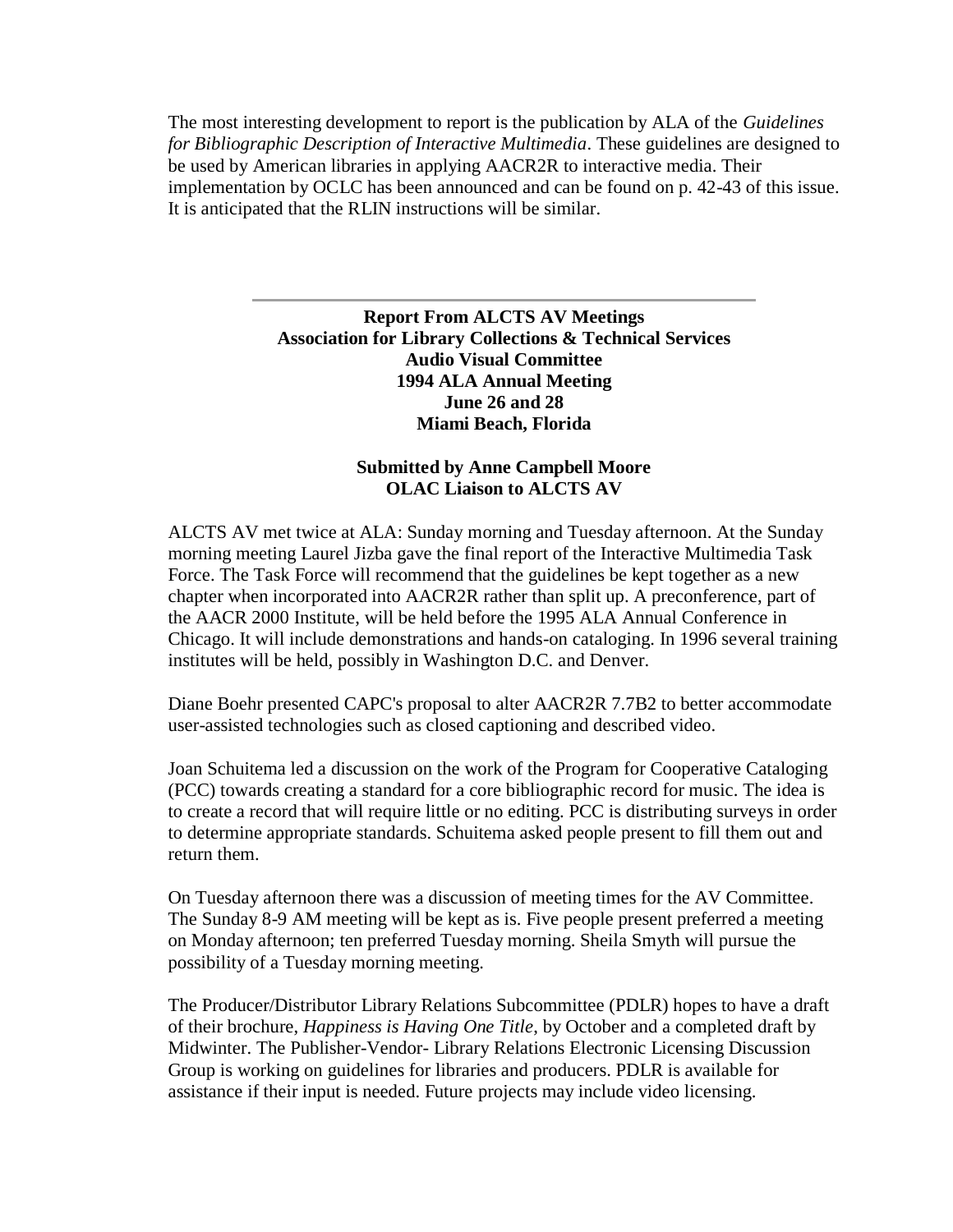The most interesting development to report is the publication by ALA of the *Guidelines for Bibliographic Description of Interactive Multimedia*. These guidelines are designed to be used by American libraries in applying AACR2R to interactive media. Their implementation by OCLC has been announced and can be found on p. 42-43 of this issue. It is anticipated that the RLIN instructions will be similar.

---

**Report From ALCTS AV Meetings**
**Association for Library Collections & Technical Services**
**Audio Visual Committee**
**1994 ALA Annual Meeting**
**June 26 and 28**
**Miami Beach, Florida**

**Submitted by Anne Campbell Moore**
**OLAC Liaison to ALCTS AV**

ALCTS AV met twice at ALA: Sunday morning and Tuesday afternoon. At the Sunday morning meeting Laurel Jizba gave the final report of the Interactive Multimedia Task Force. The Task Force will recommend that the guidelines be kept together as a new chapter when incorporated into AACR2R rather than split up. A preconference, part of the AACR 2000 Institute, will be held before the 1995 ALA Annual Conference in Chicago. It will include demonstrations and hands-on cataloging. In 1996 several training institutes will be held, possibly in Washington D.C. and Denver.

Diane Boehr presented CAPC's proposal to alter AACR2R 7.7B2 to better accommodate user-assisted technologies such as closed captioning and described video.

Joan Schuitema led a discussion on the work of the Program for Cooperative Cataloging (PCC) towards creating a standard for a core bibliographic record for music. The idea is to create a record that will require little or no editing. PCC is distributing surveys in order to determine appropriate standards. Schuitema asked people present to fill them out and return them.

On Tuesday afternoon there was a discussion of meeting times for the AV Committee. The Sunday 8-9 AM meeting will be kept as is. Five people present preferred a meeting on Monday afternoon; ten preferred Tuesday morning. Sheila Smyth will pursue the possibility of a Tuesday morning meeting.

The Producer/Distributor Library Relations Subcommittee (PDLR) hopes to have a draft of their brochure, *Happiness is Having One Title*, by October and a completed draft by Midwinter. The Publisher-Vendor- Library Relations Electronic Licensing Discussion Group is working on guidelines for libraries and producers. PDLR is available for assistance if their input is needed. Future projects may include video licensing.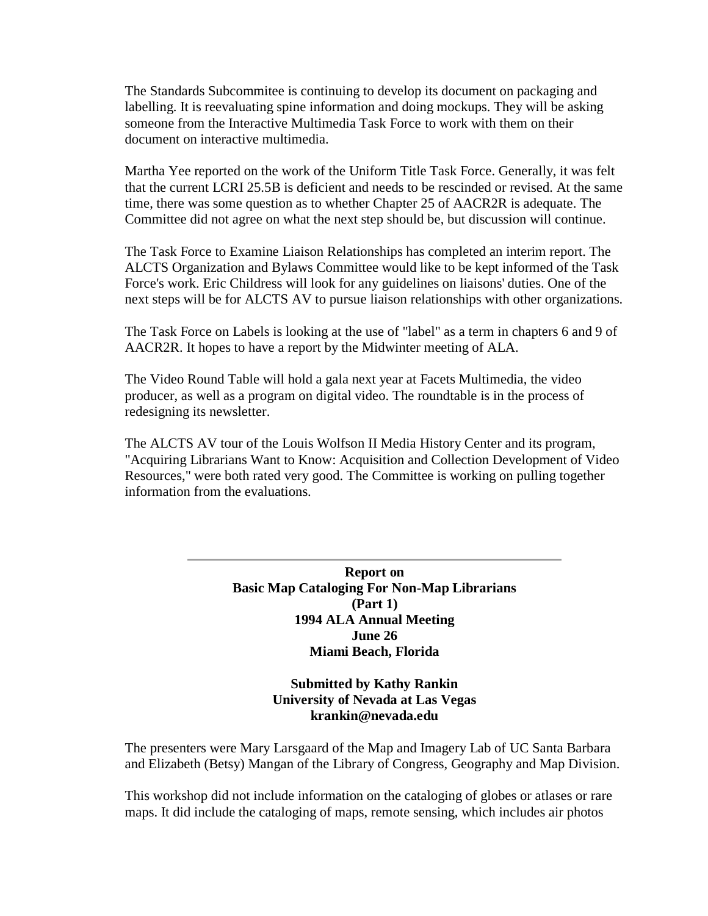The Standards Subcommitee is continuing to develop its document on packaging and labelling. It is reevaluating spine information and doing mockups. They will be asking someone from the Interactive Multimedia Task Force to work with them on their document on interactive multimedia.

Martha Yee reported on the work of the Uniform Title Task Force. Generally, it was felt that the current LCRI 25.5B is deficient and needs to be rescinded or revised. At the same time, there was some question as to whether Chapter 25 of AACR2R is adequate. The Committee did not agree on what the next step should be, but discussion will continue.

The Task Force to Examine Liaison Relationships has completed an interim report. The ALCTS Organization and Bylaws Committee would like to be kept informed of the Task Force's work. Eric Childress will look for any guidelines on liaisons' duties. One of the next steps will be for ALCTS AV to pursue liaison relationships with other organizations.

The Task Force on Labels is looking at the use of "label" as a term in chapters 6 and 9 of AACR2R. It hopes to have a report by the Midwinter meeting of ALA.

The Video Round Table will hold a gala next year at Facets Multimedia, the video producer, as well as a program on digital video. The roundtable is in the process of redesigning its newsletter.

The ALCTS AV tour of the Louis Wolfson II Media History Center and its program, "Acquiring Librarians Want to Know: Acquisition and Collection Development of Video Resources," were both rated very good. The Committee is working on pulling together information from the evaluations.

---

**Report on**
**Basic Map Cataloging For Non-Map Librarians**
**(Part 1)**
**1994 ALA Annual Meeting**
**June 26**
**Miami Beach, Florida**

**Submitted by Kathy Rankin**
**University of Nevada at Las Vegas**
**krankin@nevada.edu**

The presenters were Mary Larsgaard of the Map and Imagery Lab of UC Santa Barbara and Elizabeth (Betsy) Mangan of the Library of Congress, Geography and Map Division.

This workshop did not include information on the cataloging of globes or atlases or rare maps. It did include the cataloging of maps, remote sensing, which includes air photos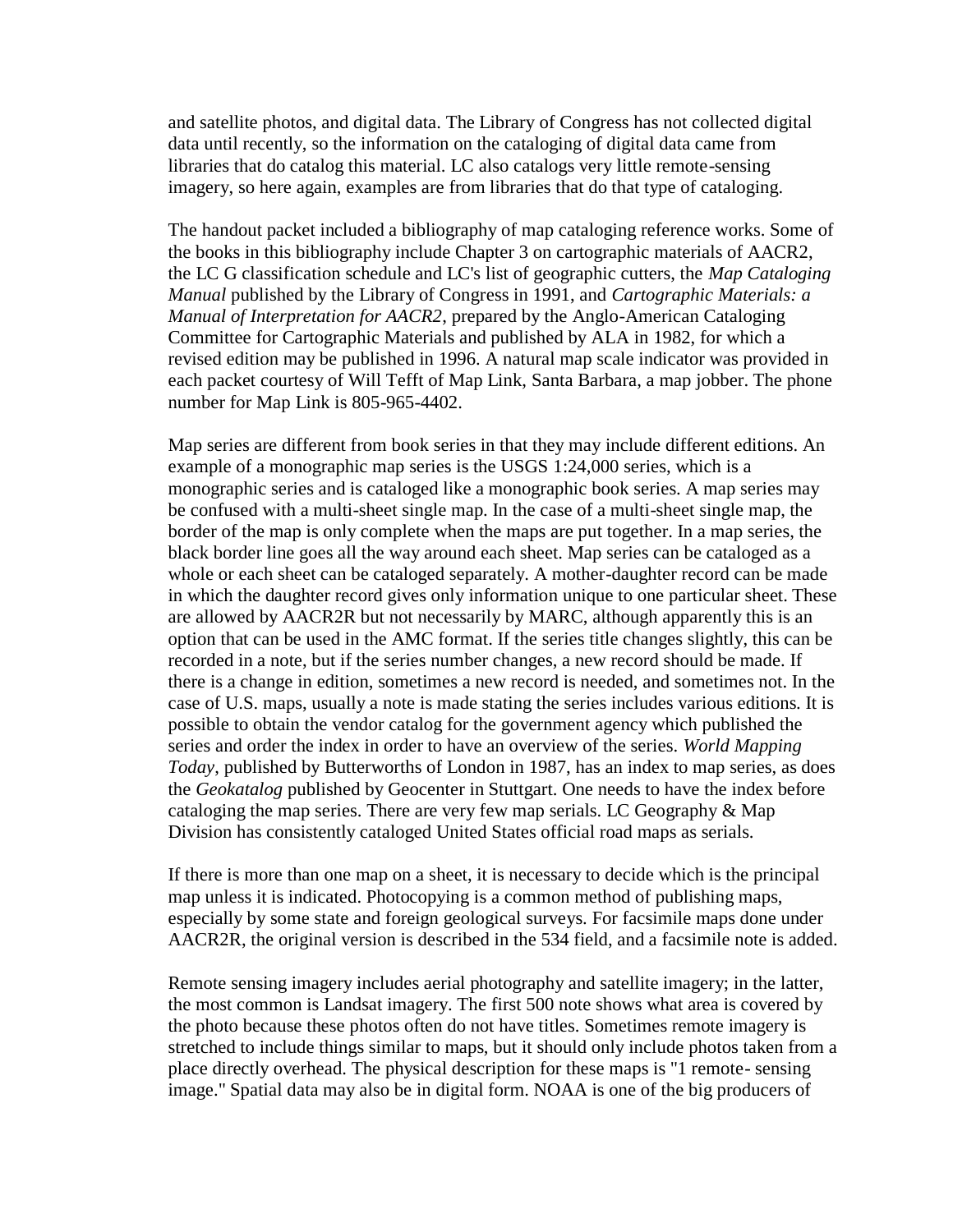and satellite photos, and digital data. The Library of Congress has not collected digital data until recently, so the information on the cataloging of digital data came from libraries that do catalog this material. LC also catalogs very little remote-sensing imagery, so here again, examples are from libraries that do that type of cataloging.

The handout packet included a bibliography of map cataloging reference works. Some of the books in this bibliography include Chapter 3 on cartographic materials of AACR2, the LC G classification schedule and LC's list of geographic cutters, the *Map Cataloging Manual* published by the Library of Congress in 1991, and *Cartographic Materials: a Manual of Interpretation for AACR2*, prepared by the Anglo-American Cataloging Committee for Cartographic Materials and published by ALA in 1982, for which a revised edition may be published in 1996. A natural map scale indicator was provided in each packet courtesy of Will Tefft of Map Link, Santa Barbara, a map jobber. The phone number for Map Link is 805-965-4402.

Map series are different from book series in that they may include different editions. An example of a monographic map series is the USGS 1:24,000 series, which is a monographic series and is cataloged like a monographic book series. A map series may be confused with a multi-sheet single map. In the case of a multi-sheet single map, the border of the map is only complete when the maps are put together. In a map series, the black border line goes all the way around each sheet. Map series can be cataloged as a whole or each sheet can be cataloged separately. A mother-daughter record can be made in which the daughter record gives only information unique to one particular sheet. These are allowed by AACR2R but not necessarily by MARC, although apparently this is an option that can be used in the AMC format. If the series title changes slightly, this can be recorded in a note, but if the series number changes, a new record should be made. If there is a change in edition, sometimes a new record is needed, and sometimes not. In the case of U.S. maps, usually a note is made stating the series includes various editions. It is possible to obtain the vendor catalog for the government agency which published the series and order the index in order to have an overview of the series. *World Mapping Today*, published by Butterworths of London in 1987, has an index to map series, as does the *Geokatalog* published by Geocenter in Stuttgart. One needs to have the index before cataloging the map series. There are very few map serials. LC Geography & Map Division has consistently cataloged United States official road maps as serials.

If there is more than one map on a sheet, it is necessary to decide which is the principal map unless it is indicated. Photocopying is a common method of publishing maps, especially by some state and foreign geological surveys. For facsimile maps done under AACR2R, the original version is described in the 534 field, and a facsimile note is added.

Remote sensing imagery includes aerial photography and satellite imagery; in the latter, the most common is Landsat imagery. The first 500 note shows what area is covered by the photo because these photos often do not have titles. Sometimes remote imagery is stretched to include things similar to maps, but it should only include photos taken from a place directly overhead. The physical description for these maps is "1 remote- sensing image." Spatial data may also be in digital form. NOAA is one of the big producers of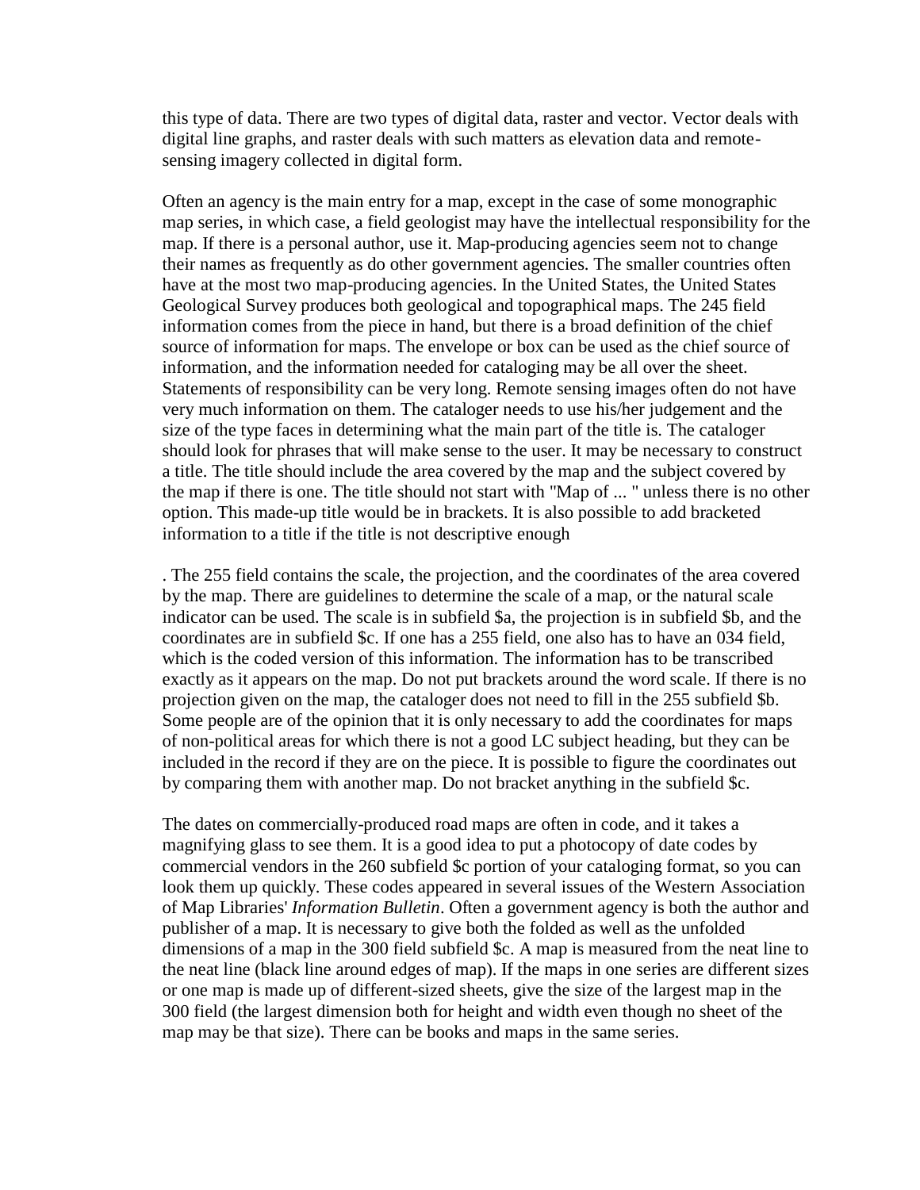this type of data. There are two types of digital data, raster and vector. Vector deals with digital line graphs, and raster deals with such matters as elevation data and remote-sensing imagery collected in digital form.

Often an agency is the main entry for a map, except in the case of some monographic map series, in which case, a field geologist may have the intellectual responsibility for the map. If there is a personal author, use it. Map-producing agencies seem not to change their names as frequently as do other government agencies. The smaller countries often have at the most two map-producing agencies. In the United States, the United States Geological Survey produces both geological and topographical maps. The 245 field information comes from the piece in hand, but there is a broad definition of the chief source of information for maps. The envelope or box can be used as the chief source of information, and the information needed for cataloging may be all over the sheet. Statements of responsibility can be very long. Remote sensing images often do not have very much information on them. The cataloger needs to use his/her judgement and the size of the type faces in determining what the main part of the title is. The cataloger should look for phrases that will make sense to the user. It may be necessary to construct a title. The title should include the area covered by the map and the subject covered by the map if there is one. The title should not start with "Map of ... " unless there is no other option. This made-up title would be in brackets. It is also possible to add bracketed information to a title if the title is not descriptive enough

. The 255 field contains the scale, the projection, and the coordinates of the area covered by the map. There are guidelines to determine the scale of a map, or the natural scale indicator can be used. The scale is in subfield $a, the projection is in subfield $b, and the coordinates are in subfield $c. If one has a 255 field, one also has to have an 034 field, which is the coded version of this information. The information has to be transcribed exactly as it appears on the map. Do not put brackets around the word scale. If there is no projection given on the map, the cataloger does not need to fill in the 255 subfield $b. Some people are of the opinion that it is only necessary to add the coordinates for maps of non-political areas for which there is not a good LC subject heading, but they can be included in the record if they are on the piece. It is possible to figure the coordinates out by comparing them with another map. Do not bracket anything in the subfield $c.

The dates on commercially-produced road maps are often in code, and it takes a magnifying glass to see them. It is a good idea to put a photocopy of date codes by commercial vendors in the 260 subfield $c portion of your cataloging format, so you can look them up quickly. These codes appeared in several issues of the Western Association of Map Libraries' *Information Bulletin*. Often a government agency is both the author and publisher of a map. It is necessary to give both the folded as well as the unfolded dimensions of a map in the 300 field subfield $c. A map is measured from the neat line to the neat line (black line around edges of map). If the maps in one series are different sizes or one map is made up of different-sized sheets, give the size of the largest map in the 300 field (the largest dimension both for height and width even though no sheet of the map may be that size). There can be books and maps in the same series.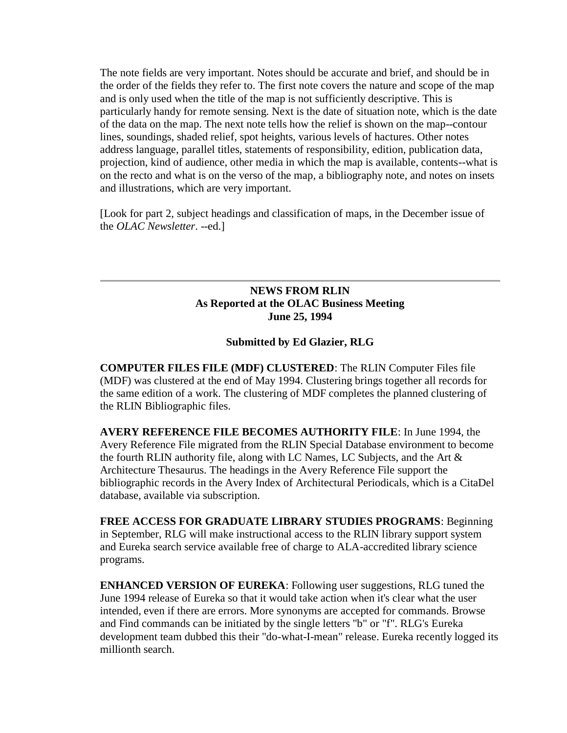The note fields are very important. Notes should be accurate and brief, and should be in the order of the fields they refer to. The first note covers the nature and scope of the map and is only used when the title of the map is not sufficiently descriptive. This is particularly handy for remote sensing. Next is the date of situation note, which is the date of the data on the map. The next note tells how the relief is shown on the map--contour lines, soundings, shaded relief, spot heights, various levels of hactures. Other notes address language, parallel titles, statements of responsibility, edition, publication data, projection, kind of audience, other media in which the map is available, contents--what is on the recto and what is on the verso of the map, a bibliography note, and notes on insets and illustrations, which are very important.

[Look for part 2, subject headings and classification of maps, in the December issue of the *OLAC Newsletter*. --ed.]

---

**NEWS FROM RLIN**
**As Reported at the OLAC Business Meeting**
**June 25, 1994**

**Submitted by Ed Glazier, RLG**

**COMPUTER FILES FILE (MDF) CLUSTERED**: The RLIN Computer Files file (MDF) was clustered at the end of May 1994. Clustering brings together all records for the same edition of a work. The clustering of MDF completes the planned clustering of the RLIN Bibliographic files.

**AVERY REFERENCE FILE BECOMES AUTHORITY FILE**: In June 1994, the Avery Reference File migrated from the RLIN Special Database environment to become the fourth RLIN authority file, along with LC Names, LC Subjects, and the Art & Architecture Thesaurus. The headings in the Avery Reference File support the bibliographic records in the Avery Index of Architectural Periodicals, which is a CitaDel database, available via subscription.

**FREE ACCESS FOR GRADUATE LIBRARY STUDIES PROGRAMS**: Beginning in September, RLG will make instructional access to the RLIN library support system and Eureka search service available free of charge to ALA-accredited library science programs.

**ENHANCED VERSION OF EUREKA**: Following user suggestions, RLG tuned the June 1994 release of Eureka so that it would take action when it's clear what the user intended, even if there are errors. More synonyms are accepted for commands. Browse and Find commands can be initiated by the single letters "b" or "f". RLG's Eureka development team dubbed this their "do-what-I-mean" release. Eureka recently logged its millionth search.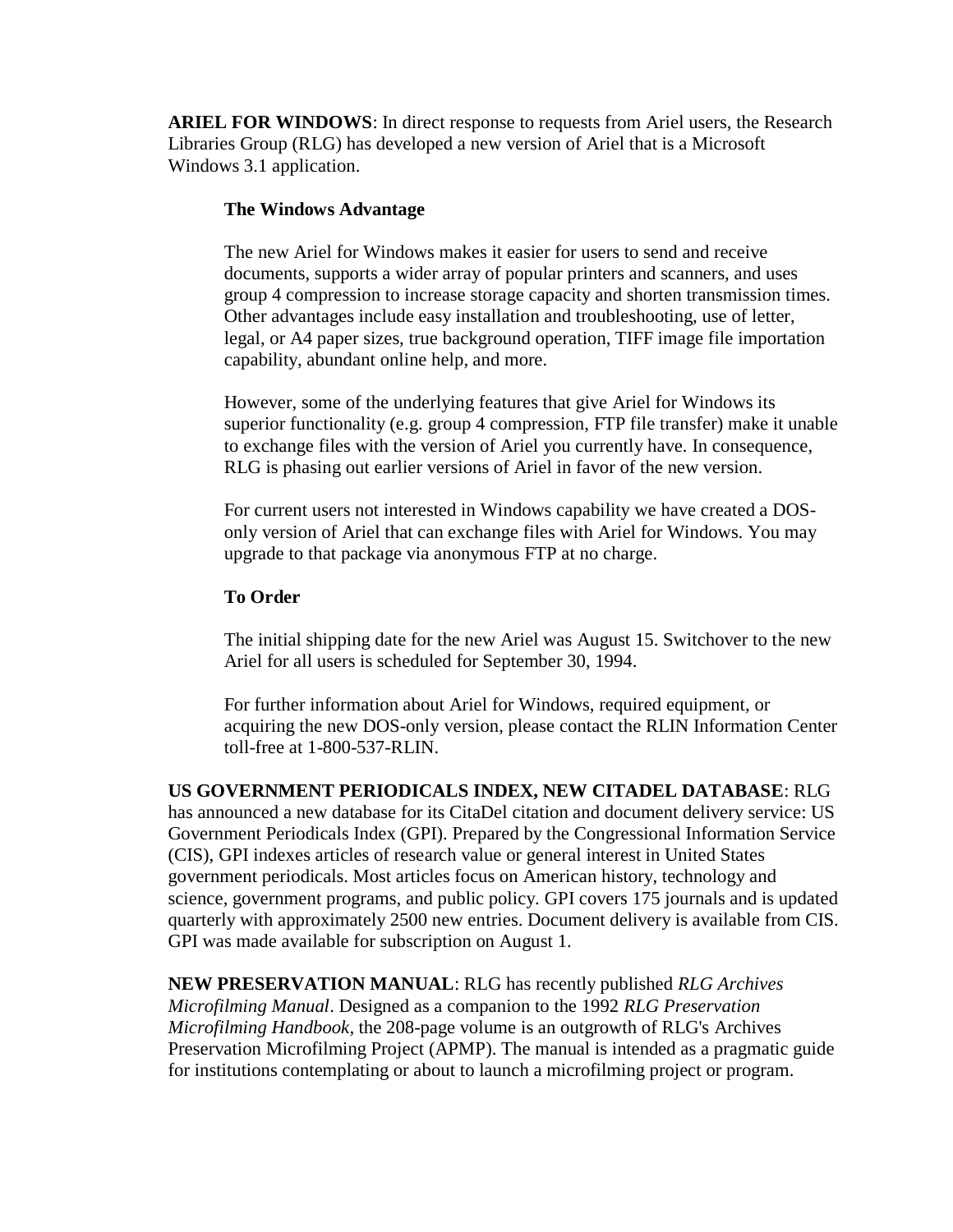**ARIEL FOR WINDOWS**: In direct response to requests from Ariel users, the Research Libraries Group (RLG) has developed a new version of Ariel that is a Microsoft Windows 3.1 application.

> **The Windows Advantage**
>
> The new Ariel for Windows makes it easier for users to send and receive documents, supports a wider array of popular printers and scanners, and uses group 4 compression to increase storage capacity and shorten transmission times. Other advantages include easy installation and troubleshooting, use of letter, legal, or A4 paper sizes, true background operation, TIFF image file importation capability, abundant online help, and more.
>
> However, some of the underlying features that give Ariel for Windows its superior functionality (e.g. group 4 compression, FTP file transfer) make it unable to exchange files with the version of Ariel you currently have. In consequence, RLG is phasing out earlier versions of Ariel in favor of the new version.
>
> For current users not interested in Windows capability we have created a DOS-only version of Ariel that can exchange files with Ariel for Windows. You may upgrade to that package via anonymous FTP at no charge.
>
> **To Order**
>
> The initial shipping date for the new Ariel was August 15. Switchover to the new Ariel for all users is scheduled for September 30, 1994.
>
> For further information about Ariel for Windows, required equipment, or acquiring the new DOS-only version, please contact the RLIN Information Center toll-free at 1-800-537-RLIN.

**US GOVERNMENT PERIODICALS INDEX, NEW CITADEL DATABASE**: RLG has announced a new database for its CitaDel citation and document delivery service: US Government Periodicals Index (GPI). Prepared by the Congressional Information Service (CIS), GPI indexes articles of research value or general interest in United States government periodicals. Most articles focus on American history, technology and science, government programs, and public policy. GPI covers 175 journals and is updated quarterly with approximately 2500 new entries. Document delivery is available from CIS. GPI was made available for subscription on August 1.

**NEW PRESERVATION MANUAL**: RLG has recently published *RLG Archives Microfilming Manual*. Designed as a companion to the 1992 *RLG Preservation Microfilming Handbook*, the 208-page volume is an outgrowth of RLG's Archives Preservation Microfilming Project (APMP). The manual is intended as a pragmatic guide for institutions contemplating or about to launch a microfilming project or program.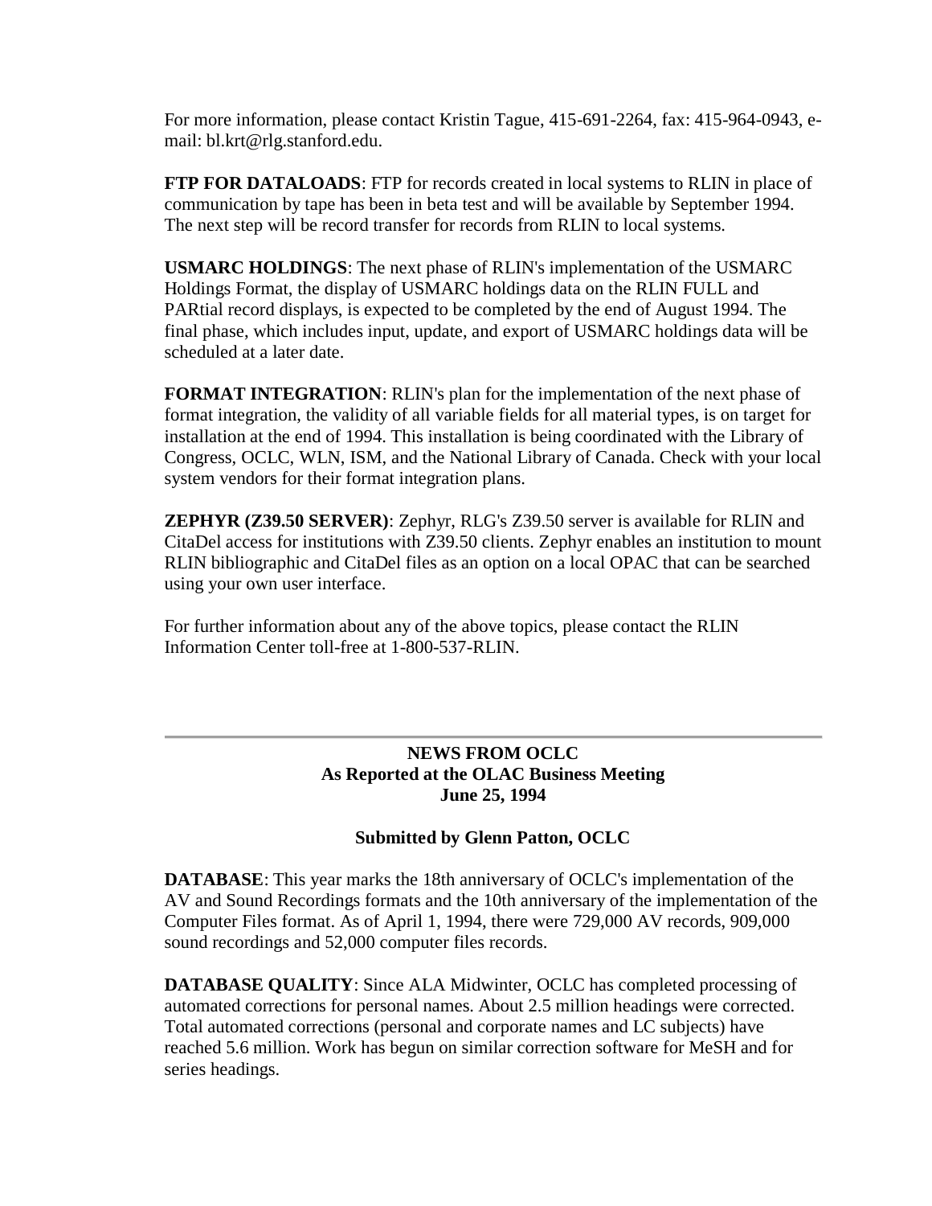For more information, please contact Kristin Tague, 415-691-2264, fax: 415-964-0943, e-mail: bl.krt@rlg.stanford.edu.

**FTP FOR DATALOADS**: FTP for records created in local systems to RLIN in place of communication by tape has been in beta test and will be available by September 1994. The next step will be record transfer for records from RLIN to local systems.

**USMARC HOLDINGS**: The next phase of RLIN's implementation of the USMARC Holdings Format, the display of USMARC holdings data on the RLIN FULL and PARtial record displays, is expected to be completed by the end of August 1994. The final phase, which includes input, update, and export of USMARC holdings data will be scheduled at a later date.

**FORMAT INTEGRATION**: RLIN's plan for the implementation of the next phase of format integration, the validity of all variable fields for all material types, is on target for installation at the end of 1994. This installation is being coordinated with the Library of Congress, OCLC, WLN, ISM, and the National Library of Canada. Check with your local system vendors for their format integration plans.

**ZEPHYR (Z39.50 SERVER)**: Zephyr, RLG's Z39.50 server is available for RLIN and CitaDel access for institutions with Z39.50 clients. Zephyr enables an institution to mount RLIN bibliographic and CitaDel files as an option on a local OPAC that can be searched using your own user interface.

For further information about any of the above topics, please contact the RLIN Information Center toll-free at 1-800-537-RLIN.

---

## NEWS FROM OCLC
### As Reported at the OLAC Business Meeting
### June 25, 1994

**Submitted by Glenn Patton, OCLC**

**DATABASE**: This year marks the 18th anniversary of OCLC's implementation of the AV and Sound Recordings formats and the 10th anniversary of the implementation of the Computer Files format. As of April 1, 1994, there were 729,000 AV records, 909,000 sound recordings and 52,000 computer files records.

**DATABASE QUALITY**: Since ALA Midwinter, OCLC has completed processing of automated corrections for personal names. About 2.5 million headings were corrected. Total automated corrections (personal and corporate names and LC subjects) have reached 5.6 million. Work has begun on similar correction software for MeSH and for series headings.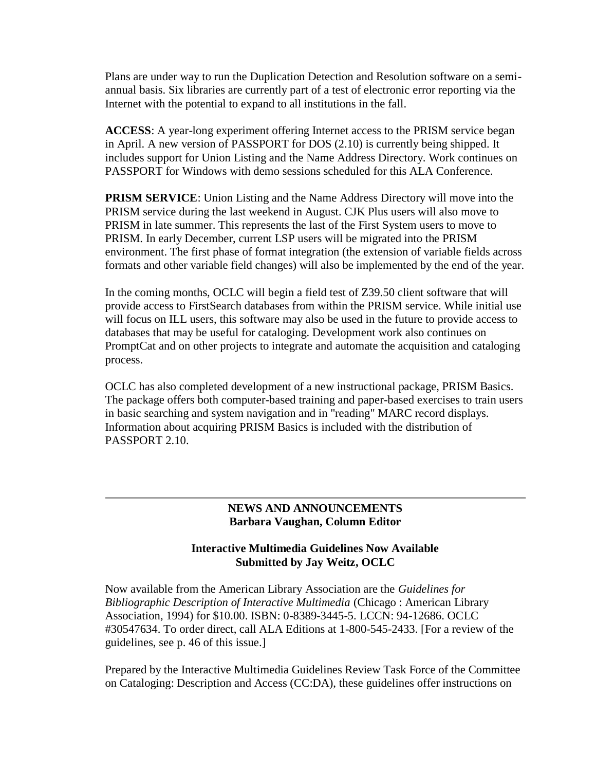Plans are under way to run the Duplication Detection and Resolution software on a semi-annual basis. Six libraries are currently part of a test of electronic error reporting via the Internet with the potential to expand to all institutions in the fall.

**ACCESS**: A year-long experiment offering Internet access to the PRISM service began in April. A new version of PASSPORT for DOS (2.10) is currently being shipped. It includes support for Union Listing and the Name Address Directory. Work continues on PASSPORT for Windows with demo sessions scheduled for this ALA Conference.

**PRISM SERVICE**: Union Listing and the Name Address Directory will move into the PRISM service during the last weekend in August. CJK Plus users will also move to PRISM in late summer. This represents the last of the First System users to move to PRISM. In early December, current LSP users will be migrated into the PRISM environment. The first phase of format integration (the extension of variable fields across formats and other variable field changes) will also be implemented by the end of the year.

In the coming months, OCLC will begin a field test of Z39.50 client software that will provide access to FirstSearch databases from within the PRISM service. While initial use will focus on ILL users, this software may also be used in the future to provide access to databases that may be useful for cataloging. Development work also continues on PromptCat and on other projects to integrate and automate the acquisition and cataloging process.

OCLC has also completed development of a new instructional package, PRISM Basics. The package offers both computer-based training and paper-based exercises to train users in basic searching and system navigation and in "reading" MARC record displays. Information about acquiring PRISM Basics is included with the distribution of PASSPORT 2.10.

---

## NEWS AND ANNOUNCEMENTS
**Barbara Vaughan, Column Editor**

### Interactive Multimedia Guidelines Now Available
**Submitted by Jay Weitz, OCLC**

Now available from the American Library Association are the *Guidelines for Bibliographic Description of Interactive Multimedia* (Chicago : American Library Association, 1994) for $10.00. ISBN: 0-8389-3445-5. LCCN: 94-12686. OCLC #30547634. To order direct, call ALA Editions at 1-800-545-2433. [For a review of the guidelines, see p. 46 of this issue.]

Prepared by the Interactive Multimedia Guidelines Review Task Force of the Committee on Cataloging: Description and Access (CC:DA), these guidelines offer instructions on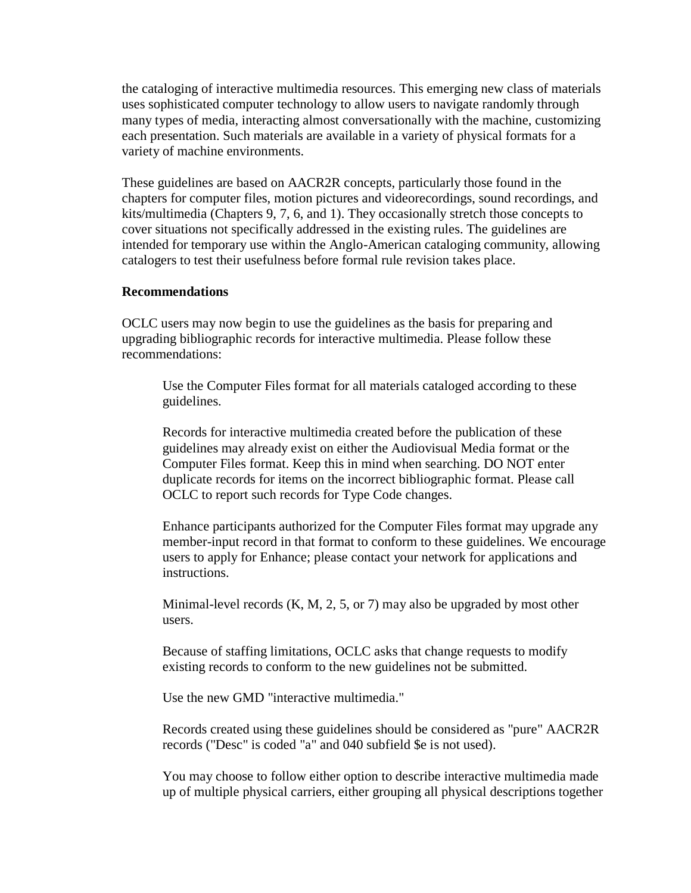the cataloging of interactive multimedia resources. This emerging new class of materials uses sophisticated computer technology to allow users to navigate randomly through many types of media, interacting almost conversationally with the machine, customizing each presentation. Such materials are available in a variety of physical formats for a variety of machine environments.

These guidelines are based on AACR2R concepts, particularly those found in the chapters for computer files, motion pictures and videorecordings, sound recordings, and kits/multimedia (Chapters 9, 7, 6, and 1). They occasionally stretch those concepts to cover situations not specifically addressed in the existing rules. The guidelines are intended for temporary use within the Anglo-American cataloging community, allowing catalogers to test their usefulness before formal rule revision takes place.

**Recommendations**

OCLC users may now begin to use the guidelines as the basis for preparing and upgrading bibliographic records for interactive multimedia. Please follow these recommendations:

> Use the Computer Files format for all materials cataloged according to these guidelines.
>
> Records for interactive multimedia created before the publication of these guidelines may already exist on either the Audiovisual Media format or the Computer Files format. Keep this in mind when searching. DO NOT enter duplicate records for items on the incorrect bibliographic format. Please call OCLC to report such records for Type Code changes.
>
> Enhance participants authorized for the Computer Files format may upgrade any member-input record in that format to conform to these guidelines. We encourage users to apply for Enhance; please contact your network for applications and instructions.
>
> Minimal-level records (K, M, 2, 5, or 7) may also be upgraded by most other users.
>
> Because of staffing limitations, OCLC asks that change requests to modify existing records to conform to the new guidelines not be submitted.
>
> Use the new GMD "interactive multimedia."
>
> Records created using these guidelines should be considered as "pure" AACR2R records ("Desc" is coded "a" and 040 subfield $e is not used).
>
> You may choose to follow either option to describe interactive multimedia made up of multiple physical carriers, either grouping all physical descriptions together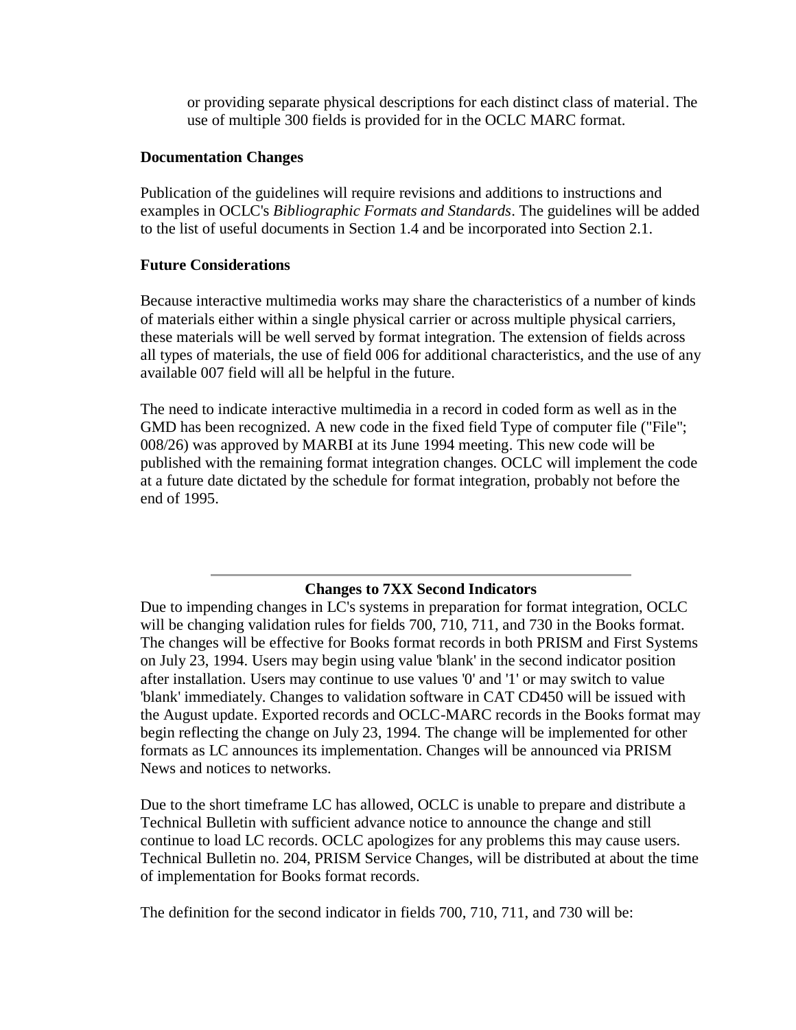or providing separate physical descriptions for each distinct class of material. The use of multiple 300 fields is provided for in the OCLC MARC format.

**Documentation Changes**

Publication of the guidelines will require revisions and additions to instructions and examples in OCLC's *Bibliographic Formats and Standards*. The guidelines will be added to the list of useful documents in Section 1.4 and be incorporated into Section 2.1.

**Future Considerations**

Because interactive multimedia works may share the characteristics of a number of kinds of materials either within a single physical carrier or across multiple physical carriers, these materials will be well served by format integration. The extension of fields across all types of materials, the use of field 006 for additional characteristics, and the use of any available 007 field will all be helpful in the future.

The need to indicate interactive multimedia in a record in coded form as well as in the GMD has been recognized. A new code in the fixed field Type of computer file ("File"; 008/26) was approved by MARBI at its June 1994 meeting. This new code will be published with the remaining format integration changes. OCLC will implement the code at a future date dictated by the schedule for format integration, probably not before the end of 1995.

---

**Changes to 7XX Second Indicators**

Due to impending changes in LC's systems in preparation for format integration, OCLC will be changing validation rules for fields 700, 710, 711, and 730 in the Books format. The changes will be effective for Books format records in both PRISM and First Systems on July 23, 1994. Users may begin using value 'blank' in the second indicator position after installation. Users may continue to use values '0' and '1' or may switch to value 'blank' immediately. Changes to validation software in CAT CD450 will be issued with the August update. Exported records and OCLC-MARC records in the Books format may begin reflecting the change on July 23, 1994. The change will be implemented for other formats as LC announces its implementation. Changes will be announced via PRISM News and notices to networks.

Due to the short timeframe LC has allowed, OCLC is unable to prepare and distribute a Technical Bulletin with sufficient advance notice to announce the change and still continue to load LC records. OCLC apologizes for any problems this may cause users. Technical Bulletin no. 204, PRISM Service Changes, will be distributed at about the time of implementation for Books format records.

The definition for the second indicator in fields 700, 710, 711, and 730 will be: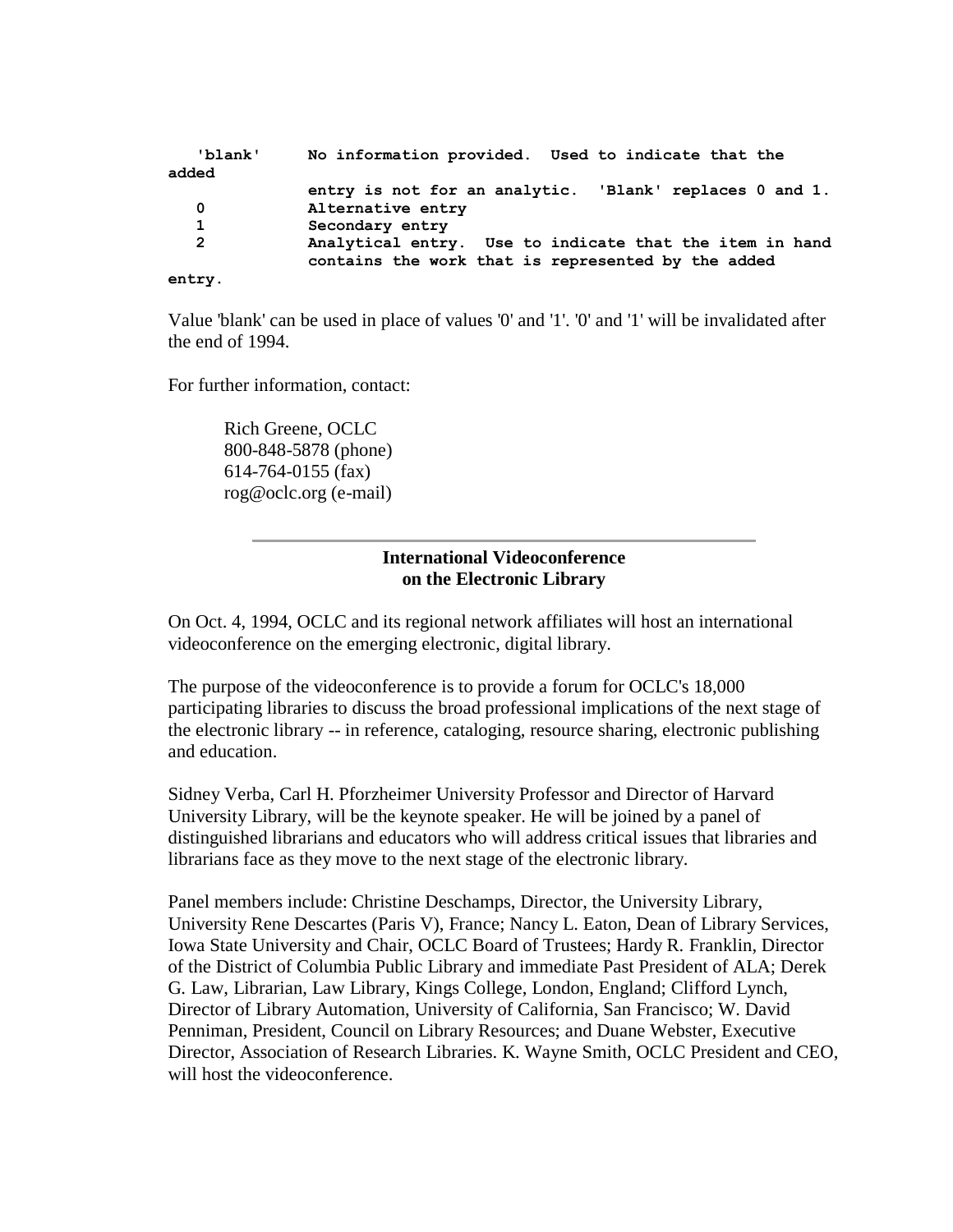```
   'blank'      No information provided.  Used to indicate that the
added
                entry is not for an analytic.  'Blank' replaces 0 and 1.
   0            Alternative entry
   1            Secondary entry
   2            Analytical entry.  Use to indicate that the item in hand
                contains the work that is represented by the added
entry.
```

Value 'blank' can be used in place of values '0' and '1'. '0' and '1' will be invalidated after the end of 1994.

For further information, contact:

Rich Greene, OCLC
800-848-5878 (phone)
614-764-0155 (fax)
rog@oclc.org (e-mail)

---

## International Videoconference on the Electronic Library

On Oct. 4, 1994, OCLC and its regional network affiliates will host an international videoconference on the emerging electronic, digital library.

The purpose of the videoconference is to provide a forum for OCLC's 18,000 participating libraries to discuss the broad professional implications of the next stage of the electronic library -- in reference, cataloging, resource sharing, electronic publishing and education.

Sidney Verba, Carl H. Pforzheimer University Professor and Director of Harvard University Library, will be the keynote speaker. He will be joined by a panel of distinguished librarians and educators who will address critical issues that libraries and librarians face as they move to the next stage of the electronic library.

Panel members include: Christine Deschamps, Director, the University Library, University Rene Descartes (Paris V), France; Nancy L. Eaton, Dean of Library Services, Iowa State University and Chair, OCLC Board of Trustees; Hardy R. Franklin, Director of the District of Columbia Public Library and immediate Past President of ALA; Derek G. Law, Librarian, Law Library, Kings College, London, England; Clifford Lynch, Director of Library Automation, University of California, San Francisco; W. David Penniman, President, Council on Library Resources; and Duane Webster, Executive Director, Association of Research Libraries. K. Wayne Smith, OCLC President and CEO, will host the videoconference.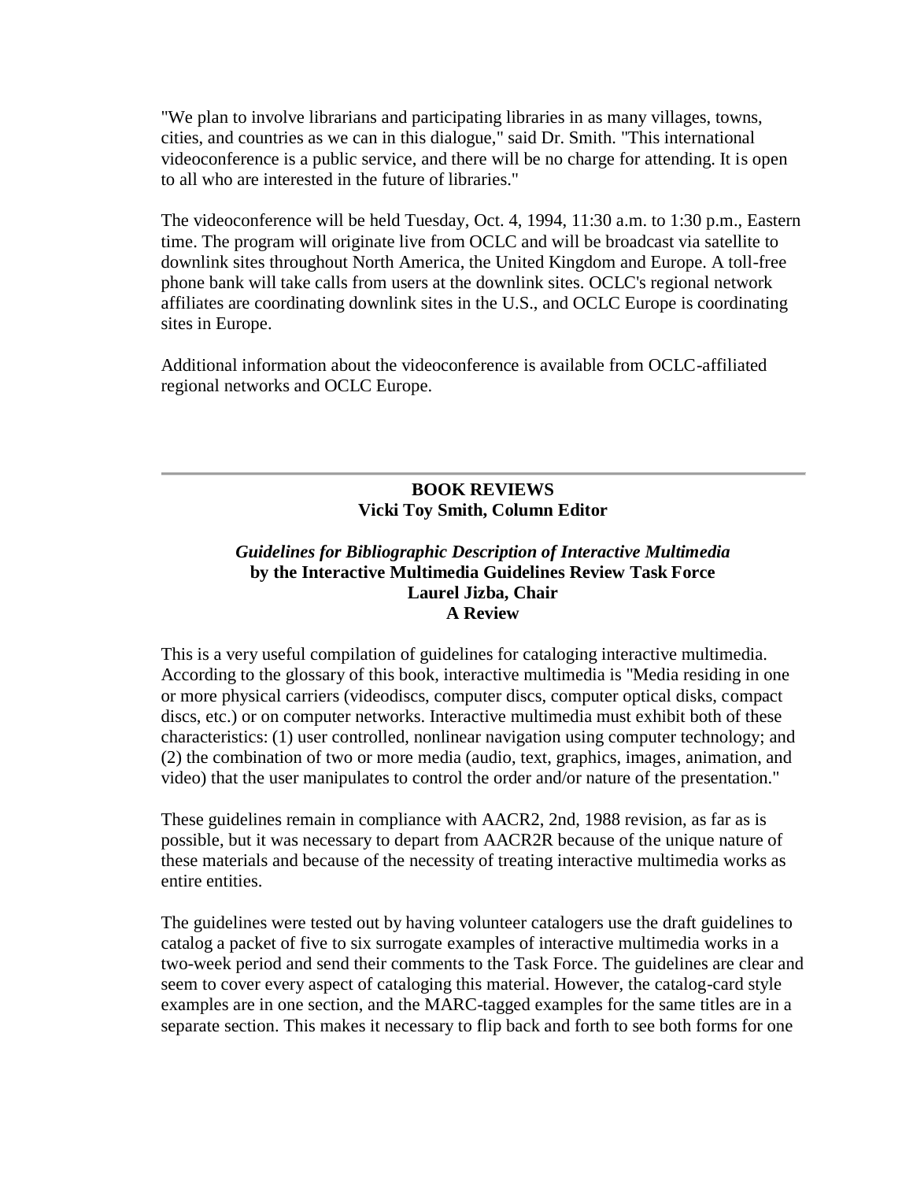"We plan to involve librarians and participating libraries in as many villages, towns, cities, and countries as we can in this dialogue," said Dr. Smith. "This international videoconference is a public service, and there will be no charge for attending. It is open to all who are interested in the future of libraries."

The videoconference will be held Tuesday, Oct. 4, 1994, 11:30 a.m. to 1:30 p.m., Eastern time. The program will originate live from OCLC and will be broadcast via satellite to downlink sites throughout North America, the United Kingdom and Europe. A toll-free phone bank will take calls from users at the downlink sites. OCLC's regional network affiliates are coordinating downlink sites in the U.S., and OCLC Europe is coordinating sites in Europe.

Additional information about the videoconference is available from OCLC-affiliated regional networks and OCLC Europe.

---

## BOOK REVIEWS
**Vicki Toy Smith, Column Editor**

### *Guidelines for Bibliographic Description of Interactive Multimedia*
**by the Interactive Multimedia Guidelines Review Task Force**
**Laurel Jizba, Chair**
**A Review**

This is a very useful compilation of guidelines for cataloging interactive multimedia. According to the glossary of this book, interactive multimedia is "Media residing in one or more physical carriers (videodiscs, computer discs, computer optical disks, compact discs, etc.) or on computer networks. Interactive multimedia must exhibit both of these characteristics: (1) user controlled, nonlinear navigation using computer technology; and (2) the combination of two or more media (audio, text, graphics, images, animation, and video) that the user manipulates to control the order and/or nature of the presentation."

These guidelines remain in compliance with AACR2, 2nd, 1988 revision, as far as is possible, but it was necessary to depart from AACR2R because of the unique nature of these materials and because of the necessity of treating interactive multimedia works as entire entities.

The guidelines were tested out by having volunteer catalogers use the draft guidelines to catalog a packet of five to six surrogate examples of interactive multimedia works in a two-week period and send their comments to the Task Force. The guidelines are clear and seem to cover every aspect of cataloging this material. However, the catalog-card style examples are in one section, and the MARC-tagged examples for the same titles are in a separate section. This makes it necessary to flip back and forth to see both forms for one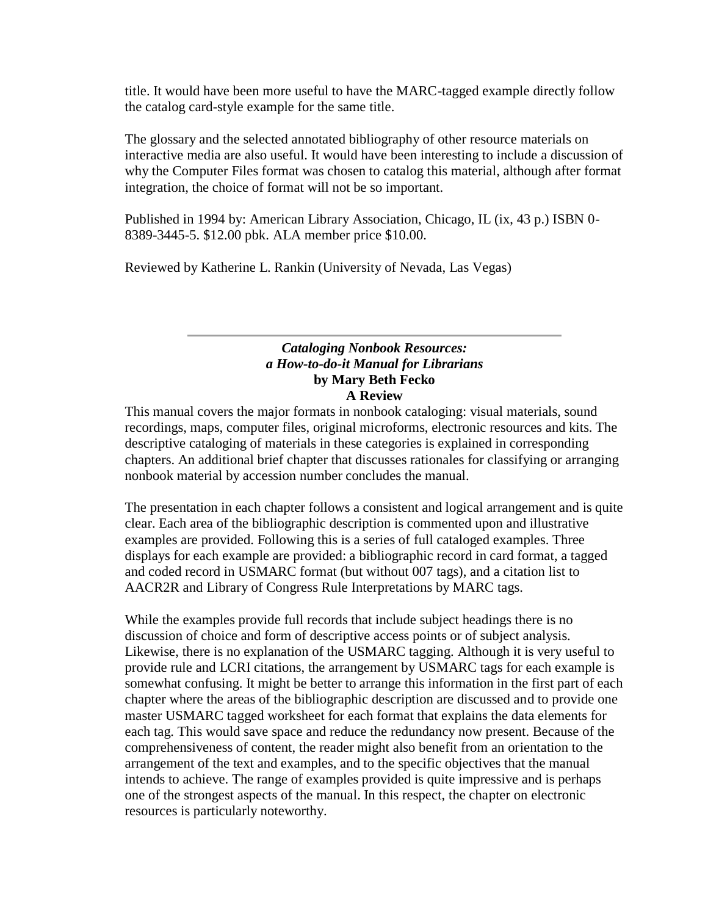title. It would have been more useful to have the MARC-tagged example directly follow the catalog card-style example for the same title.

The glossary and the selected annotated bibliography of other resource materials on interactive media are also useful. It would have been interesting to include a discussion of why the Computer Files format was chosen to catalog this material, although after format integration, the choice of format will not be so important.

Published in 1994 by: American Library Association, Chicago, IL (ix, 43 p.) ISBN 0-8389-3445-5. $12.00 pbk. ALA member price $10.00.

Reviewed by Katherine L. Rankin (University of Nevada, Las Vegas)

---

### ***Cataloging Nonbook Resources: a How-to-do-it Manual for Librarians*** **by Mary Beth Fecko** **A Review**

This manual covers the major formats in nonbook cataloging: visual materials, sound recordings, maps, computer files, original microforms, electronic resources and kits. The descriptive cataloging of materials in these categories is explained in corresponding chapters. An additional brief chapter that discusses rationales for classifying or arranging nonbook material by accession number concludes the manual.

The presentation in each chapter follows a consistent and logical arrangement and is quite clear. Each area of the bibliographic description is commented upon and illustrative examples are provided. Following this is a series of full cataloged examples. Three displays for each example are provided: a bibliographic record in card format, a tagged and coded record in USMARC format (but without 007 tags), and a citation list to AACR2R and Library of Congress Rule Interpretations by MARC tags.

While the examples provide full records that include subject headings there is no discussion of choice and form of descriptive access points or of subject analysis. Likewise, there is no explanation of the USMARC tagging. Although it is very useful to provide rule and LCRI citations, the arrangement by USMARC tags for each example is somewhat confusing. It might be better to arrange this information in the first part of each chapter where the areas of the bibliographic description are discussed and to provide one master USMARC tagged worksheet for each format that explains the data elements for each tag. This would save space and reduce the redundancy now present. Because of the comprehensiveness of content, the reader might also benefit from an orientation to the arrangement of the text and examples, and to the specific objectives that the manual intends to achieve. The range of examples provided is quite impressive and is perhaps one of the strongest aspects of the manual. In this respect, the chapter on electronic resources is particularly noteworthy.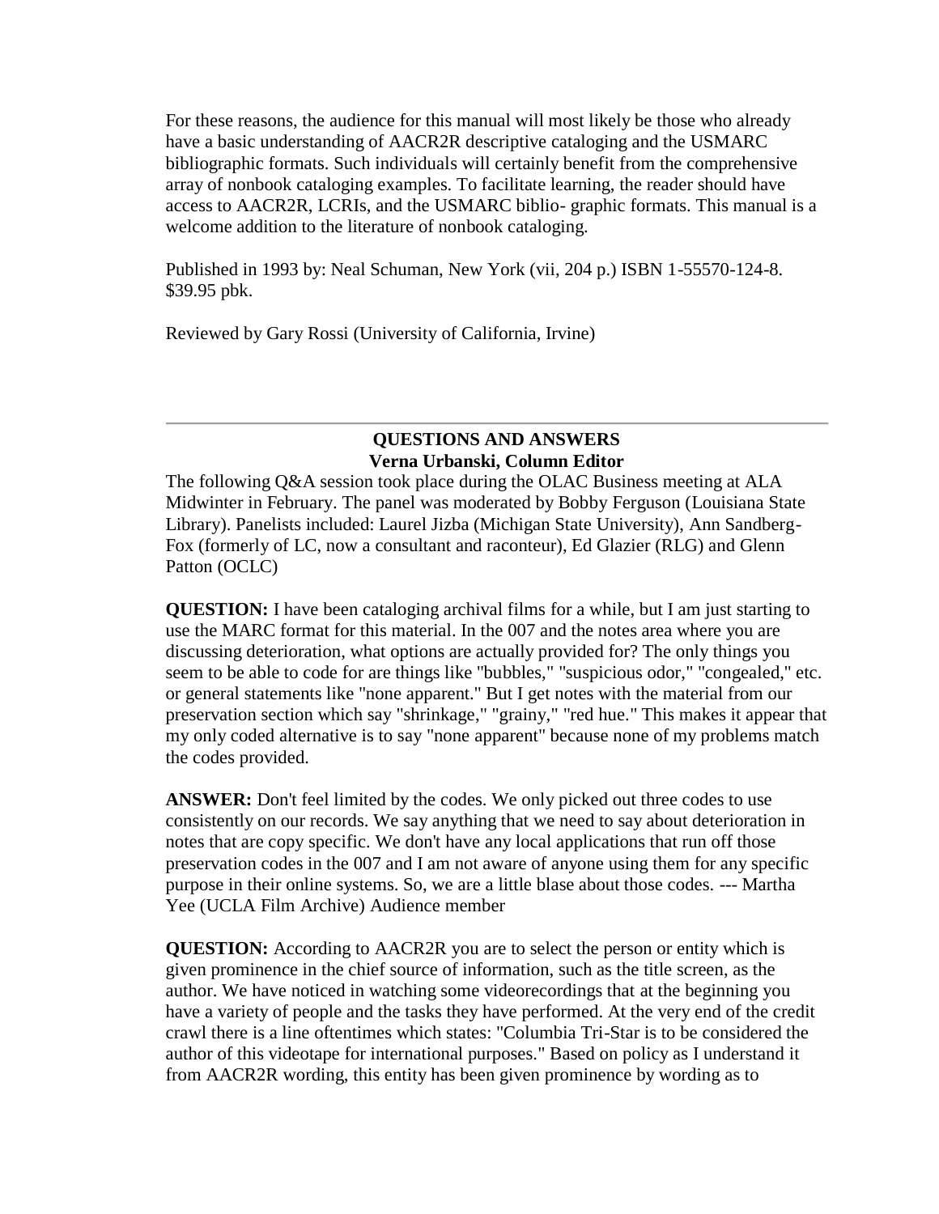For these reasons, the audience for this manual will most likely be those who already have a basic understanding of AACR2R descriptive cataloging and the USMARC bibliographic formats. Such individuals will certainly benefit from the comprehensive array of nonbook cataloging examples. To facilitate learning, the reader should have access to AACR2R, LCRIs, and the USMARC biblio- graphic formats. This manual is a welcome addition to the literature of nonbook cataloging.

Published in 1993 by: Neal Schuman, New York (vii, 204 p.) ISBN 1-55570-124-8. $39.95 pbk.

Reviewed by Gary Rossi (University of California, Irvine)

---

## QUESTIONS AND ANSWERS
**Verna Urbanski, Column Editor**

The following Q&A session took place during the OLAC Business meeting at ALA Midwinter in February. The panel was moderated by Bobby Ferguson (Louisiana State Library). Panelists included: Laurel Jizba (Michigan State University), Ann Sandberg-Fox (formerly of LC, now a consultant and raconteur), Ed Glazier (RLG) and Glenn Patton (OCLC)

**QUESTION:** I have been cataloging archival films for a while, but I am just starting to use the MARC format for this material. In the 007 and the notes area where you are discussing deterioration, what options are actually provided for? The only things you seem to be able to code for are things like "bubbles," "suspicious odor," "congealed," etc. or general statements like "none apparent." But I get notes with the material from our preservation section which say "shrinkage," "grainy," "red hue." This makes it appear that my only coded alternative is to say "none apparent" because none of my problems match the codes provided.

**ANSWER:** Don't feel limited by the codes. We only picked out three codes to use consistently on our records. We say anything that we need to say about deterioration in notes that are copy specific. We don't have any local applications that run off those preservation codes in the 007 and I am not aware of anyone using them for any specific purpose in their online systems. So, we are a little blase about those codes. --- Martha Yee (UCLA Film Archive) Audience member

**QUESTION:** According to AACR2R you are to select the person or entity which is given prominence in the chief source of information, such as the title screen, as the author. We have noticed in watching some videorecordings that at the beginning you have a variety of people and the tasks they have performed. At the very end of the credit crawl there is a line oftentimes which states: "Columbia Tri-Star is to be considered the author of this videotape for international purposes." Based on policy as I understand it from AACR2R wording, this entity has been given prominence by wording as to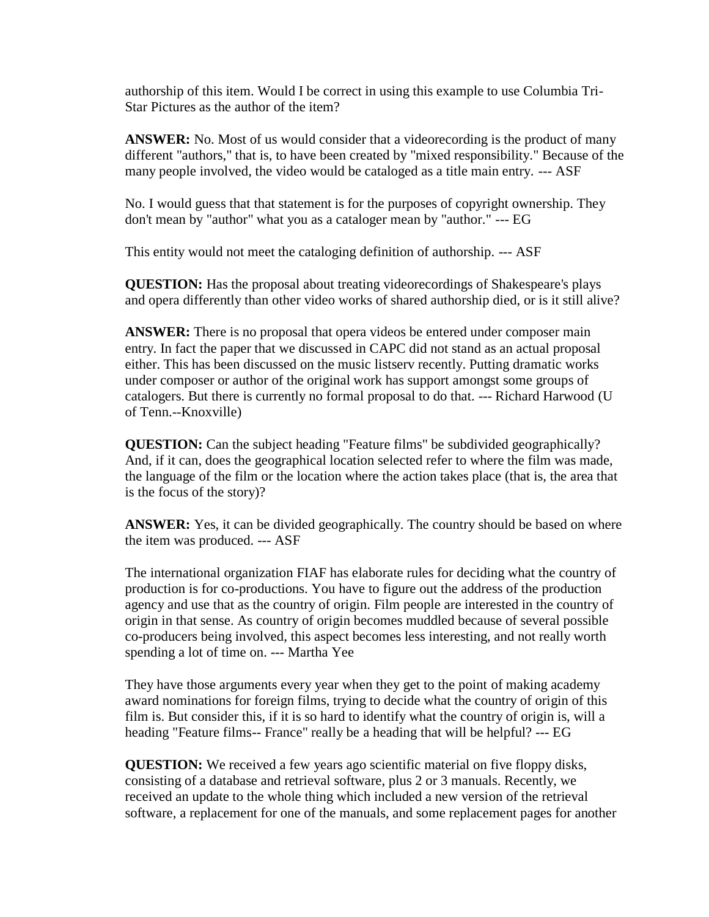authorship of this item. Would I be correct in using this example to use Columbia Tri-Star Pictures as the author of the item?

**ANSWER:** No. Most of us would consider that a videorecording is the product of many different "authors," that is, to have been created by "mixed responsibility." Because of the many people involved, the video would be cataloged as a title main entry. --- ASF

No. I would guess that that statement is for the purposes of copyright ownership. They don't mean by "author" what you as a cataloger mean by "author." --- EG

This entity would not meet the cataloging definition of authorship. --- ASF

**QUESTION:** Has the proposal about treating videorecordings of Shakespeare's plays and opera differently than other video works of shared authorship died, or is it still alive?

**ANSWER:** There is no proposal that opera videos be entered under composer main entry. In fact the paper that we discussed in CAPC did not stand as an actual proposal either. This has been discussed on the music listserv recently. Putting dramatic works under composer or author of the original work has support amongst some groups of catalogers. But there is currently no formal proposal to do that. --- Richard Harwood (U of Tenn.--Knoxville)

**QUESTION:** Can the subject heading "Feature films" be subdivided geographically? And, if it can, does the geographical location selected refer to where the film was made, the language of the film or the location where the action takes place (that is, the area that is the focus of the story)?

**ANSWER:** Yes, it can be divided geographically. The country should be based on where the item was produced. --- ASF

The international organization FIAF has elaborate rules for deciding what the country of production is for co-productions. You have to figure out the address of the production agency and use that as the country of origin. Film people are interested in the country of origin in that sense. As country of origin becomes muddled because of several possible co-producers being involved, this aspect becomes less interesting, and not really worth spending a lot of time on. --- Martha Yee

They have those arguments every year when they get to the point of making academy award nominations for foreign films, trying to decide what the country of origin of this film is. But consider this, if it is so hard to identify what the country of origin is, will a heading "Feature films-- France" really be a heading that will be helpful? --- EG

**QUESTION:** We received a few years ago scientific material on five floppy disks, consisting of a database and retrieval software, plus 2 or 3 manuals. Recently, we received an update to the whole thing which included a new version of the retrieval software, a replacement for one of the manuals, and some replacement pages for another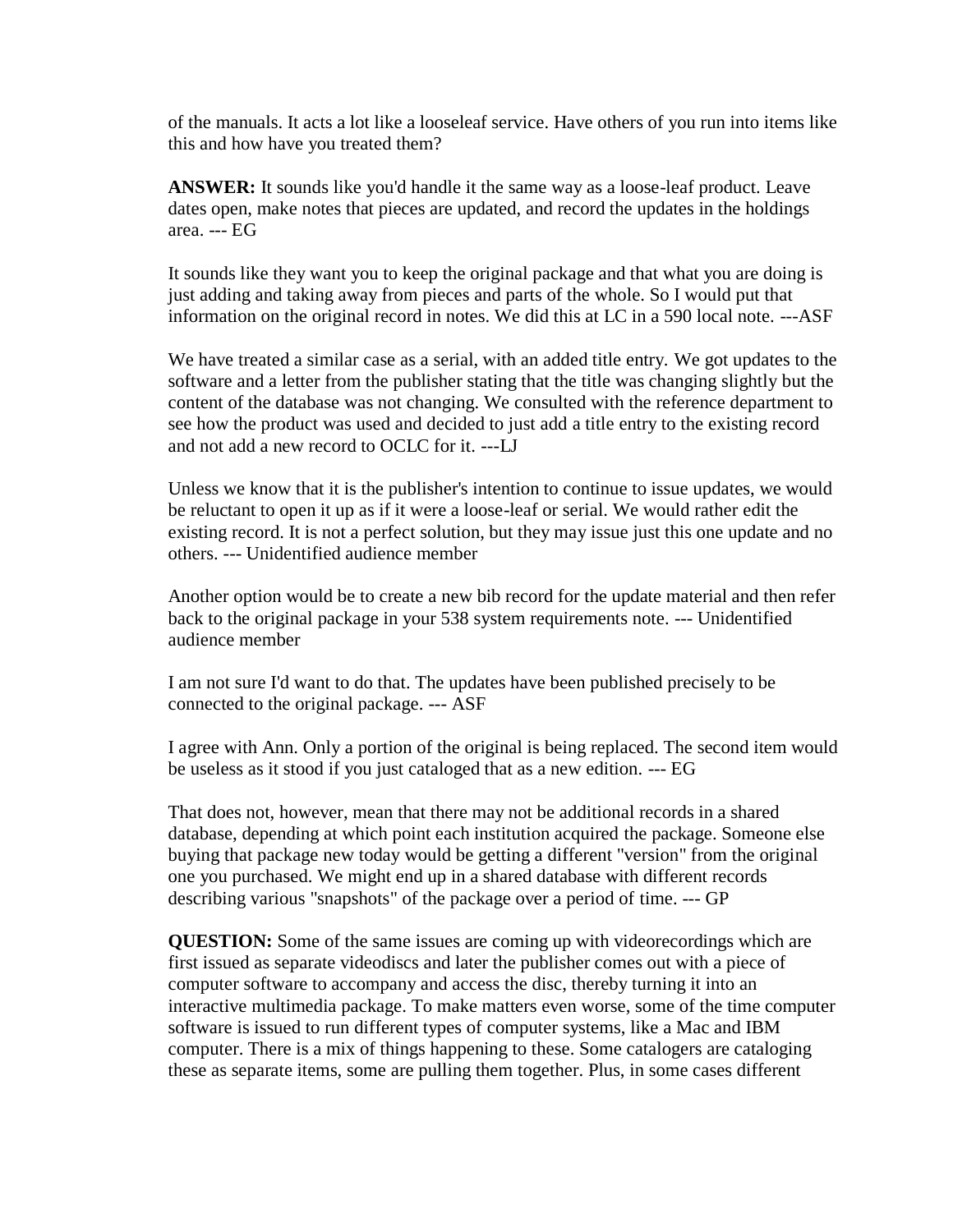of the manuals. It acts a lot like a looseleaf service. Have others of you run into items like this and how have you treated them?

**ANSWER:** It sounds like you'd handle it the same way as a loose-leaf product. Leave dates open, make notes that pieces are updated, and record the updates in the holdings area. --- EG

It sounds like they want you to keep the original package and that what you are doing is just adding and taking away from pieces and parts of the whole. So I would put that information on the original record in notes. We did this at LC in a 590 local note. ---ASF

We have treated a similar case as a serial, with an added title entry. We got updates to the software and a letter from the publisher stating that the title was changing slightly but the content of the database was not changing. We consulted with the reference department to see how the product was used and decided to just add a title entry to the existing record and not add a new record to OCLC for it. ---LJ

Unless we know that it is the publisher's intention to continue to issue updates, we would be reluctant to open it up as if it were a loose-leaf or serial. We would rather edit the existing record. It is not a perfect solution, but they may issue just this one update and no others. --- Unidentified audience member

Another option would be to create a new bib record for the update material and then refer back to the original package in your 538 system requirements note. --- Unidentified audience member

I am not sure I'd want to do that. The updates have been published precisely to be connected to the original package. --- ASF

I agree with Ann. Only a portion of the original is being replaced. The second item would be useless as it stood if you just cataloged that as a new edition. --- EG

That does not, however, mean that there may not be additional records in a shared database, depending at which point each institution acquired the package. Someone else buying that package new today would be getting a different "version" from the original one you purchased. We might end up in a shared database with different records describing various "snapshots" of the package over a period of time. --- GP

**QUESTION:** Some of the same issues are coming up with videorecordings which are first issued as separate videodiscs and later the publisher comes out with a piece of computer software to accompany and access the disc, thereby turning it into an interactive multimedia package. To make matters even worse, some of the time computer software is issued to run different types of computer systems, like a Mac and IBM computer. There is a mix of things happening to these. Some catalogers are cataloging these as separate items, some are pulling them together. Plus, in some cases different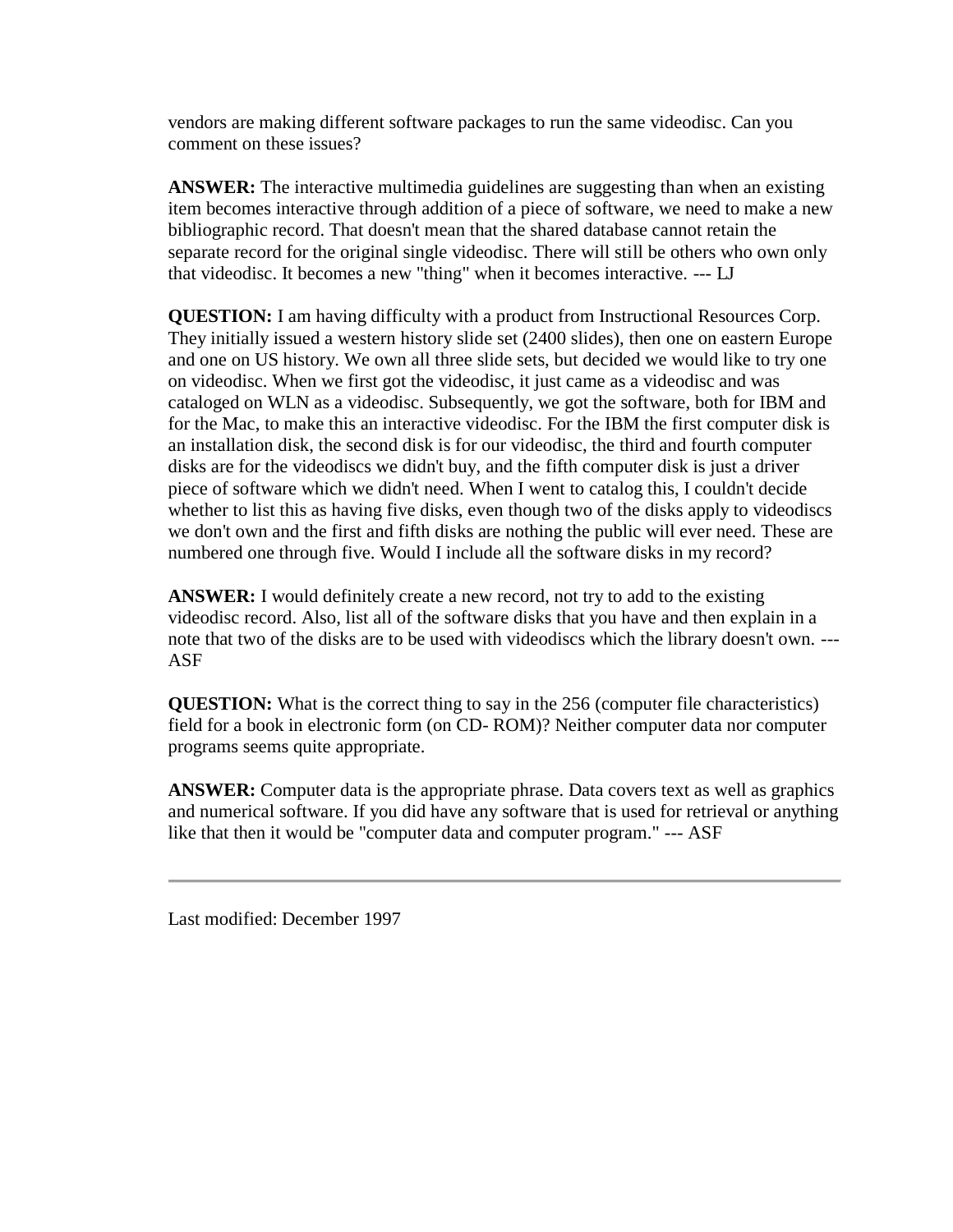vendors are making different software packages to run the same videodisc. Can you comment on these issues?

**ANSWER:** The interactive multimedia guidelines are suggesting than when an existing item becomes interactive through addition of a piece of software, we need to make a new bibliographic record. That doesn't mean that the shared database cannot retain the separate record for the original single videodisc. There will still be others who own only that videodisc. It becomes a new "thing" when it becomes interactive. --- LJ

**QUESTION:** I am having difficulty with a product from Instructional Resources Corp. They initially issued a western history slide set (2400 slides), then one on eastern Europe and one on US history. We own all three slide sets, but decided we would like to try one on videodisc. When we first got the videodisc, it just came as a videodisc and was cataloged on WLN as a videodisc. Subsequently, we got the software, both for IBM and for the Mac, to make this an interactive videodisc. For the IBM the first computer disk is an installation disk, the second disk is for our videodisc, the third and fourth computer disks are for the videodiscs we didn't buy, and the fifth computer disk is just a driver piece of software which we didn't need. When I went to catalog this, I couldn't decide whether to list this as having five disks, even though two of the disks apply to videodiscs we don't own and the first and fifth disks are nothing the public will ever need. These are numbered one through five. Would I include all the software disks in my record?

**ANSWER:** I would definitely create a new record, not try to add to the existing videodisc record. Also, list all of the software disks that you have and then explain in a note that two of the disks are to be used with videodiscs which the library doesn't own. --- ASF

**QUESTION:** What is the correct thing to say in the 256 (computer file characteristics) field for a book in electronic form (on CD- ROM)? Neither computer data nor computer programs seems quite appropriate.

**ANSWER:** Computer data is the appropriate phrase. Data covers text as well as graphics and numerical software. If you did have any software that is used for retrieval or anything like that then it would be "computer data and computer program." --- ASF

---

Last modified: December 1997